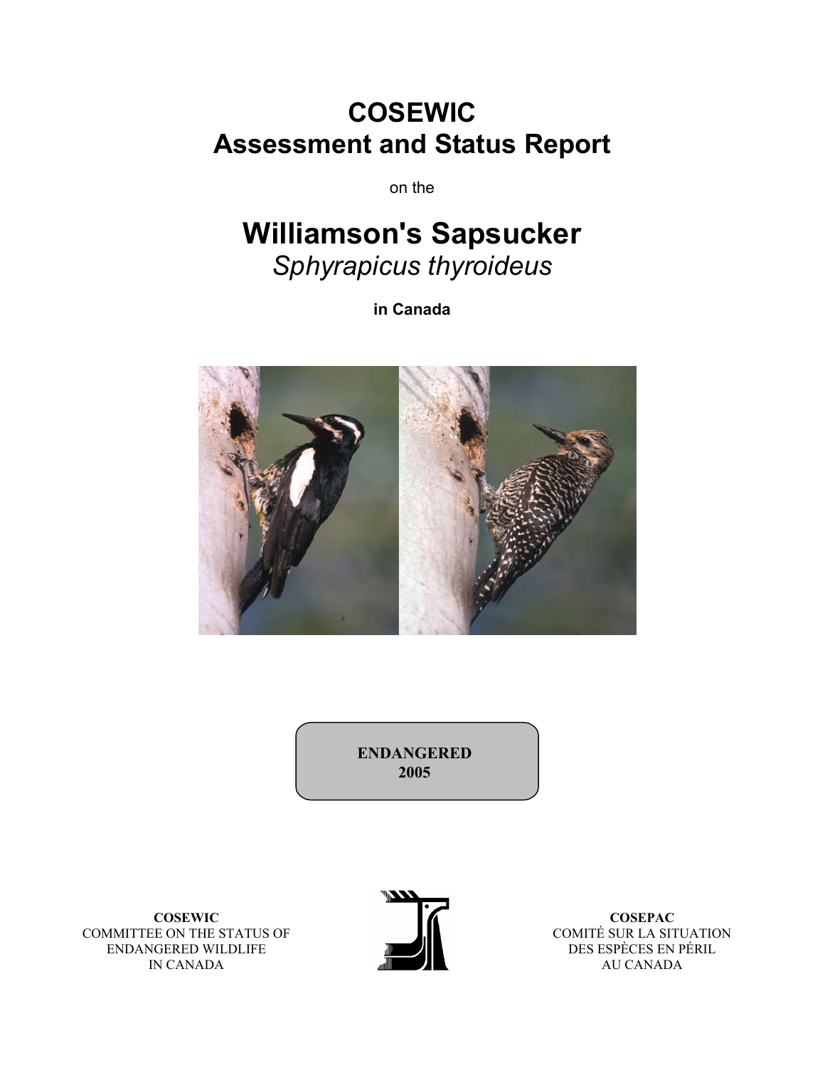# COSEWIC
# Assessment and Status Report

on the

# Williamson's Sapsucker
*Sphyrapicus thyroideus*

**in Canada**

**ENDANGERED**
**2005**

**COSEWIC**
COMMITTEE ON THE STATUS OF
ENDANGERED WILDLIFE
IN CANADA

**COSEPAC**
COMITÉ SUR LA SITUATION
DES ESPÈCES EN PÉRIL
AU CANADA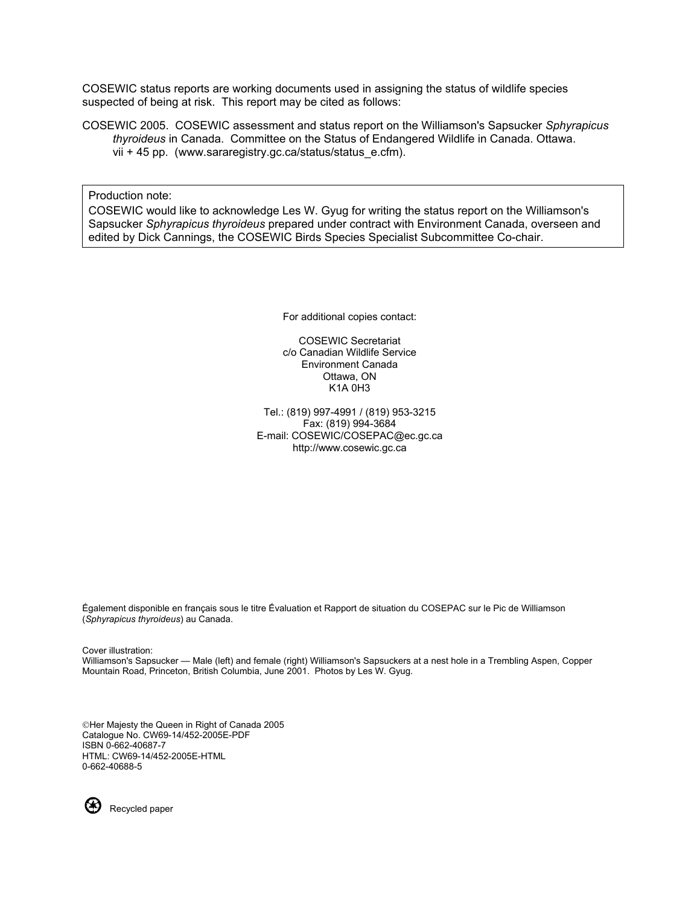COSEWIC status reports are working documents used in assigning the status of wildlife species suspected of being at risk. This report may be cited as follows:

COSEWIC 2005. COSEWIC assessment and status report on the Williamson's Sapsucker *Sphyrapicus thyroideus* in Canada. Committee on the Status of Endangered Wildlife in Canada. Ottawa. vii + 45 pp. (www.sararegistry.gc.ca/status/status_e.cfm).

Production note:
COSEWIC would like to acknowledge Les W. Gyug for writing the status report on the Williamson's Sapsucker *Sphyrapicus thyroideus* prepared under contract with Environment Canada, overseen and edited by Dick Cannings, the COSEWIC Birds Species Specialist Subcommittee Co-chair.

For additional copies contact:

COSEWIC Secretariat
c/o Canadian Wildlife Service
Environment Canada
Ottawa, ON
K1A 0H3

Tel.: (819) 997-4991 / (819) 953-3215
Fax: (819) 994-3684
E-mail: COSEWIC/COSEPAC@ec.gc.ca
http://www.cosewic.gc.ca

Également disponible en français sous le titre Évaluation et Rapport de situation du COSEPAC sur le Pic de Williamson (*Sphyrapicus thyroideus*) au Canada.

Cover illustration:
Williamson's Sapsucker — Male (left) and female (right) Williamson's Sapsuckers at a nest hole in a Trembling Aspen, Copper Mountain Road, Princeton, British Columbia, June 2001. Photos by Les W. Gyug.

©Her Majesty the Queen in Right of Canada 2005
Catalogue No. CW69-14/452-2005E-PDF
ISBN 0-662-40687-7
HTML: CW69-14/452-2005E-HTML
0-662-40688-5

Recycled paper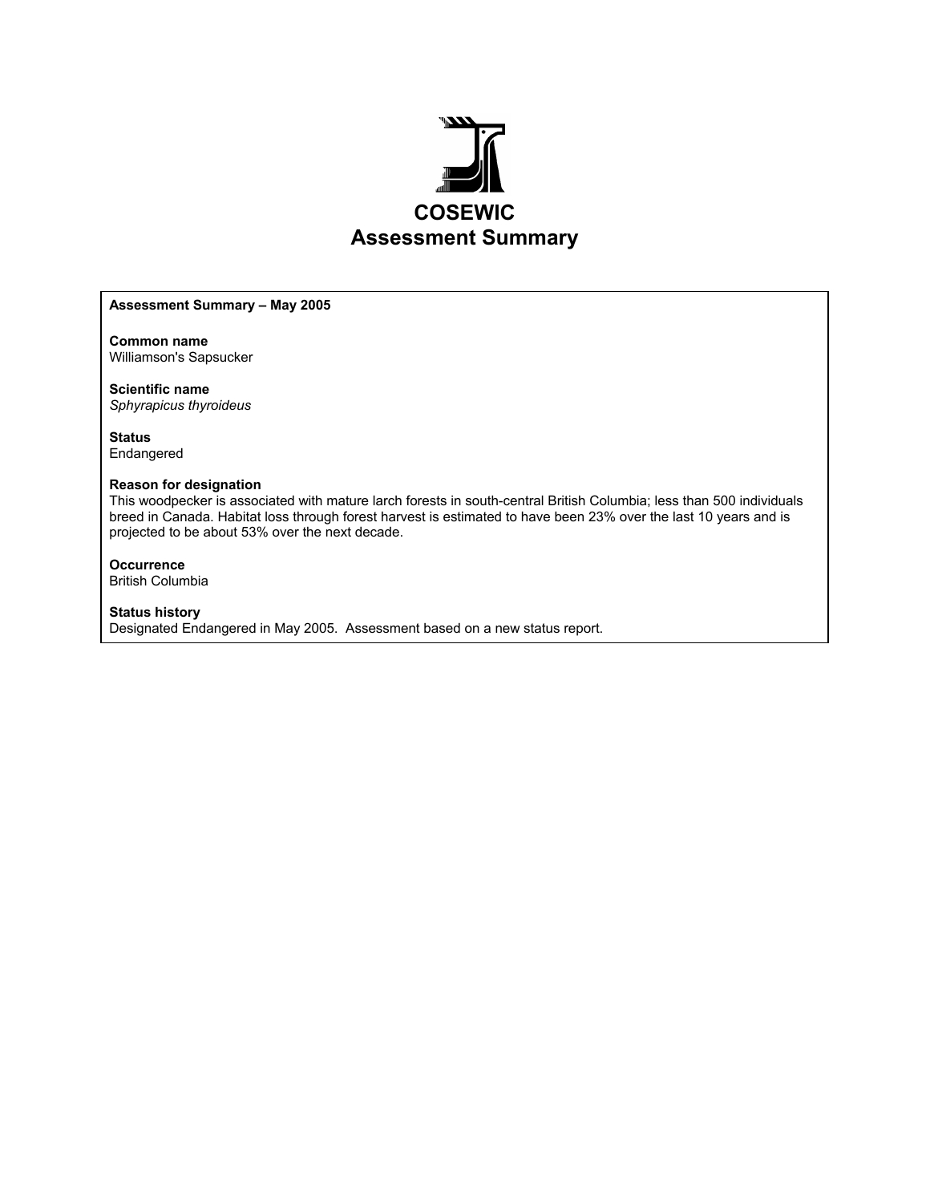# COSEWIC Assessment Summary

**Assessment Summary – May 2005**

**Common name**
Williamson's Sapsucker

**Scientific name**
*Sphyrapicus thyroideus*

**Status**
Endangered

**Reason for designation**
This woodpecker is associated with mature larch forests in south-central British Columbia; less than 500 individuals breed in Canada. Habitat loss through forest harvest is estimated to have been 23% over the last 10 years and is projected to be about 53% over the next decade.

**Occurrence**
British Columbia

**Status history**
Designated Endangered in May 2005. Assessment based on a new status report.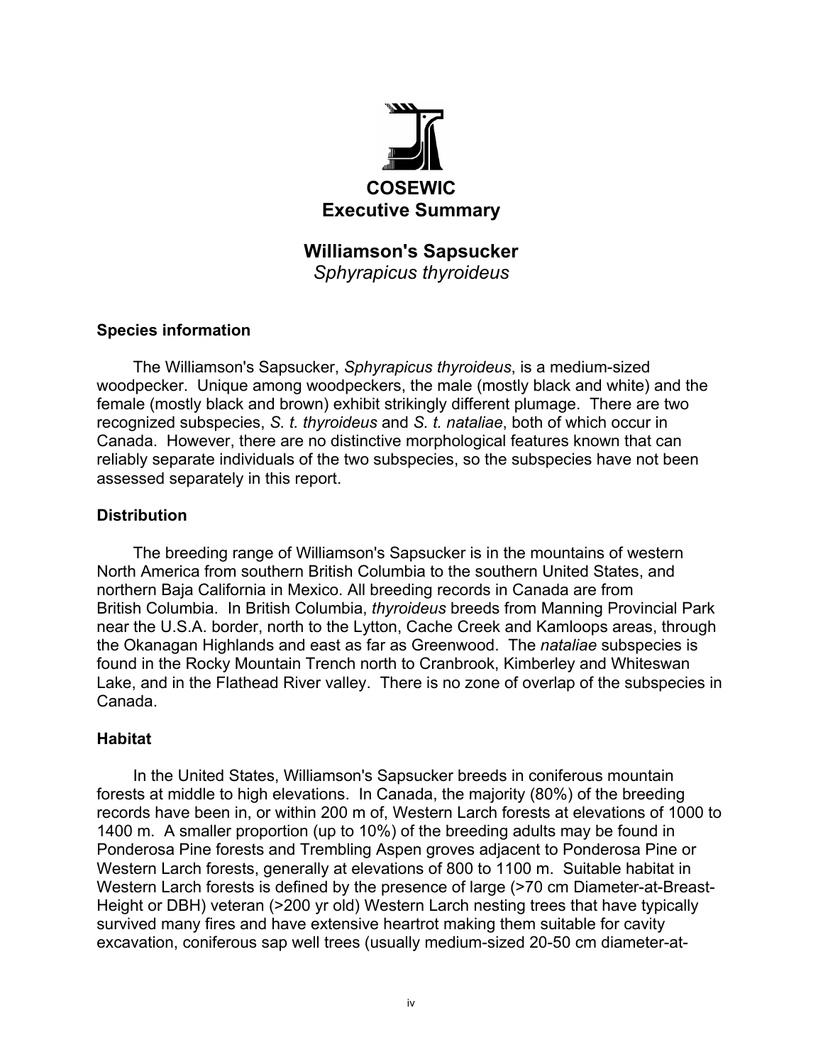# COSEWIC Executive Summary

## Williamson's Sapsucker

*Sphyrapicus thyroideus*

### Species information

The Williamson's Sapsucker, *Sphyrapicus thyroideus*, is a medium-sized woodpecker. Unique among woodpeckers, the male (mostly black and white) and the female (mostly black and brown) exhibit strikingly different plumage. There are two recognized subspecies, *S. t. thyroideus* and *S. t. nataliae*, both of which occur in Canada. However, there are no distinctive morphological features known that can reliably separate individuals of the two subspecies, so the subspecies have not been assessed separately in this report.

### Distribution

The breeding range of Williamson's Sapsucker is in the mountains of western North America from southern British Columbia to the southern United States, and northern Baja California in Mexico. All breeding records in Canada are from British Columbia. In British Columbia, *thyroideus* breeds from Manning Provincial Park near the U.S.A. border, north to the Lytton, Cache Creek and Kamloops areas, through the Okanagan Highlands and east as far as Greenwood. The *nataliae* subspecies is found in the Rocky Mountain Trench north to Cranbrook, Kimberley and Whiteswan Lake, and in the Flathead River valley. There is no zone of overlap of the subspecies in Canada.

### Habitat

In the United States, Williamson's Sapsucker breeds in coniferous mountain forests at middle to high elevations. In Canada, the majority (80%) of the breeding records have been in, or within 200 m of, Western Larch forests at elevations of 1000 to 1400 m. A smaller proportion (up to 10%) of the breeding adults may be found in Ponderosa Pine forests and Trembling Aspen groves adjacent to Ponderosa Pine or Western Larch forests, generally at elevations of 800 to 1100 m. Suitable habitat in Western Larch forests is defined by the presence of large (>70 cm Diameter-at-Breast-Height or DBH) veteran (>200 yr old) Western Larch nesting trees that have typically survived many fires and have extensive heartrot making them suitable for cavity excavation, coniferous sap well trees (usually medium-sized 20-50 cm diameter-at-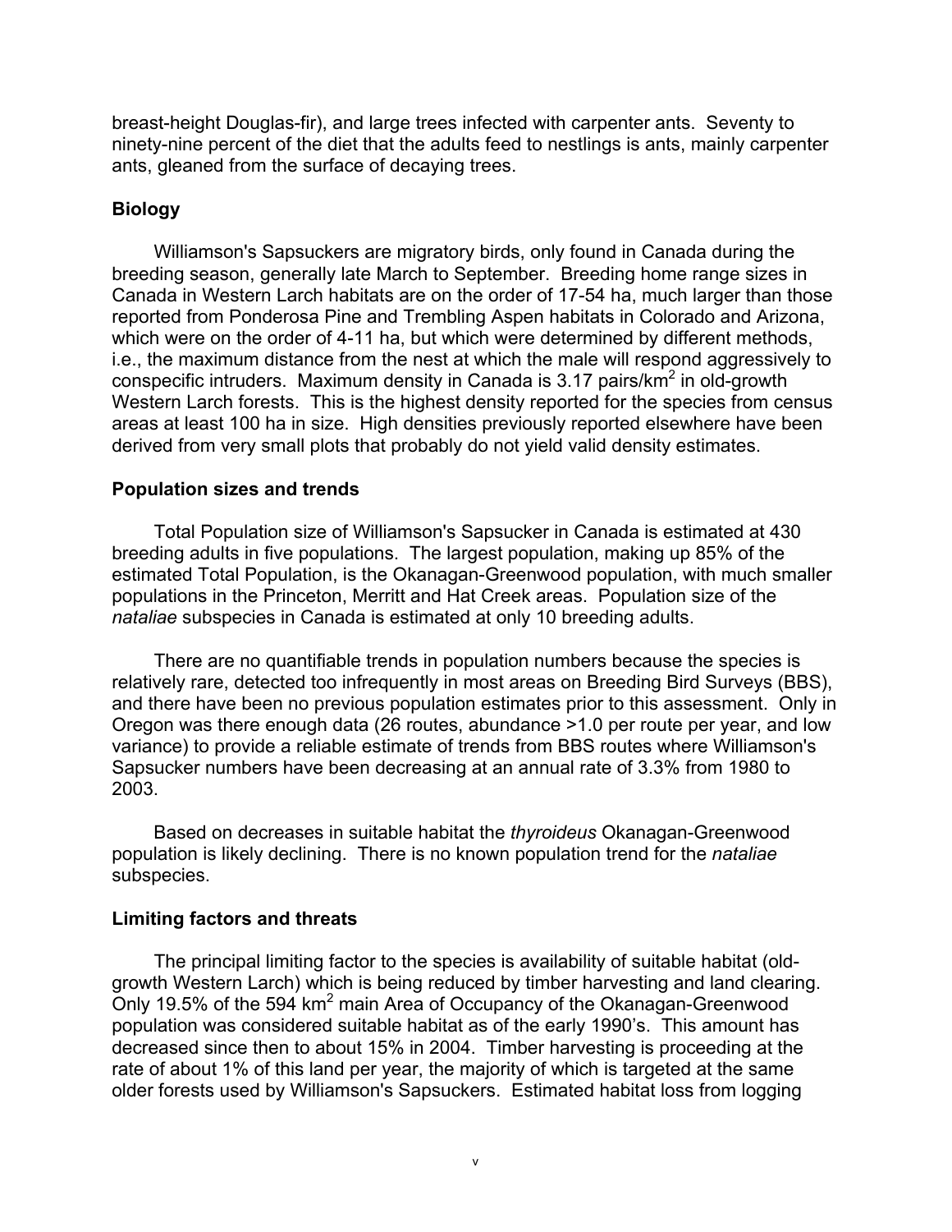breast-height Douglas-fir), and large trees infected with carpenter ants. Seventy to ninety-nine percent of the diet that the adults feed to nestlings is ants, mainly carpenter ants, gleaned from the surface of decaying trees.

### Biology

Williamson's Sapsuckers are migratory birds, only found in Canada during the breeding season, generally late March to September. Breeding home range sizes in Canada in Western Larch habitats are on the order of 17-54 ha, much larger than those reported from Ponderosa Pine and Trembling Aspen habitats in Colorado and Arizona, which were on the order of 4-11 ha, but which were determined by different methods, i.e., the maximum distance from the nest at which the male will respond aggressively to conspecific intruders. Maximum density in Canada is 3.17 pairs/km$^2$ in old-growth Western Larch forests. This is the highest density reported for the species from census areas at least 100 ha in size. High densities previously reported elsewhere have been derived from very small plots that probably do not yield valid density estimates.

### Population sizes and trends

Total Population size of Williamson's Sapsucker in Canada is estimated at 430 breeding adults in five populations. The largest population, making up 85% of the estimated Total Population, is the Okanagan-Greenwood population, with much smaller populations in the Princeton, Merritt and Hat Creek areas. Population size of the *nataliae* subspecies in Canada is estimated at only 10 breeding adults.

There are no quantifiable trends in population numbers because the species is relatively rare, detected too infrequently in most areas on Breeding Bird Surveys (BBS), and there have been no previous population estimates prior to this assessment. Only in Oregon was there enough data (26 routes, abundance >1.0 per route per year, and low variance) to provide a reliable estimate of trends from BBS routes where Williamson's Sapsucker numbers have been decreasing at an annual rate of 3.3% from 1980 to 2003.

Based on decreases in suitable habitat the *thyroideus* Okanagan-Greenwood population is likely declining. There is no known population trend for the *nataliae* subspecies.

### Limiting factors and threats

The principal limiting factor to the species is availability of suitable habitat (old-growth Western Larch) which is being reduced by timber harvesting and land clearing. Only 19.5% of the 594 km$^2$ main Area of Occupancy of the Okanagan-Greenwood population was considered suitable habitat as of the early 1990's. This amount has decreased since then to about 15% in 2004. Timber harvesting is proceeding at the rate of about 1% of this land per year, the majority of which is targeted at the same older forests used by Williamson's Sapsuckers. Estimated habitat loss from logging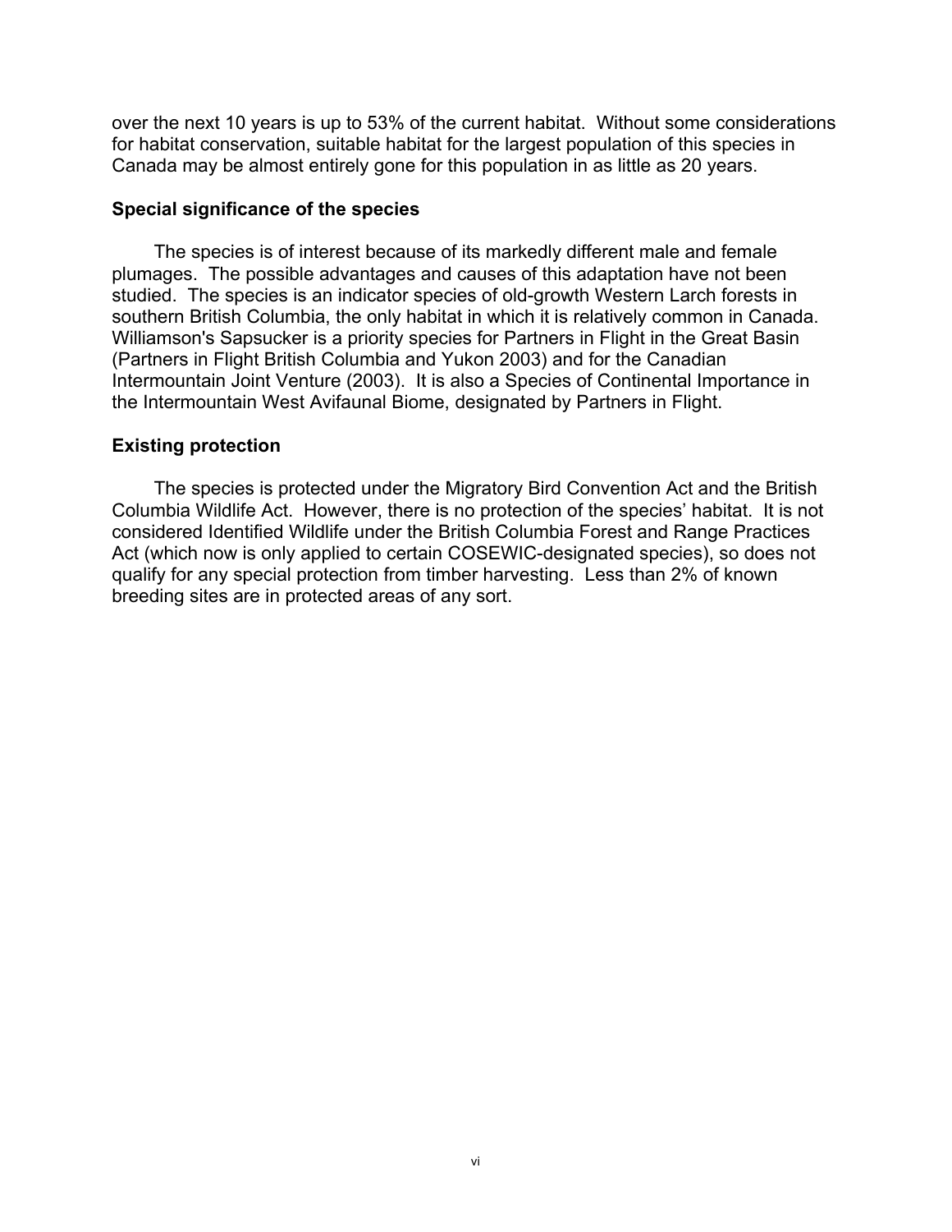over the next 10 years is up to 53% of the current habitat. Without some considerations for habitat conservation, suitable habitat for the largest population of this species in Canada may be almost entirely gone for this population in as little as 20 years.

### Special significance of the species

The species is of interest because of its markedly different male and female plumages. The possible advantages and causes of this adaptation have not been studied. The species is an indicator species of old-growth Western Larch forests in southern British Columbia, the only habitat in which it is relatively common in Canada. Williamson's Sapsucker is a priority species for Partners in Flight in the Great Basin (Partners in Flight British Columbia and Yukon 2003) and for the Canadian Intermountain Joint Venture (2003). It is also a Species of Continental Importance in the Intermountain West Avifaunal Biome, designated by Partners in Flight.

### Existing protection

The species is protected under the Migratory Bird Convention Act and the British Columbia Wildlife Act. However, there is no protection of the species' habitat. It is not considered Identified Wildlife under the British Columbia Forest and Range Practices Act (which now is only applied to certain COSEWIC-designated species), so does not qualify for any special protection from timber harvesting. Less than 2% of known breeding sites are in protected areas of any sort.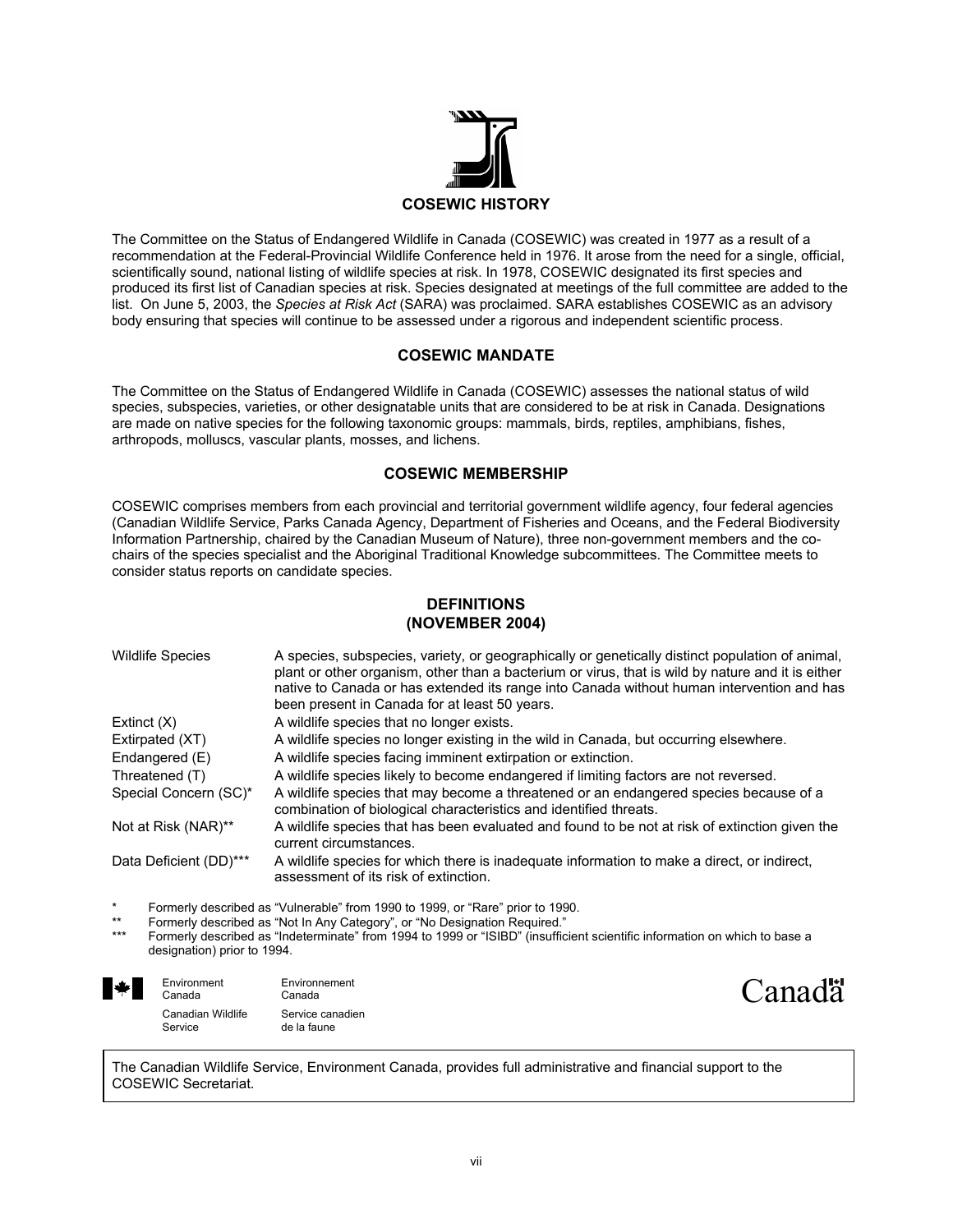## COSEWIC HISTORY

The Committee on the Status of Endangered Wildlife in Canada (COSEWIC) was created in 1977 as a result of a recommendation at the Federal-Provincial Wildlife Conference held in 1976. It arose from the need for a single, official, scientifically sound, national listing of wildlife species at risk. In 1978, COSEWIC designated its first species and produced its first list of Canadian species at risk. Species designated at meetings of the full committee are added to the list. On June 5, 2003, the *Species at Risk Act* (SARA) was proclaimed. SARA establishes COSEWIC as an advisory body ensuring that species will continue to be assessed under a rigorous and independent scientific process.

## COSEWIC MANDATE

The Committee on the Status of Endangered Wildlife in Canada (COSEWIC) assesses the national status of wild species, subspecies, varieties, or other designatable units that are considered to be at risk in Canada. Designations are made on native species for the following taxonomic groups: mammals, birds, reptiles, amphibians, fishes, arthropods, molluscs, vascular plants, mosses, and lichens.

## COSEWIC MEMBERSHIP

COSEWIC comprises members from each provincial and territorial government wildlife agency, four federal agencies (Canadian Wildlife Service, Parks Canada Agency, Department of Fisheries and Oceans, and the Federal Biodiversity Information Partnership, chaired by the Canadian Museum of Nature), three non-government members and the co-chairs of the species specialist and the Aboriginal Traditional Knowledge subcommittees. The Committee meets to consider status reports on candidate species.

## DEFINITIONS (NOVEMBER 2004)

| | |
|---|---|
| Wildlife Species | A species, subspecies, variety, or geographically or genetically distinct population of animal, plant or other organism, other than a bacterium or virus, that is wild by nature and it is either native to Canada or has extended its range into Canada without human intervention and has been present in Canada for at least 50 years. |
| Extinct (X) | A wildlife species that no longer exists. |
| Extirpated (XT) | A wildlife species no longer existing in the wild in Canada, but occurring elsewhere. |
| Endangered (E) | A wildlife species facing imminent extirpation or extinction. |
| Threatened (T) | A wildlife species likely to become endangered if limiting factors are not reversed. |
| Special Concern (SC)* | A wildlife species that may become a threatened or an endangered species because of a combination of biological characteristics and identified threats. |
| Not at Risk (NAR)** | A wildlife species that has been evaluated and found to be not at risk of extinction given the current circumstances. |
| Data Deficient (DD)*** | A wildlife species for which there is inadequate information to make a direct, or indirect, assessment of its risk of extinction. |

\* Formerly described as "Vulnerable" from 1990 to 1999, or "Rare" prior to 1990.

\** Formerly described as "Not In Any Category", or "No Designation Required."

\*** Formerly described as "Indeterminate" from 1994 to 1999 or "ISIBD" (insufficient scientific information on which to base a designation) prior to 1994.

Environment Canada — Environnement Canada
Canadian Wildlife Service — Service canadien de la faune

Canada

The Canadian Wildlife Service, Environment Canada, provides full administrative and financial support to the COSEWIC Secretariat.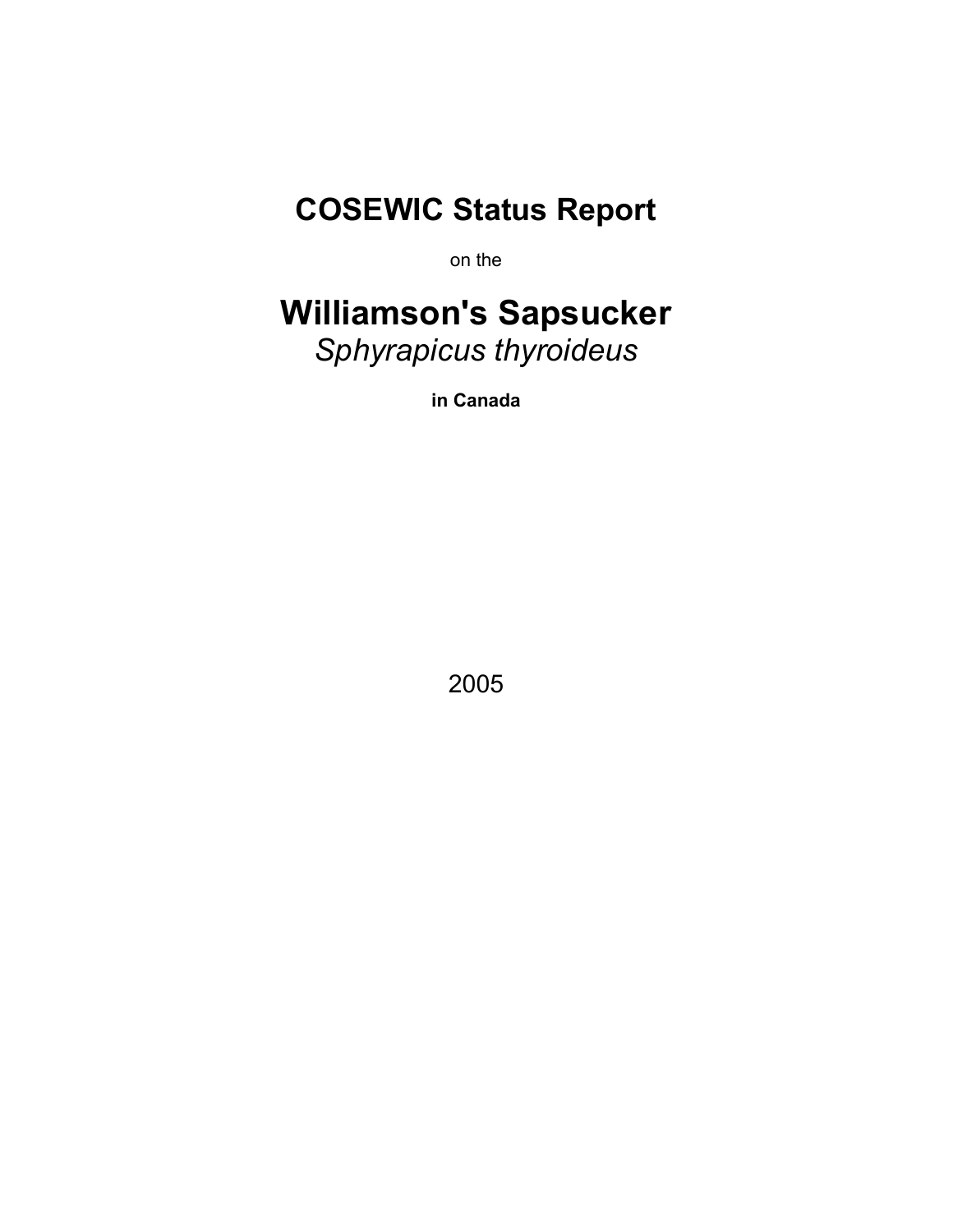# COSEWIC Status Report

on the

# Williamson's Sapsucker

*Sphyrapicus thyroideus*

**in Canada**

2005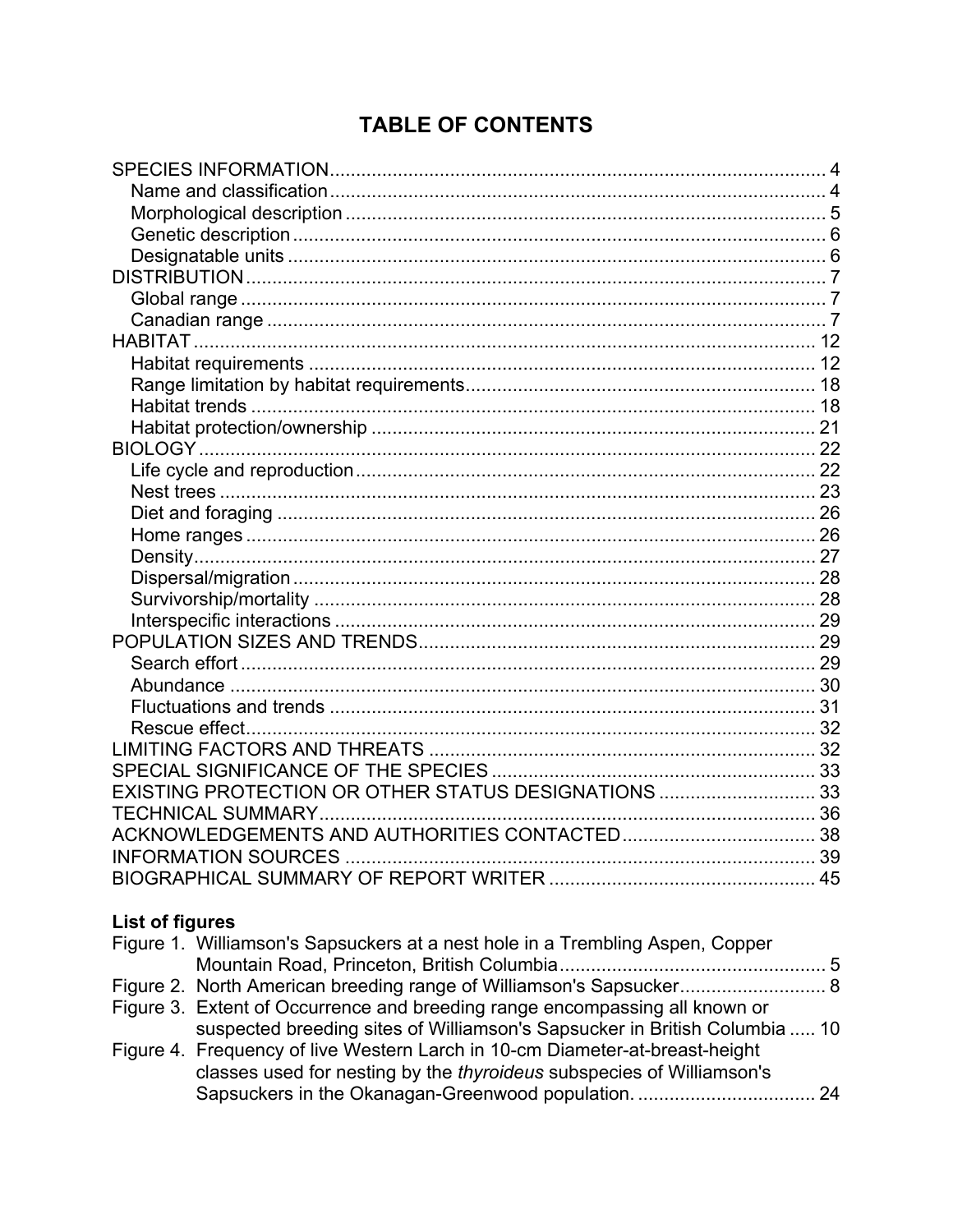# TABLE OF CONTENTS

SPECIES INFORMATION ..... 4
- Name and classification ..... 4
- Morphological description ..... 5
- Genetic description ..... 6
- Designatable units ..... 6

DISTRIBUTION ..... 7
- Global range ..... 7
- Canadian range ..... 7

HABITAT ..... 12
- Habitat requirements ..... 12
- Range limitation by habitat requirements ..... 18
- Habitat trends ..... 18
- Habitat protection/ownership ..... 21

BIOLOGY ..... 22
- Life cycle and reproduction ..... 22
- Nest trees ..... 23
- Diet and foraging ..... 26
- Home ranges ..... 26
- Density ..... 27
- Dispersal/migration ..... 28
- Survivorship/mortality ..... 28
- Interspecific interactions ..... 29

POPULATION SIZES AND TRENDS ..... 29
- Search effort ..... 29
- Abundance ..... 30
- Fluctuations and trends ..... 31
- Rescue effect ..... 32

LIMITING FACTORS AND THREATS ..... 32

SPECIAL SIGNIFICANCE OF THE SPECIES ..... 33

EXISTING PROTECTION OR OTHER STATUS DESIGNATIONS ..... 33

TECHNICAL SUMMARY ..... 36

ACKNOWLEDGEMENTS AND AUTHORITIES CONTACTED ..... 38

INFORMATION SOURCES ..... 39

BIOGRAPHICAL SUMMARY OF REPORT WRITER ..... 45

**List of figures**

Figure 1. Williamson's Sapsuckers at a nest hole in a Trembling Aspen, Copper Mountain Road, Princeton, British Columbia ..... 5

Figure 2. North American breeding range of Williamson's Sapsucker ..... 8

Figure 3. Extent of Occurrence and breeding range encompassing all known or suspected breeding sites of Williamson's Sapsucker in British Columbia ..... 10

Figure 4. Frequency of live Western Larch in 10-cm Diameter-at-breast-height classes used for nesting by the *thyroideus* subspecies of Williamson's Sapsuckers in the Okanagan-Greenwood population. ..... 24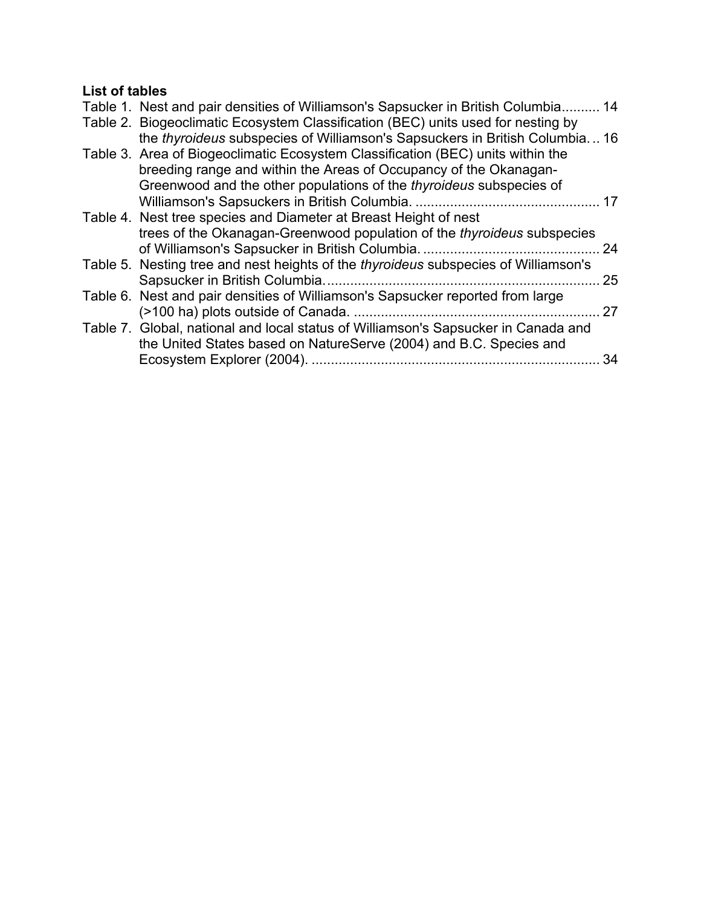**List of tables**

Table 1. Nest and pair densities of Williamson's Sapsucker in British Columbia.......... 14

Table 2. Biogeoclimatic Ecosystem Classification (BEC) units used for nesting by the *thyroideus* subspecies of Williamson's Sapsuckers in British Columbia. .. 16

Table 3. Area of Biogeoclimatic Ecosystem Classification (BEC) units within the breeding range and within the Areas of Occupancy of the Okanagan-Greenwood and the other populations of the *thyroideus* subspecies of Williamson's Sapsuckers in British Columbia. ............................................... 17

Table 4. Nest tree species and Diameter at Breast Height of nest trees of the Okanagan-Greenwood population of the *thyroideus* subspecies of Williamson's Sapsucker in British Columbia. ............................................. 24

Table 5. Nesting tree and nest heights of the *thyroideus* subspecies of Williamson's Sapsucker in British Columbia. ..................................................................... 25

Table 6. Nest and pair densities of Williamson's Sapsucker reported from large (>100 ha) plots outside of Canada. ............................................................... 27

Table 7. Global, national and local status of Williamson's Sapsucker in Canada and the United States based on NatureServe (2004) and B.C. Species and Ecosystem Explorer (2004). .......................................................................... 34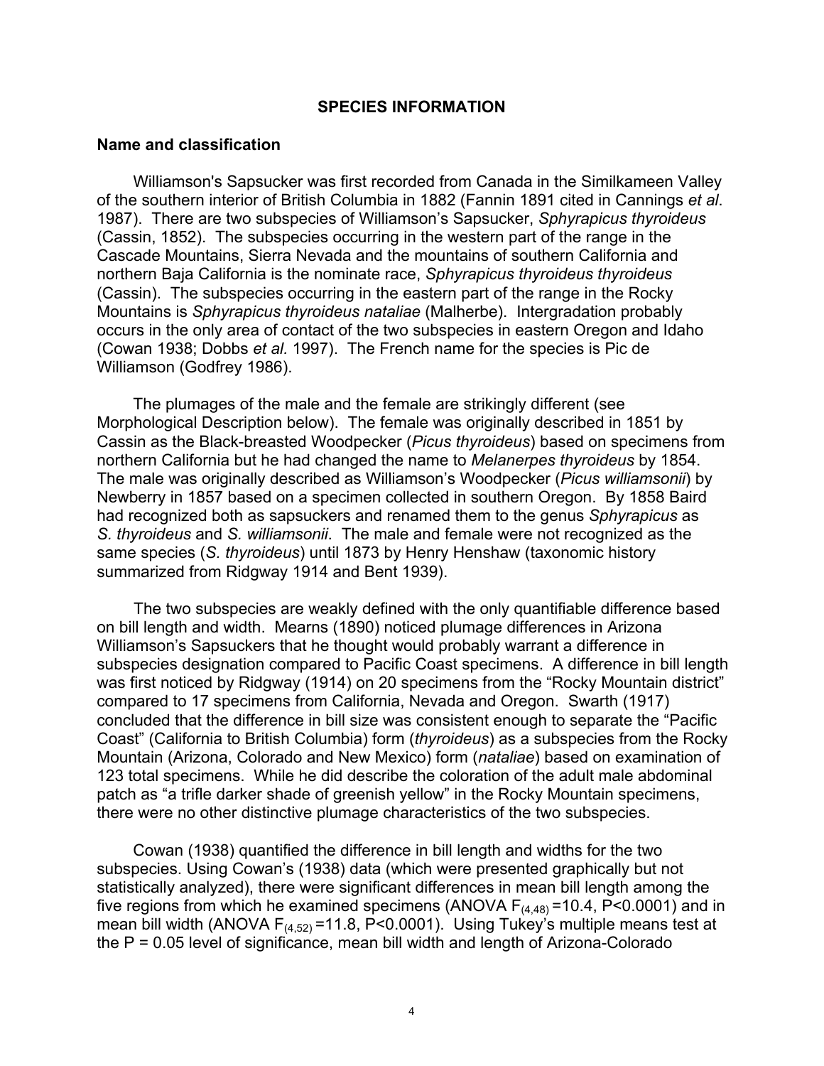## SPECIES INFORMATION

### Name and classification

Williamson's Sapsucker was first recorded from Canada in the Similkameen Valley of the southern interior of British Columbia in 1882 (Fannin 1891 cited in Cannings *et al*. 1987). There are two subspecies of Williamson's Sapsucker, *Sphyrapicus thyroideus* (Cassin, 1852). The subspecies occurring in the western part of the range in the Cascade Mountains, Sierra Nevada and the mountains of southern California and northern Baja California is the nominate race, *Sphyrapicus thyroideus thyroideus* (Cassin). The subspecies occurring in the eastern part of the range in the Rocky Mountains is *Sphyrapicus thyroideus nataliae* (Malherbe). Intergradation probably occurs in the only area of contact of the two subspecies in eastern Oregon and Idaho (Cowan 1938; Dobbs *et al.* 1997). The French name for the species is Pic de Williamson (Godfrey 1986).

The plumages of the male and the female are strikingly different (see Morphological Description below). The female was originally described in 1851 by Cassin as the Black-breasted Woodpecker (*Picus thyroideus*) based on specimens from northern California but he had changed the name to *Melanerpes thyroideus* by 1854. The male was originally described as Williamson's Woodpecker (*Picus williamsonii*) by Newberry in 1857 based on a specimen collected in southern Oregon. By 1858 Baird had recognized both as sapsuckers and renamed them to the genus *Sphyrapicus* as *S. thyroideus* and *S. williamsonii*. The male and female were not recognized as the same species (*S. thyroideus*) until 1873 by Henry Henshaw (taxonomic history summarized from Ridgway 1914 and Bent 1939).

The two subspecies are weakly defined with the only quantifiable difference based on bill length and width. Mearns (1890) noticed plumage differences in Arizona Williamson's Sapsuckers that he thought would probably warrant a difference in subspecies designation compared to Pacific Coast specimens. A difference in bill length was first noticed by Ridgway (1914) on 20 specimens from the "Rocky Mountain district" compared to 17 specimens from California, Nevada and Oregon. Swarth (1917) concluded that the difference in bill size was consistent enough to separate the "Pacific Coast" (California to British Columbia) form (*thyroideus*) as a subspecies from the Rocky Mountain (Arizona, Colorado and New Mexico) form (*nataliae*) based on examination of 123 total specimens. While he did describe the coloration of the adult male abdominal patch as "a trifle darker shade of greenish yellow" in the Rocky Mountain specimens, there were no other distinctive plumage characteristics of the two subspecies.

Cowan (1938) quantified the difference in bill length and widths for the two subspecies. Using Cowan's (1938) data (which were presented graphically but not statistically analyzed), there were significant differences in mean bill length among the five regions from which he examined specimens (ANOVA $F_{(4,48)} = 10.4$, $P<0.0001$) and in mean bill width (ANOVA $F_{(4,52)} = 11.8$, $P<0.0001$). Using Tukey's multiple means test at the $P = 0.05$ level of significance, mean bill width and length of Arizona-Colorado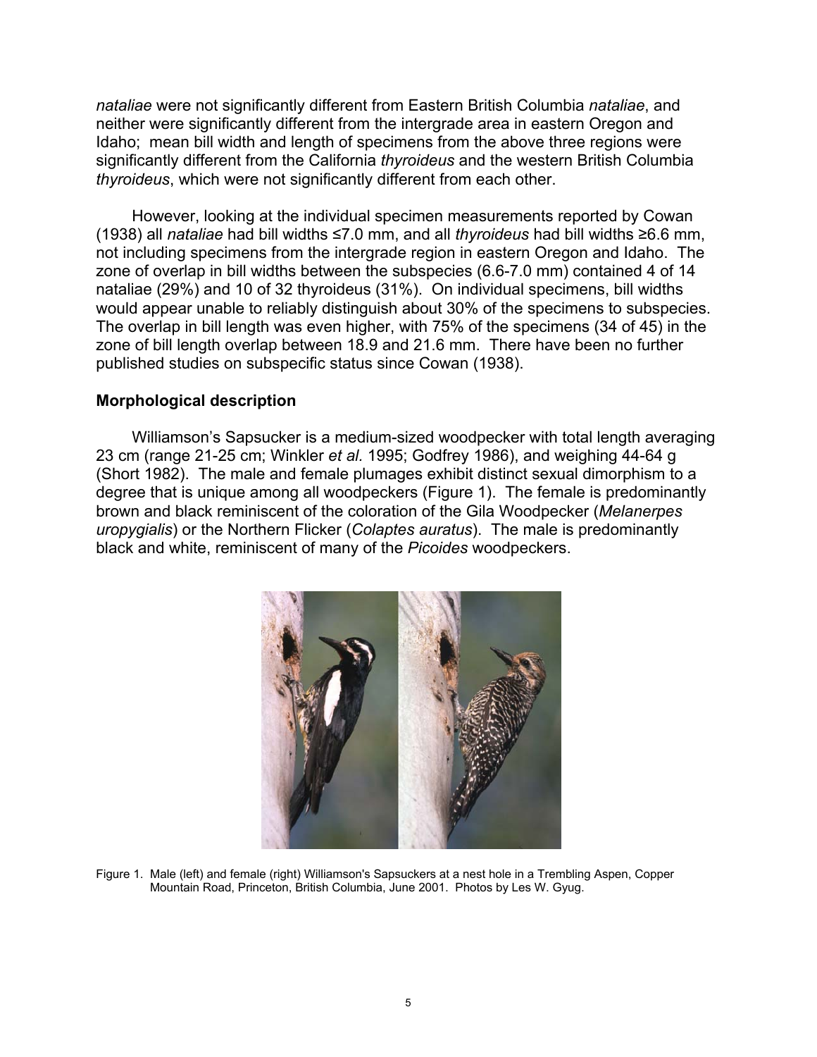*nataliae* were not significantly different from Eastern British Columbia *nataliae*, and neither were significantly different from the intergrade area in eastern Oregon and Idaho; mean bill width and length of specimens from the above three regions were significantly different from the California *thyroideus* and the western British Columbia *thyroideus*, which were not significantly different from each other.

However, looking at the individual specimen measurements reported by Cowan (1938) all *nataliae* had bill widths ≤7.0 mm, and all *thyroideus* had bill widths ≥6.6 mm, not including specimens from the intergrade region in eastern Oregon and Idaho. The zone of overlap in bill widths between the subspecies (6.6-7.0 mm) contained 4 of 14 nataliae (29%) and 10 of 32 thyroideus (31%). On individual specimens, bill widths would appear unable to reliably distinguish about 30% of the specimens to subspecies. The overlap in bill length was even higher, with 75% of the specimens (34 of 45) in the zone of bill length overlap between 18.9 and 21.6 mm. There have been no further published studies on subspecific status since Cowan (1938).

## Morphological description

Williamson's Sapsucker is a medium-sized woodpecker with total length averaging 23 cm (range 21-25 cm; Winkler *et al.* 1995; Godfrey 1986), and weighing 44-64 g (Short 1982). The male and female plumages exhibit distinct sexual dimorphism to a degree that is unique among all woodpeckers (Figure 1). The female is predominantly brown and black reminiscent of the coloration of the Gila Woodpecker (*Melanerpes uropygialis*) or the Northern Flicker (*Colaptes auratus*). The male is predominantly black and white, reminiscent of many of the *Picoides* woodpeckers.

Figure 1. Male (left) and female (right) Williamson's Sapsuckers at a nest hole in a Trembling Aspen, Copper Mountain Road, Princeton, British Columbia, June 2001. Photos by Les W. Gyug.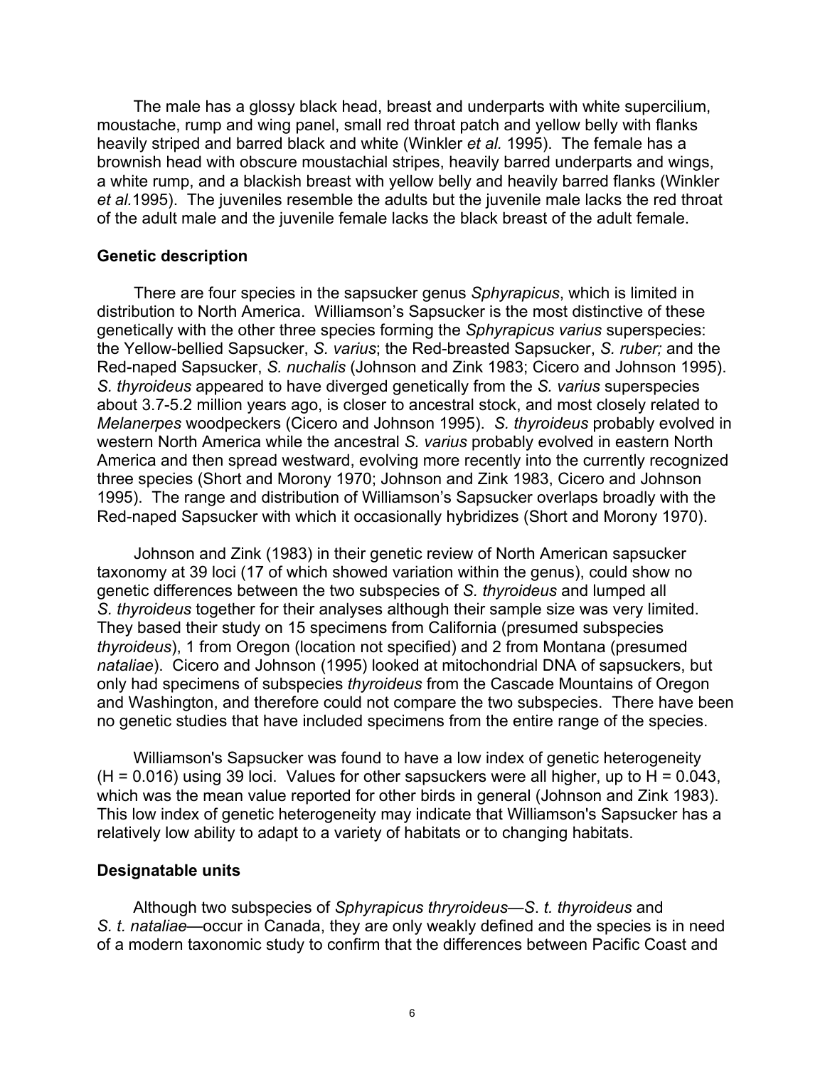The male has a glossy black head, breast and underparts with white supercilium, moustache, rump and wing panel, small red throat patch and yellow belly with flanks heavily striped and barred black and white (Winkler *et al.* 1995). The female has a brownish head with obscure moustachial stripes, heavily barred underparts and wings, a white rump, and a blackish breast with yellow belly and heavily barred flanks (Winkler *et al.*1995). The juveniles resemble the adults but the juvenile male lacks the red throat of the adult male and the juvenile female lacks the black breast of the adult female.

### Genetic description

There are four species in the sapsucker genus *Sphyrapicus*, which is limited in distribution to North America. Williamson's Sapsucker is the most distinctive of these genetically with the other three species forming the *Sphyrapicus varius* superspecies: the Yellow-bellied Sapsucker, *S. varius*; the Red-breasted Sapsucker, *S. ruber;* and the Red-naped Sapsucker, *S. nuchalis* (Johnson and Zink 1983; Cicero and Johnson 1995). *S. thyroideus* appeared to have diverged genetically from the *S. varius* superspecies about 3.7-5.2 million years ago, is closer to ancestral stock, and most closely related to *Melanerpes* woodpeckers (Cicero and Johnson 1995). *S. thyroideus* probably evolved in western North America while the ancestral *S. varius* probably evolved in eastern North America and then spread westward, evolving more recently into the currently recognized three species (Short and Morony 1970; Johnson and Zink 1983, Cicero and Johnson 1995). The range and distribution of Williamson's Sapsucker overlaps broadly with the Red-naped Sapsucker with which it occasionally hybridizes (Short and Morony 1970).

Johnson and Zink (1983) in their genetic review of North American sapsucker taxonomy at 39 loci (17 of which showed variation within the genus), could show no genetic differences between the two subspecies of *S. thyroideus* and lumped all *S. thyroideus* together for their analyses although their sample size was very limited. They based their study on 15 specimens from California (presumed subspecies *thyroideus*), 1 from Oregon (location not specified) and 2 from Montana (presumed *nataliae*). Cicero and Johnson (1995) looked at mitochondrial DNA of sapsuckers, but only had specimens of subspecies *thyroideus* from the Cascade Mountains of Oregon and Washington, and therefore could not compare the two subspecies. There have been no genetic studies that have included specimens from the entire range of the species.

Williamson's Sapsucker was found to have a low index of genetic heterogeneity ($H = 0.016$) using 39 loci. Values for other sapsuckers were all higher, up to $H = 0.043$, which was the mean value reported for other birds in general (Johnson and Zink 1983). This low index of genetic heterogeneity may indicate that Williamson's Sapsucker has a relatively low ability to adapt to a variety of habitats or to changing habitats.

### Designatable units

Although two subspecies of *Sphyrapicus thryroideus*—*S. t. thyroideus* and *S. t. nataliae*—occur in Canada, they are only weakly defined and the species is in need of a modern taxonomic study to confirm that the differences between Pacific Coast and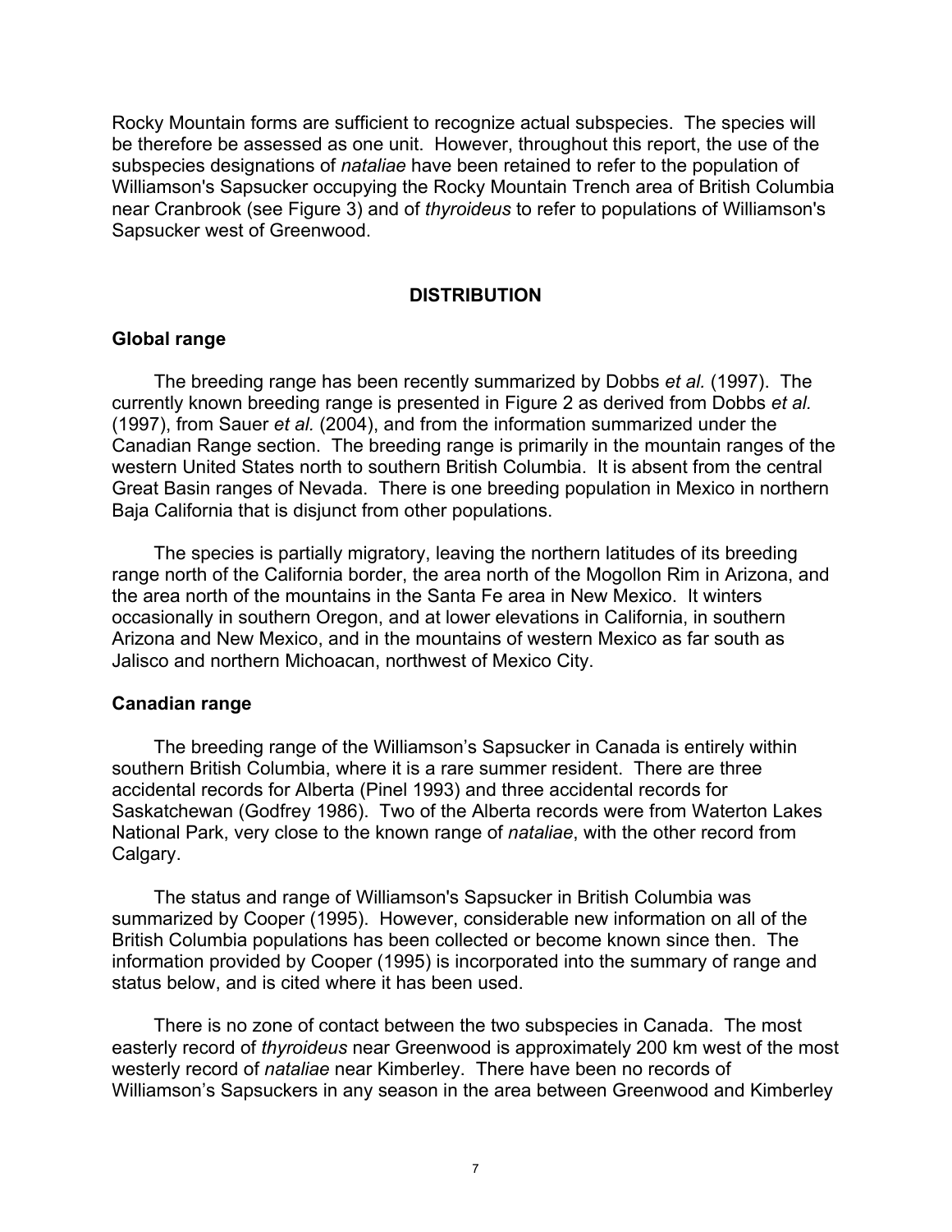Rocky Mountain forms are sufficient to recognize actual subspecies. The species will be therefore be assessed as one unit. However, throughout this report, the use of the subspecies designations of *nataliae* have been retained to refer to the population of Williamson's Sapsucker occupying the Rocky Mountain Trench area of British Columbia near Cranbrook (see Figure 3) and of *thyroideus* to refer to populations of Williamson's Sapsucker west of Greenwood.

## DISTRIBUTION

### Global range

The breeding range has been recently summarized by Dobbs *et al.* (1997). The currently known breeding range is presented in Figure 2 as derived from Dobbs *et al.* (1997), from Sauer *et al.* (2004), and from the information summarized under the Canadian Range section. The breeding range is primarily in the mountain ranges of the western United States north to southern British Columbia. It is absent from the central Great Basin ranges of Nevada. There is one breeding population in Mexico in northern Baja California that is disjunct from other populations.

The species is partially migratory, leaving the northern latitudes of its breeding range north of the California border, the area north of the Mogollon Rim in Arizona, and the area north of the mountains in the Santa Fe area in New Mexico. It winters occasionally in southern Oregon, and at lower elevations in California, in southern Arizona and New Mexico, and in the mountains of western Mexico as far south as Jalisco and northern Michoacan, northwest of Mexico City.

### Canadian range

The breeding range of the Williamson's Sapsucker in Canada is entirely within southern British Columbia, where it is a rare summer resident. There are three accidental records for Alberta (Pinel 1993) and three accidental records for Saskatchewan (Godfrey 1986). Two of the Alberta records were from Waterton Lakes National Park, very close to the known range of *nataliae*, with the other record from Calgary.

The status and range of Williamson's Sapsucker in British Columbia was summarized by Cooper (1995). However, considerable new information on all of the British Columbia populations has been collected or become known since then. The information provided by Cooper (1995) is incorporated into the summary of range and status below, and is cited where it has been used.

There is no zone of contact between the two subspecies in Canada. The most easterly record of *thyroideus* near Greenwood is approximately 200 km west of the most westerly record of *nataliae* near Kimberley. There have been no records of Williamson's Sapsuckers in any season in the area between Greenwood and Kimberley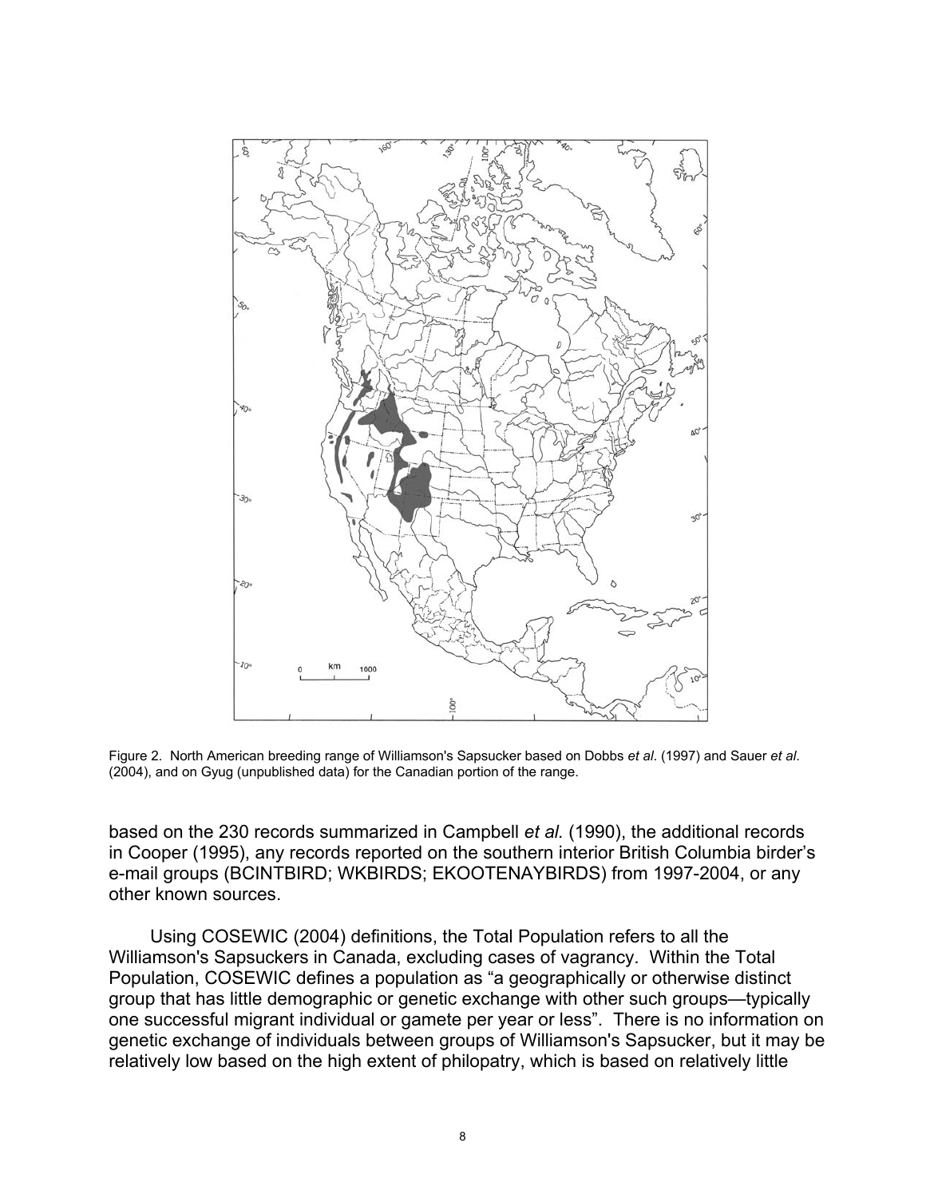Figure 2. North American breeding range of Williamson's Sapsucker based on Dobbs *et al*. (1997) and Sauer *et al*. (2004), and on Gyug (unpublished data) for the Canadian portion of the range.

based on the 230 records summarized in Campbell *et al.* (1990), the additional records in Cooper (1995), any records reported on the southern interior British Columbia birder's e-mail groups (BCINTBIRD; WKBIRDS; EKOOTENAYBIRDS) from 1997-2004, or any other known sources.

Using COSEWIC (2004) definitions, the Total Population refers to all the Williamson's Sapsuckers in Canada, excluding cases of vagrancy. Within the Total Population, COSEWIC defines a population as "a geographically or otherwise distinct group that has little demographic or genetic exchange with other such groups—typically one successful migrant individual or gamete per year or less". There is no information on genetic exchange of individuals between groups of Williamson's Sapsucker, but it may be relatively low based on the high extent of philopatry, which is based on relatively little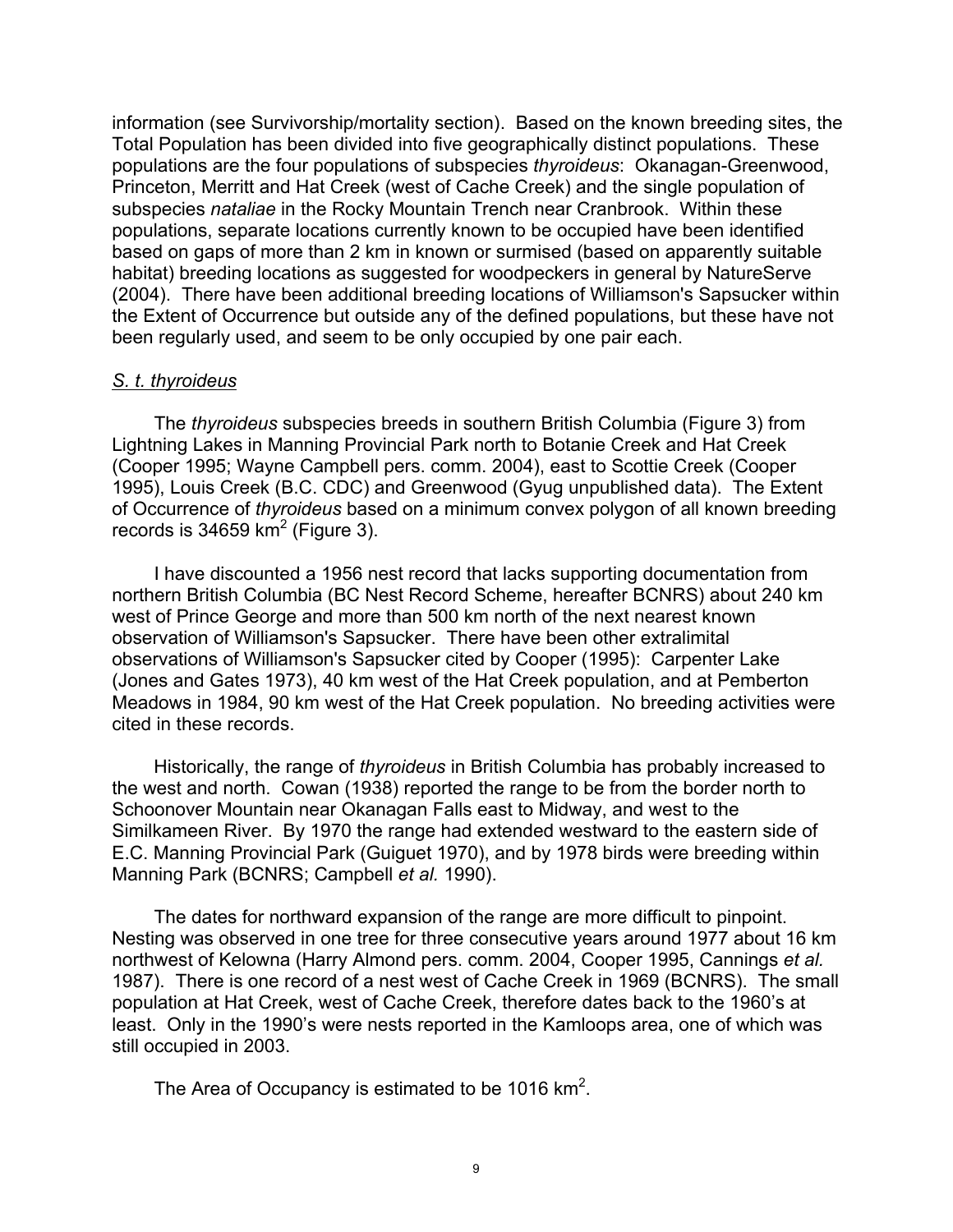information (see Survivorship/mortality section). Based on the known breeding sites, the Total Population has been divided into five geographically distinct populations. These populations are the four populations of subspecies *thyroideus*: Okanagan-Greenwood, Princeton, Merritt and Hat Creek (west of Cache Creek) and the single population of subspecies *nataliae* in the Rocky Mountain Trench near Cranbrook. Within these populations, separate locations currently known to be occupied have been identified based on gaps of more than 2 km in known or surmised (based on apparently suitable habitat) breeding locations as suggested for woodpeckers in general by NatureServe (2004). There have been additional breeding locations of Williamson's Sapsucker within the Extent of Occurrence but outside any of the defined populations, but these have not been regularly used, and seem to be only occupied by one pair each.

*S. t. thyroideus*

The *thyroideus* subspecies breeds in southern British Columbia (Figure 3) from Lightning Lakes in Manning Provincial Park north to Botanie Creek and Hat Creek (Cooper 1995; Wayne Campbell pers. comm. 2004), east to Scottie Creek (Cooper 1995), Louis Creek (B.C. CDC) and Greenwood (Gyug unpublished data). The Extent of Occurrence of *thyroideus* based on a minimum convex polygon of all known breeding records is 34659 km$^2$ (Figure 3).

I have discounted a 1956 nest record that lacks supporting documentation from northern British Columbia (BC Nest Record Scheme, hereafter BCNRS) about 240 km west of Prince George and more than 500 km north of the next nearest known observation of Williamson's Sapsucker. There have been other extralimital observations of Williamson's Sapsucker cited by Cooper (1995): Carpenter Lake (Jones and Gates 1973), 40 km west of the Hat Creek population, and at Pemberton Meadows in 1984, 90 km west of the Hat Creek population. No breeding activities were cited in these records.

Historically, the range of *thyroideus* in British Columbia has probably increased to the west and north. Cowan (1938) reported the range to be from the border north to Schoonover Mountain near Okanagan Falls east to Midway, and west to the Similkameen River. By 1970 the range had extended westward to the eastern side of E.C. Manning Provincial Park (Guiguet 1970), and by 1978 birds were breeding within Manning Park (BCNRS; Campbell *et al.* 1990).

The dates for northward expansion of the range are more difficult to pinpoint. Nesting was observed in one tree for three consecutive years around 1977 about 16 km northwest of Kelowna (Harry Almond pers. comm. 2004, Cooper 1995, Cannings *et al.* 1987). There is one record of a nest west of Cache Creek in 1969 (BCNRS). The small population at Hat Creek, west of Cache Creek, therefore dates back to the 1960's at least. Only in the 1990's were nests reported in the Kamloops area, one of which was still occupied in 2003.

The Area of Occupancy is estimated to be 1016 km$^2$.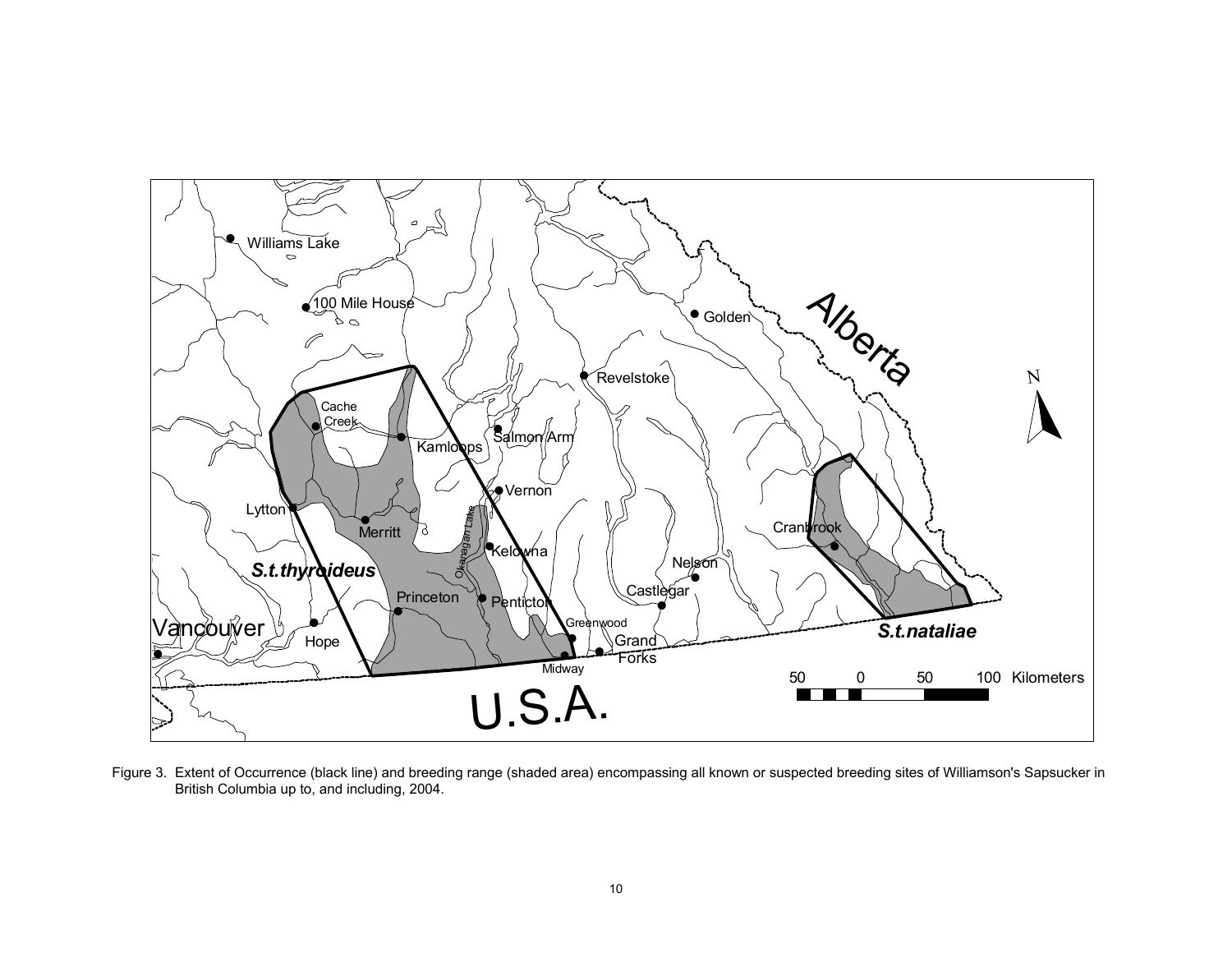Figure 3. Extent of Occurrence (black line) and breeding range (shaded area) encompassing all known or suspected breeding sites of Williamson's Sapsucker in British Columbia up to, and including, 2004.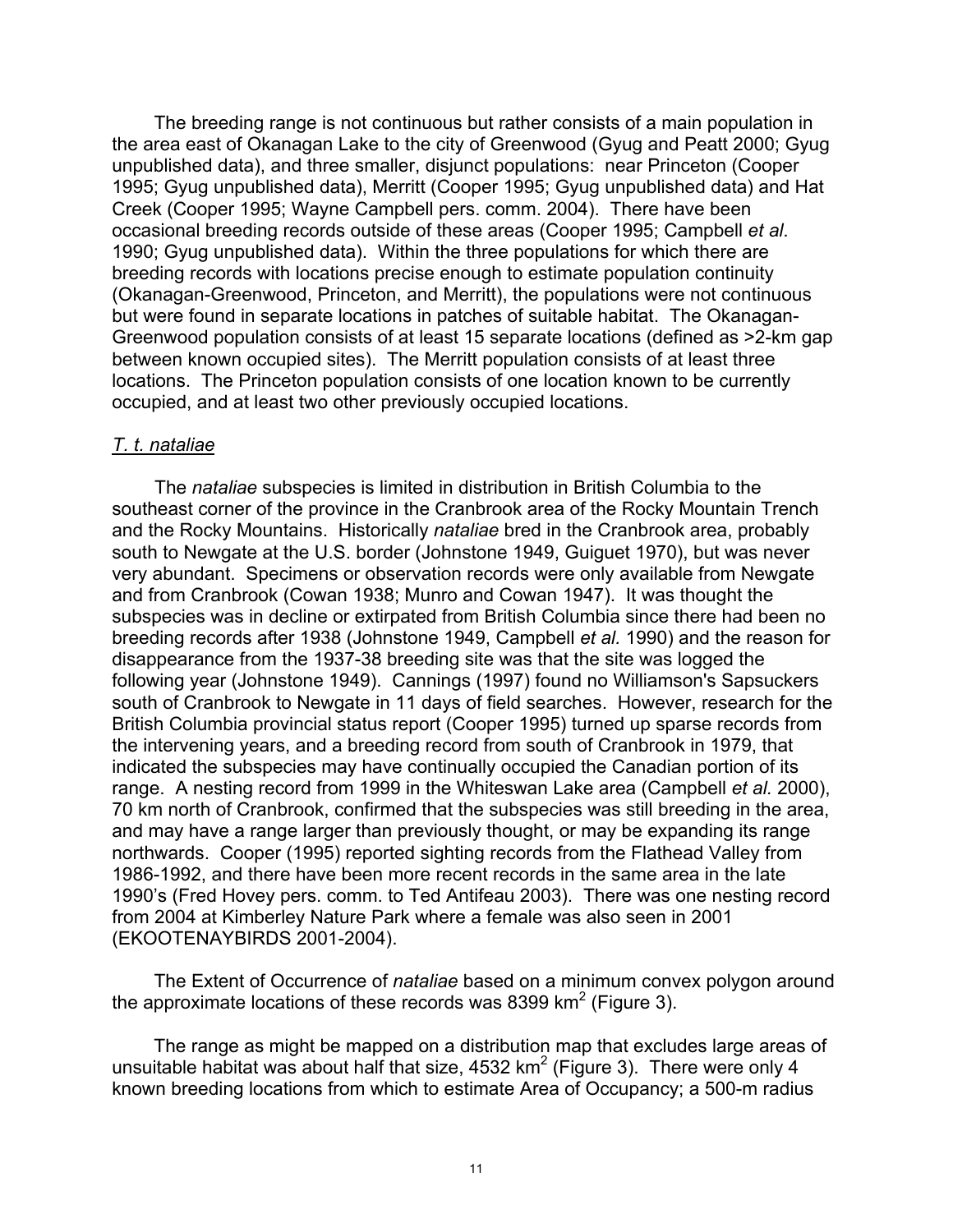The breeding range is not continuous but rather consists of a main population in the area east of Okanagan Lake to the city of Greenwood (Gyug and Peatt 2000; Gyug unpublished data), and three smaller, disjunct populations: near Princeton (Cooper 1995; Gyug unpublished data), Merritt (Cooper 1995; Gyug unpublished data) and Hat Creek (Cooper 1995; Wayne Campbell pers. comm. 2004). There have been occasional breeding records outside of these areas (Cooper 1995; Campbell *et al*. 1990; Gyug unpublished data). Within the three populations for which there are breeding records with locations precise enough to estimate population continuity (Okanagan-Greenwood, Princeton, and Merritt), the populations were not continuous but were found in separate locations in patches of suitable habitat. The Okanagan-Greenwood population consists of at least 15 separate locations (defined as >2-km gap between known occupied sites). The Merritt population consists of at least three locations. The Princeton population consists of one location known to be currently occupied, and at least two other previously occupied locations.

### *T. t. nataliae*

The *nataliae* subspecies is limited in distribution in British Columbia to the southeast corner of the province in the Cranbrook area of the Rocky Mountain Trench and the Rocky Mountains. Historically *nataliae* bred in the Cranbrook area, probably south to Newgate at the U.S. border (Johnstone 1949, Guiguet 1970), but was never very abundant. Specimens or observation records were only available from Newgate and from Cranbrook (Cowan 1938; Munro and Cowan 1947). It was thought the subspecies was in decline or extirpated from British Columbia since there had been no breeding records after 1938 (Johnstone 1949, Campbell *et al.* 1990) and the reason for disappearance from the 1937-38 breeding site was that the site was logged the following year (Johnstone 1949). Cannings (1997) found no Williamson's Sapsuckers south of Cranbrook to Newgate in 11 days of field searches. However, research for the British Columbia provincial status report (Cooper 1995) turned up sparse records from the intervening years, and a breeding record from south of Cranbrook in 1979, that indicated the subspecies may have continually occupied the Canadian portion of its range. A nesting record from 1999 in the Whiteswan Lake area (Campbell *et al.* 2000), 70 km north of Cranbrook, confirmed that the subspecies was still breeding in the area, and may have a range larger than previously thought, or may be expanding its range northwards. Cooper (1995) reported sighting records from the Flathead Valley from 1986-1992, and there have been more recent records in the same area in the late 1990's (Fred Hovey pers. comm. to Ted Antifeau 2003). There was one nesting record from 2004 at Kimberley Nature Park where a female was also seen in 2001 (EKOOTENAYBIRDS 2001-2004).

The Extent of Occurrence of *nataliae* based on a minimum convex polygon around the approximate locations of these records was 8399 km$^2$ (Figure 3).

The range as might be mapped on a distribution map that excludes large areas of unsuitable habitat was about half that size, 4532 km$^2$ (Figure 3). There were only 4 known breeding locations from which to estimate Area of Occupancy; a 500-m radius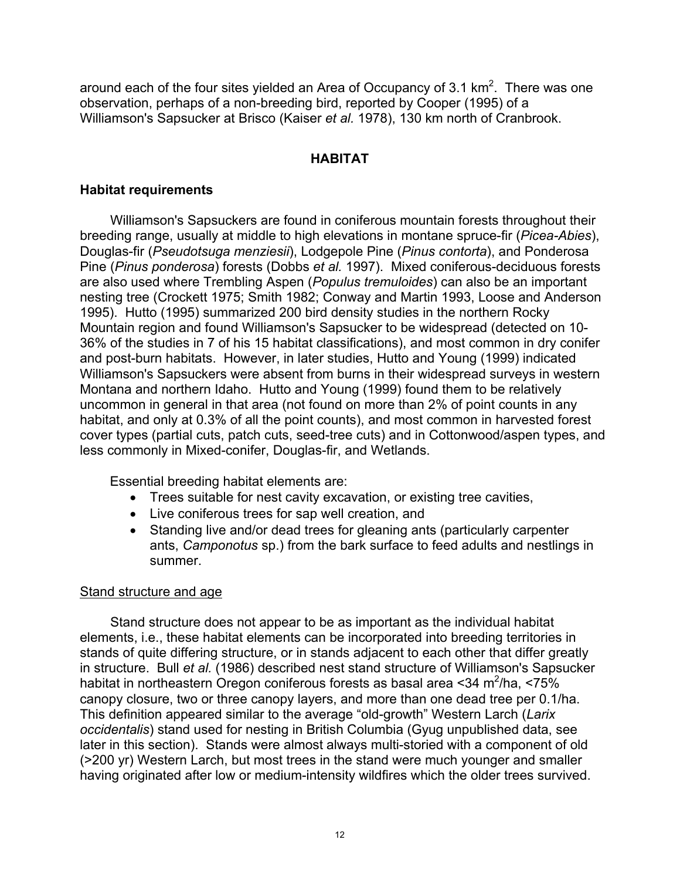around each of the four sites yielded an Area of Occupancy of 3.1 km$^2$. There was one observation, perhaps of a non-breeding bird, reported by Cooper (1995) of a Williamson's Sapsucker at Brisco (Kaiser *et al.* 1978), 130 km north of Cranbrook.

## HABITAT

### Habitat requirements

Williamson's Sapsuckers are found in coniferous mountain forests throughout their breeding range, usually at middle to high elevations in montane spruce-fir (*Picea-Abies*), Douglas-fir (*Pseudotsuga menziesii*), Lodgepole Pine (*Pinus contorta*), and Ponderosa Pine (*Pinus ponderosa*) forests (Dobbs *et al.* 1997). Mixed coniferous-deciduous forests are also used where Trembling Aspen (*Populus tremuloides*) can also be an important nesting tree (Crockett 1975; Smith 1982; Conway and Martin 1993, Loose and Anderson 1995). Hutto (1995) summarized 200 bird density studies in the northern Rocky Mountain region and found Williamson's Sapsucker to be widespread (detected on 10-36% of the studies in 7 of his 15 habitat classifications), and most common in dry conifer and post-burn habitats. However, in later studies, Hutto and Young (1999) indicated Williamson's Sapsuckers were absent from burns in their widespread surveys in western Montana and northern Idaho. Hutto and Young (1999) found them to be relatively uncommon in general in that area (not found on more than 2% of point counts in any habitat, and only at 0.3% of all the point counts), and most common in harvested forest cover types (partial cuts, patch cuts, seed-tree cuts) and in Cottonwood/aspen types, and less commonly in Mixed-conifer, Douglas-fir, and Wetlands.

Essential breeding habitat elements are:

- Trees suitable for nest cavity excavation, or existing tree cavities,
- Live coniferous trees for sap well creation, and
- Standing live and/or dead trees for gleaning ants (particularly carpenter ants, *Camponotus* sp.) from the bark surface to feed adults and nestlings in summer.

<u>Stand structure and age</u>

Stand structure does not appear to be as important as the individual habitat elements, i.e., these habitat elements can be incorporated into breeding territories in stands of quite differing structure, or in stands adjacent to each other that differ greatly in structure. Bull *et al.* (1986) described nest stand structure of Williamson's Sapsucker habitat in northeastern Oregon coniferous forests as basal area <34 m$^2$/ha, <75% canopy closure, two or three canopy layers, and more than one dead tree per 0.1/ha. This definition appeared similar to the average "old-growth" Western Larch (*Larix occidentalis*) stand used for nesting in British Columbia (Gyug unpublished data, see later in this section). Stands were almost always multi-storied with a component of old (>200 yr) Western Larch, but most trees in the stand were much younger and smaller having originated after low or medium-intensity wildfires which the older trees survived.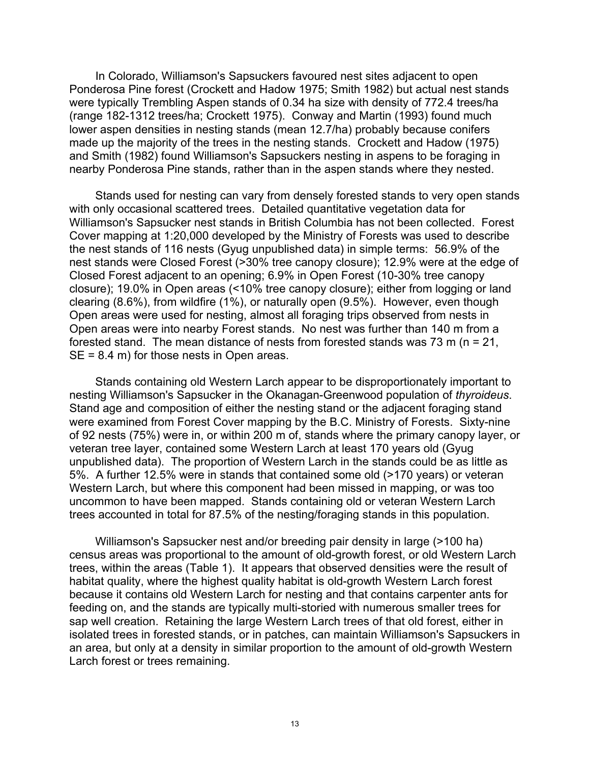In Colorado, Williamson's Sapsuckers favoured nest sites adjacent to open Ponderosa Pine forest (Crockett and Hadow 1975; Smith 1982) but actual nest stands were typically Trembling Aspen stands of 0.34 ha size with density of 772.4 trees/ha (range 182-1312 trees/ha; Crockett 1975). Conway and Martin (1993) found much lower aspen densities in nesting stands (mean 12.7/ha) probably because conifers made up the majority of the trees in the nesting stands. Crockett and Hadow (1975) and Smith (1982) found Williamson's Sapsuckers nesting in aspens to be foraging in nearby Ponderosa Pine stands, rather than in the aspen stands where they nested.

Stands used for nesting can vary from densely forested stands to very open stands with only occasional scattered trees. Detailed quantitative vegetation data for Williamson's Sapsucker nest stands in British Columbia has not been collected. Forest Cover mapping at 1:20,000 developed by the Ministry of Forests was used to describe the nest stands of 116 nests (Gyug unpublished data) in simple terms: 56.9% of the nest stands were Closed Forest (>30% tree canopy closure); 12.9% were at the edge of Closed Forest adjacent to an opening; 6.9% in Open Forest (10-30% tree canopy closure); 19.0% in Open areas (<10% tree canopy closure); either from logging or land clearing (8.6%), from wildfire (1%), or naturally open (9.5%). However, even though Open areas were used for nesting, almost all foraging trips observed from nests in Open areas were into nearby Forest stands. No nest was further than 140 m from a forested stand. The mean distance of nests from forested stands was 73 m (n = 21, SE = 8.4 m) for those nests in Open areas.

Stands containing old Western Larch appear to be disproportionately important to nesting Williamson's Sapsucker in the Okanagan-Greenwood population of *thyroideus*. Stand age and composition of either the nesting stand or the adjacent foraging stand were examined from Forest Cover mapping by the B.C. Ministry of Forests. Sixty-nine of 92 nests (75%) were in, or within 200 m of, stands where the primary canopy layer, or veteran tree layer, contained some Western Larch at least 170 years old (Gyug unpublished data). The proportion of Western Larch in the stands could be as little as 5%. A further 12.5% were in stands that contained some old (>170 years) or veteran Western Larch, but where this component had been missed in mapping, or was too uncommon to have been mapped. Stands containing old or veteran Western Larch trees accounted in total for 87.5% of the nesting/foraging stands in this population.

Williamson's Sapsucker nest and/or breeding pair density in large (>100 ha) census areas was proportional to the amount of old-growth forest, or old Western Larch trees, within the areas (Table 1). It appears that observed densities were the result of habitat quality, where the highest quality habitat is old-growth Western Larch forest because it contains old Western Larch for nesting and that contains carpenter ants for feeding on, and the stands are typically multi-storied with numerous smaller trees for sap well creation. Retaining the large Western Larch trees of that old forest, either in isolated trees in forested stands, or in patches, can maintain Williamson's Sapsuckers in an area, but only at a density in similar proportion to the amount of old-growth Western Larch forest or trees remaining.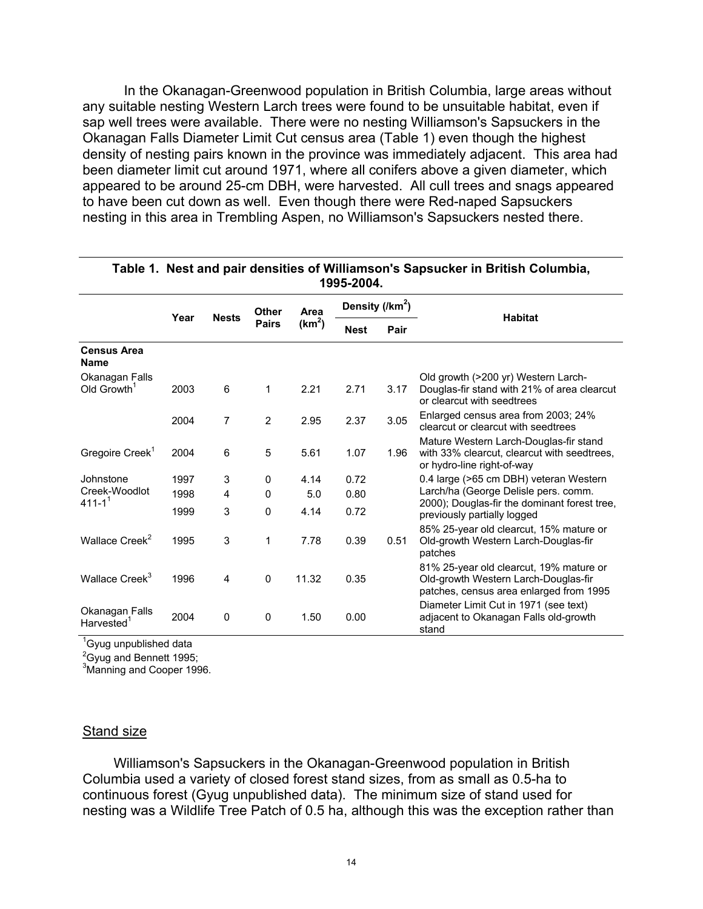In the Okanagan-Greenwood population in British Columbia, large areas without any suitable nesting Western Larch trees were found to be unsuitable habitat, even if sap well trees were available. There were no nesting Williamson's Sapsuckers in the Okanagan Falls Diameter Limit Cut census area (Table 1) even though the highest density of nesting pairs known in the province was immediately adjacent. This area had been diameter limit cut around 1971, where all conifers above a given diameter, which appeared to be around 25-cm DBH, were harvested. All cull trees and snags appeared to have been cut down as well. Even though there were Red-naped Sapsuckers nesting in this area in Trembling Aspen, no Williamson's Sapsuckers nested there.

**Table 1. Nest and pair densities of Williamson's Sapsucker in British Columbia, 1995-2004.**

| | Year | Nests | Other Pairs | Area ($km^2$) | Density ($/km^2$) | | Habitat |
|---|---|---|---|---|---|---|---|
| | | | | | Nest | Pair | |
| **Census Area Name** | | | | | | | |
| Okanagan Falls Old Growth[1] | 2003 | 6 | 1 | 2.21 | 2.71 | 3.17 | Old growth (>200 yr) Western Larch-Douglas-fir stand with 21% of area clearcut or clearcut with seedtrees |
| | 2004 | 7 | 2 | 2.95 | 2.37 | 3.05 | Enlarged census area from 2003; 24% clearcut or clearcut with seedtrees |
| Gregoire Creek[1] | 2004 | 6 | 5 | 5.61 | 1.07 | 1.96 | Mature Western Larch-Douglas-fir stand with 33% clearcut, clearcut with seedtrees, or hydro-line right-of-way |
| Johnstone Creek-Woodlot 411-1[1] | 1997 | 3 | 0 | 4.14 | 0.72 | | 0.4 large (>65 cm DBH) veteran Western Larch/ha (George Delisle pers. comm. 2000); Douglas-fir the dominant forest tree, previously partially logged |
| | 1998 | 4 | 0 | 5.0 | 0.80 | | |
| | 1999 | 3 | 0 | 4.14 | 0.72 | | |
| Wallace Creek[2] | 1995 | 3 | 1 | 7.78 | 0.39 | 0.51 | 85% 25-year old clearcut, 15% mature or Old-growth Western Larch-Douglas-fir patches |
| Wallace Creek[3] | 1996 | 4 | 0 | 11.32 | 0.35 | | 81% 25-year old clearcut, 19% mature or Old-growth Western Larch-Douglas-fir patches, census area enlarged from 1995 |
| Okanagan Falls Harvested[1] | 2004 | 0 | 0 | 1.50 | 0.00 | | Diameter Limit Cut in 1971 (see text) adjacent to Okanagan Falls old-growth stand |

[1]Gyug unpublished data
[2]Gyug and Bennett 1995;
[3]Manning and Cooper 1996.

## Stand size

Williamson's Sapsuckers in the Okanagan-Greenwood population in British Columbia used a variety of closed forest stand sizes, from as small as 0.5-ha to continuous forest (Gyug unpublished data). The minimum size of stand used for nesting was a Wildlife Tree Patch of 0.5 ha, although this was the exception rather than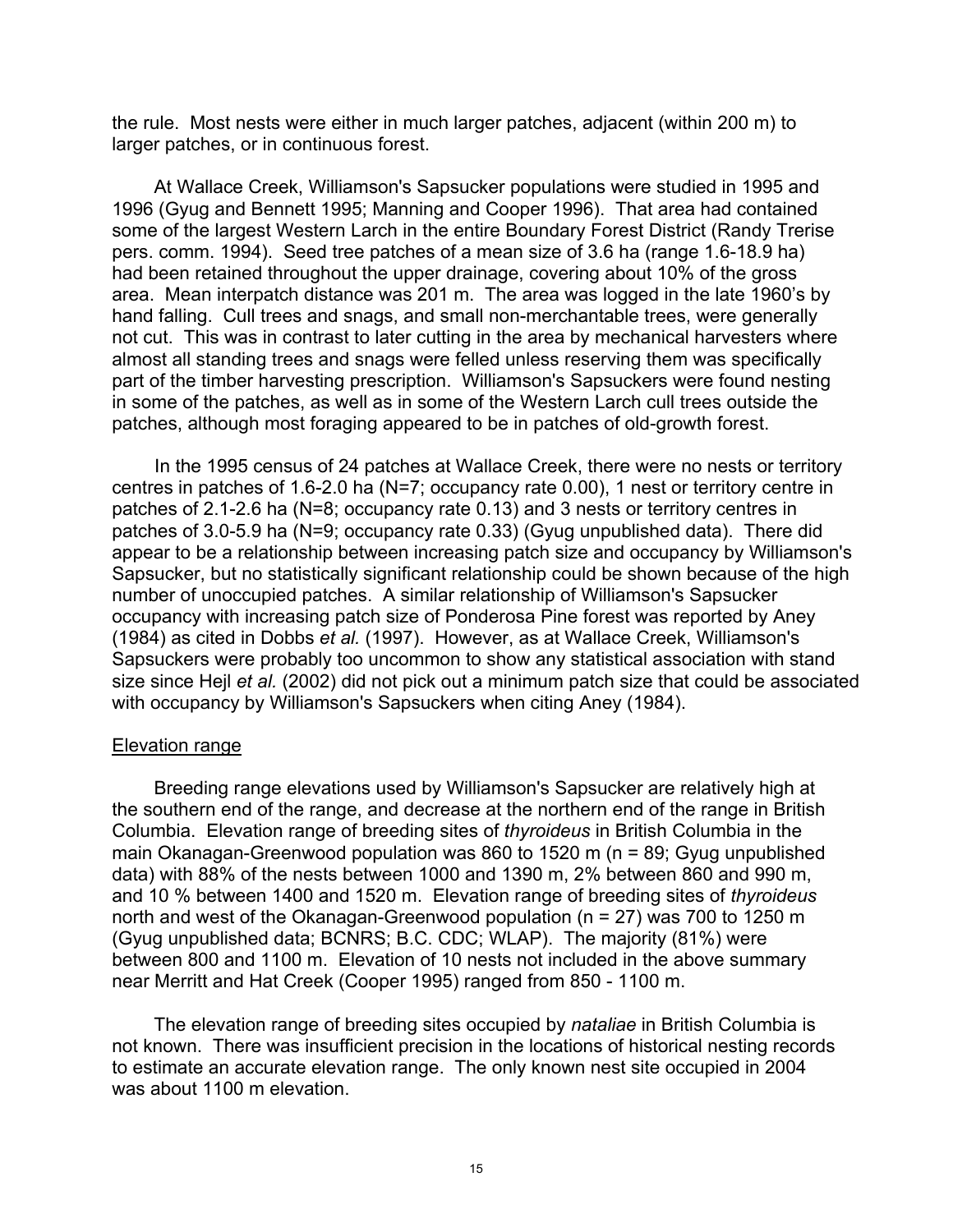the rule. Most nests were either in much larger patches, adjacent (within 200 m) to larger patches, or in continuous forest.

At Wallace Creek, Williamson's Sapsucker populations were studied in 1995 and 1996 (Gyug and Bennett 1995; Manning and Cooper 1996). That area had contained some of the largest Western Larch in the entire Boundary Forest District (Randy Trerise pers. comm. 1994). Seed tree patches of a mean size of 3.6 ha (range 1.6-18.9 ha) had been retained throughout the upper drainage, covering about 10% of the gross area. Mean interpatch distance was 201 m. The area was logged in the late 1960's by hand falling. Cull trees and snags, and small non-merchantable trees, were generally not cut. This was in contrast to later cutting in the area by mechanical harvesters where almost all standing trees and snags were felled unless reserving them was specifically part of the timber harvesting prescription. Williamson's Sapsuckers were found nesting in some of the patches, as well as in some of the Western Larch cull trees outside the patches, although most foraging appeared to be in patches of old-growth forest.

In the 1995 census of 24 patches at Wallace Creek, there were no nests or territory centres in patches of 1.6-2.0 ha (N=7; occupancy rate 0.00), 1 nest or territory centre in patches of 2.1-2.6 ha (N=8; occupancy rate 0.13) and 3 nests or territory centres in patches of 3.0-5.9 ha (N=9; occupancy rate 0.33) (Gyug unpublished data). There did appear to be a relationship between increasing patch size and occupancy by Williamson's Sapsucker, but no statistically significant relationship could be shown because of the high number of unoccupied patches. A similar relationship of Williamson's Sapsucker occupancy with increasing patch size of Ponderosa Pine forest was reported by Aney (1984) as cited in Dobbs *et al.* (1997). However, as at Wallace Creek, Williamson's Sapsuckers were probably too uncommon to show any statistical association with stand size since Hejl *et al.* (2002) did not pick out a minimum patch size that could be associated with occupancy by Williamson's Sapsuckers when citing Aney (1984).

<u>Elevation range</u>

Breeding range elevations used by Williamson's Sapsucker are relatively high at the southern end of the range, and decrease at the northern end of the range in British Columbia. Elevation range of breeding sites of *thyroideus* in British Columbia in the main Okanagan-Greenwood population was 860 to 1520 m (n = 89; Gyug unpublished data) with 88% of the nests between 1000 and 1390 m, 2% between 860 and 990 m, and 10 % between 1400 and 1520 m. Elevation range of breeding sites of *thyroideus* north and west of the Okanagan-Greenwood population (n = 27) was 700 to 1250 m (Gyug unpublished data; BCNRS; B.C. CDC; WLAP). The majority (81%) were between 800 and 1100 m. Elevation of 10 nests not included in the above summary near Merritt and Hat Creek (Cooper 1995) ranged from 850 - 1100 m.

The elevation range of breeding sites occupied by *nataliae* in British Columbia is not known. There was insufficient precision in the locations of historical nesting records to estimate an accurate elevation range. The only known nest site occupied in 2004 was about 1100 m elevation.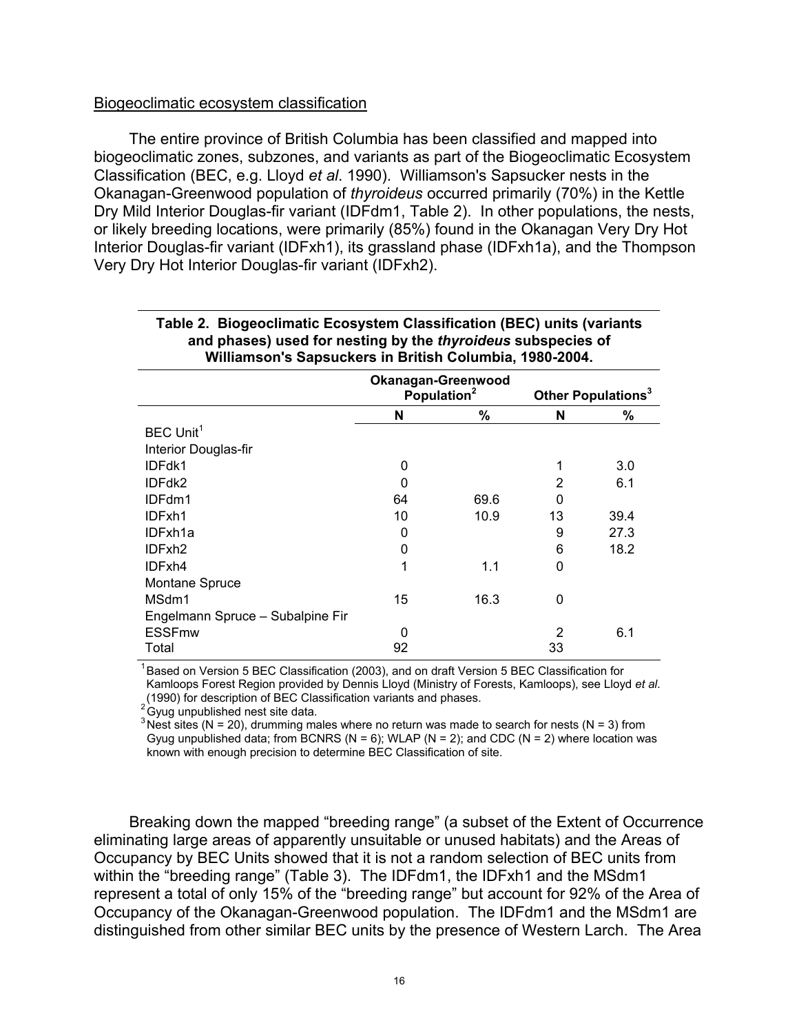Biogeoclimatic ecosystem classification

The entire province of British Columbia has been classified and mapped into biogeoclimatic zones, subzones, and variants as part of the Biogeoclimatic Ecosystem Classification (BEC, e.g. Lloyd *et al*. 1990). Williamson's Sapsucker nests in the Okanagan-Greenwood population of *thyroideus* occurred primarily (70%) in the Kettle Dry Mild Interior Douglas-fir variant (IDFdm1, Table 2). In other populations, the nests, or likely breeding locations, were primarily (85%) found in the Okanagan Very Dry Hot Interior Douglas-fir variant (IDFxh1), its grassland phase (IDFxh1a), and the Thompson Very Dry Hot Interior Douglas-fir variant (IDFxh2).

**Table 2. Biogeoclimatic Ecosystem Classification (BEC) units (variants and phases) used for nesting by the *thyroideus* subspecies of Williamson's Sapsuckers in British Columbia, 1980-2004.**

| | Okanagan-Greenwood Population[2] | | Other Populations[3] | |
|---|---|---|---|---|
| | N | % | N | % |
| BEC Unit[1] | | | | |
| Interior Douglas-fir | | | | |
| IDFdk1 | 0 | | 1 | 3.0 |
| IDFdk2 | 0 | | 2 | 6.1 |
| IDFdm1 | 64 | 69.6 | 0 | |
| IDFxh1 | 10 | 10.9 | 13 | 39.4 |
| IDFxh1a | 0 | | 9 | 27.3 |
| IDFxh2 | 0 | | 6 | 18.2 |
| IDFxh4 | 1 | 1.1 | 0 | |
| Montane Spruce | | | | |
| MSdm1 | 15 | 16.3 | 0 | |
| Engelmann Spruce – Subalpine Fir | | | | |
| ESSFmw | 0 | | 2 | 6.1 |
| Total | 92 | | 33 | |

[1] Based on Version 5 BEC Classification (2003), and on draft Version 5 BEC Classification for Kamloops Forest Region provided by Dennis Lloyd (Ministry of Forests, Kamloops), see Lloyd *et al*. (1990) for description of BEC Classification variants and phases.
[2] Gyug unpublished nest site data.
[3] Nest sites (N = 20), drumming males where no return was made to search for nests (N = 3) from Gyug unpublished data; from BCNRS (N = 6); WLAP (N = 2); and CDC (N = 2) where location was known with enough precision to determine BEC Classification of site.

Breaking down the mapped "breeding range" (a subset of the Extent of Occurrence eliminating large areas of apparently unsuitable or unused habitats) and the Areas of Occupancy by BEC Units showed that it is not a random selection of BEC units from within the "breeding range" (Table 3). The IDFdm1, the IDFxh1 and the MSdm1 represent a total of only 15% of the "breeding range" but account for 92% of the Area of Occupancy of the Okanagan-Greenwood population. The IDFdm1 and the MSdm1 are distinguished from other similar BEC units by the presence of Western Larch. The Area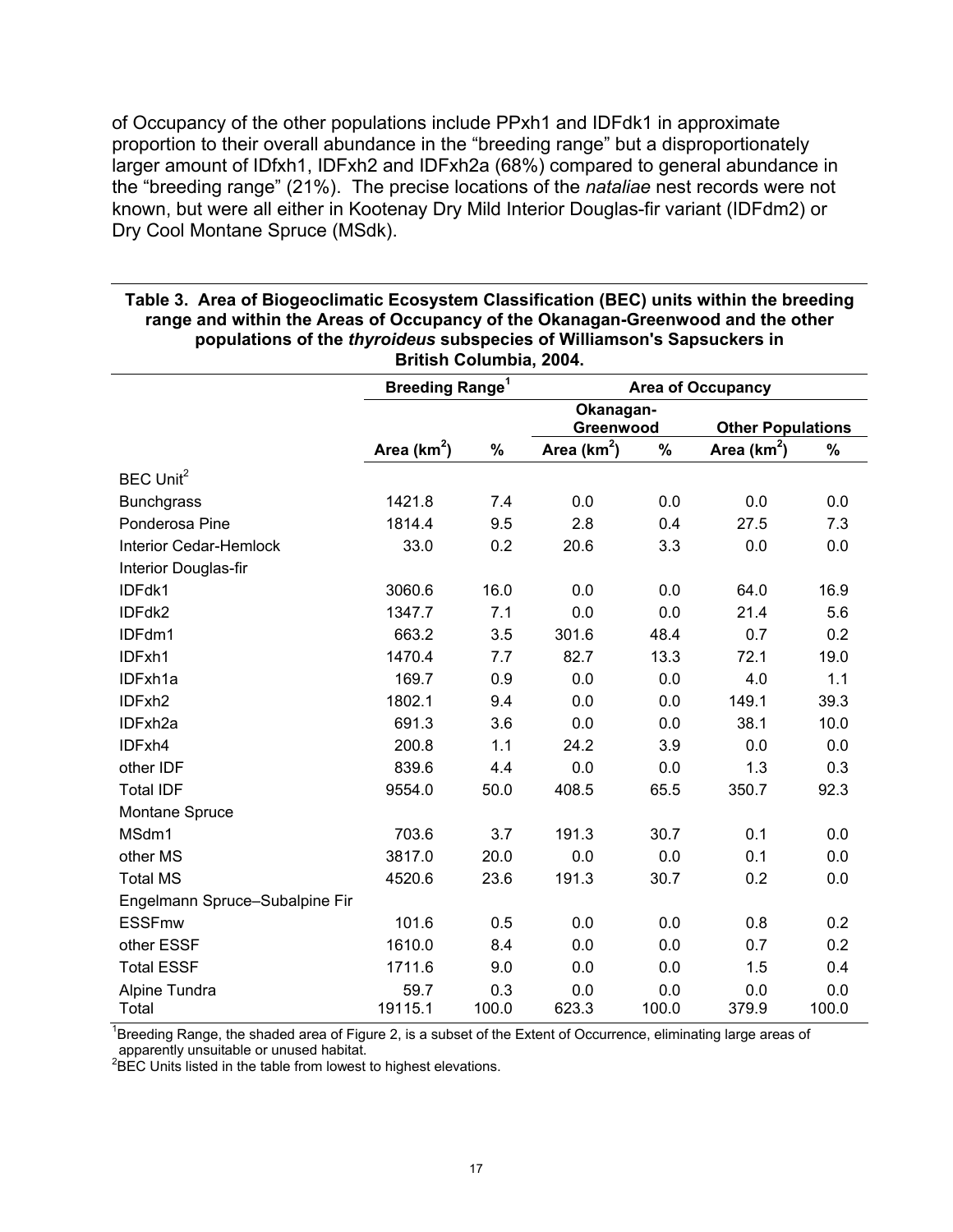of Occupancy of the other populations include PPxh1 and IDFdk1 in approximate proportion to their overall abundance in the "breeding range" but a disproportionately larger amount of IDfxh1, IDFxh2 and IDFxh2a (68%) compared to general abundance in the "breeding range" (21%). The precise locations of the *nataliae* nest records were not known, but were all either in Kootenay Dry Mild Interior Douglas-fir variant (IDFdm2) or Dry Cool Montane Spruce (MSdk).

**Table 3. Area of Biogeoclimatic Ecosystem Classification (BEC) units within the breeding range and within the Areas of Occupancy of the Okanagan-Greenwood and the other populations of the *thyroideus* subspecies of Williamson's Sapsuckers in British Columbia, 2004.**

| | Breeding Range[1] | | Area of Occupancy | | | |
|---|---|---|---|---|---|---|
| | | | Okanagan-Greenwood | | Other Populations | |
| | Area ($km^2$) | % | Area ($km^2$) | % | Area ($km^2$) | % |
| BEC Unit[2] | | | | | | |
| Bunchgrass | 1421.8 | 7.4 | 0.0 | 0.0 | 0.0 | 0.0 |
| Ponderosa Pine | 1814.4 | 9.5 | 2.8 | 0.4 | 27.5 | 7.3 |
| Interior Cedar-Hemlock | 33.0 | 0.2 | 20.6 | 3.3 | 0.0 | 0.0 |
| Interior Douglas-fir | | | | | | |
| IDFdk1 | 3060.6 | 16.0 | 0.0 | 0.0 | 64.0 | 16.9 |
| IDFdk2 | 1347.7 | 7.1 | 0.0 | 0.0 | 21.4 | 5.6 |
| IDFdm1 | 663.2 | 3.5 | 301.6 | 48.4 | 0.7 | 0.2 |
| IDFxh1 | 1470.4 | 7.7 | 82.7 | 13.3 | 72.1 | 19.0 |
| IDFxh1a | 169.7 | 0.9 | 0.0 | 0.0 | 4.0 | 1.1 |
| IDFxh2 | 1802.1 | 9.4 | 0.0 | 0.0 | 149.1 | 39.3 |
| IDFxh2a | 691.3 | 3.6 | 0.0 | 0.0 | 38.1 | 10.0 |
| IDFxh4 | 200.8 | 1.1 | 24.2 | 3.9 | 0.0 | 0.0 |
| other IDF | 839.6 | 4.4 | 0.0 | 0.0 | 1.3 | 0.3 |
| Total IDF | 9554.0 | 50.0 | 408.5 | 65.5 | 350.7 | 92.3 |
| Montane Spruce | | | | | | |
| MSdm1 | 703.6 | 3.7 | 191.3 | 30.7 | 0.1 | 0.0 |
| other MS | 3817.0 | 20.0 | 0.0 | 0.0 | 0.1 | 0.0 |
| Total MS | 4520.6 | 23.6 | 191.3 | 30.7 | 0.2 | 0.0 |
| Engelmann Spruce–Subalpine Fir | | | | | | |
| ESSFmw | 101.6 | 0.5 | 0.0 | 0.0 | 0.8 | 0.2 |
| other ESSF | 1610.0 | 8.4 | 0.0 | 0.0 | 0.7 | 0.2 |
| Total ESSF | 1711.6 | 9.0 | 0.0 | 0.0 | 1.5 | 0.4 |
| Alpine Tundra | 59.7 | 0.3 | 0.0 | 0.0 | 0.0 | 0.0 |
| Total | 19115.1 | 100.0 | 623.3 | 100.0 | 379.9 | 100.0 |

[1]Breeding Range, the shaded area of Figure 2, is a subset of the Extent of Occurrence, eliminating large areas of apparently unsuitable or unused habitat.
[2]BEC Units listed in the table from lowest to highest elevations.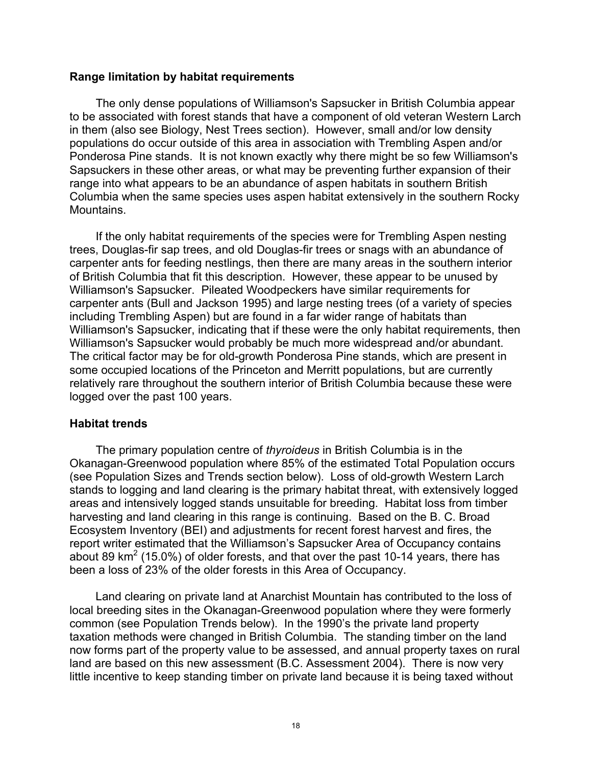### Range limitation by habitat requirements

The only dense populations of Williamson's Sapsucker in British Columbia appear to be associated with forest stands that have a component of old veteran Western Larch in them (also see Biology, Nest Trees section). However, small and/or low density populations do occur outside of this area in association with Trembling Aspen and/or Ponderosa Pine stands. It is not known exactly why there might be so few Williamson's Sapsuckers in these other areas, or what may be preventing further expansion of their range into what appears to be an abundance of aspen habitats in southern British Columbia when the same species uses aspen habitat extensively in the southern Rocky Mountains.

If the only habitat requirements of the species were for Trembling Aspen nesting trees, Douglas-fir sap trees, and old Douglas-fir trees or snags with an abundance of carpenter ants for feeding nestlings, then there are many areas in the southern interior of British Columbia that fit this description. However, these appear to be unused by Williamson's Sapsucker. Pileated Woodpeckers have similar requirements for carpenter ants (Bull and Jackson 1995) and large nesting trees (of a variety of species including Trembling Aspen) but are found in a far wider range of habitats than Williamson's Sapsucker, indicating that if these were the only habitat requirements, then Williamson's Sapsucker would probably be much more widespread and/or abundant. The critical factor may be for old-growth Ponderosa Pine stands, which are present in some occupied locations of the Princeton and Merritt populations, but are currently relatively rare throughout the southern interior of British Columbia because these were logged over the past 100 years.

### Habitat trends

The primary population centre of *thyroideus* in British Columbia is in the Okanagan-Greenwood population where 85% of the estimated Total Population occurs (see Population Sizes and Trends section below). Loss of old-growth Western Larch stands to logging and land clearing is the primary habitat threat, with extensively logged areas and intensively logged stands unsuitable for breeding. Habitat loss from timber harvesting and land clearing in this range is continuing. Based on the B. C. Broad Ecosystem Inventory (BEI) and adjustments for recent forest harvest and fires, the report writer estimated that the Williamson's Sapsucker Area of Occupancy contains about 89 $km^2$ (15.0%) of older forests, and that over the past 10-14 years, there has been a loss of 23% of the older forests in this Area of Occupancy.

Land clearing on private land at Anarchist Mountain has contributed to the loss of local breeding sites in the Okanagan-Greenwood population where they were formerly common (see Population Trends below). In the 1990's the private land property taxation methods were changed in British Columbia. The standing timber on the land now forms part of the property value to be assessed, and annual property taxes on rural land are based on this new assessment (B.C. Assessment 2004). There is now very little incentive to keep standing timber on private land because it is being taxed without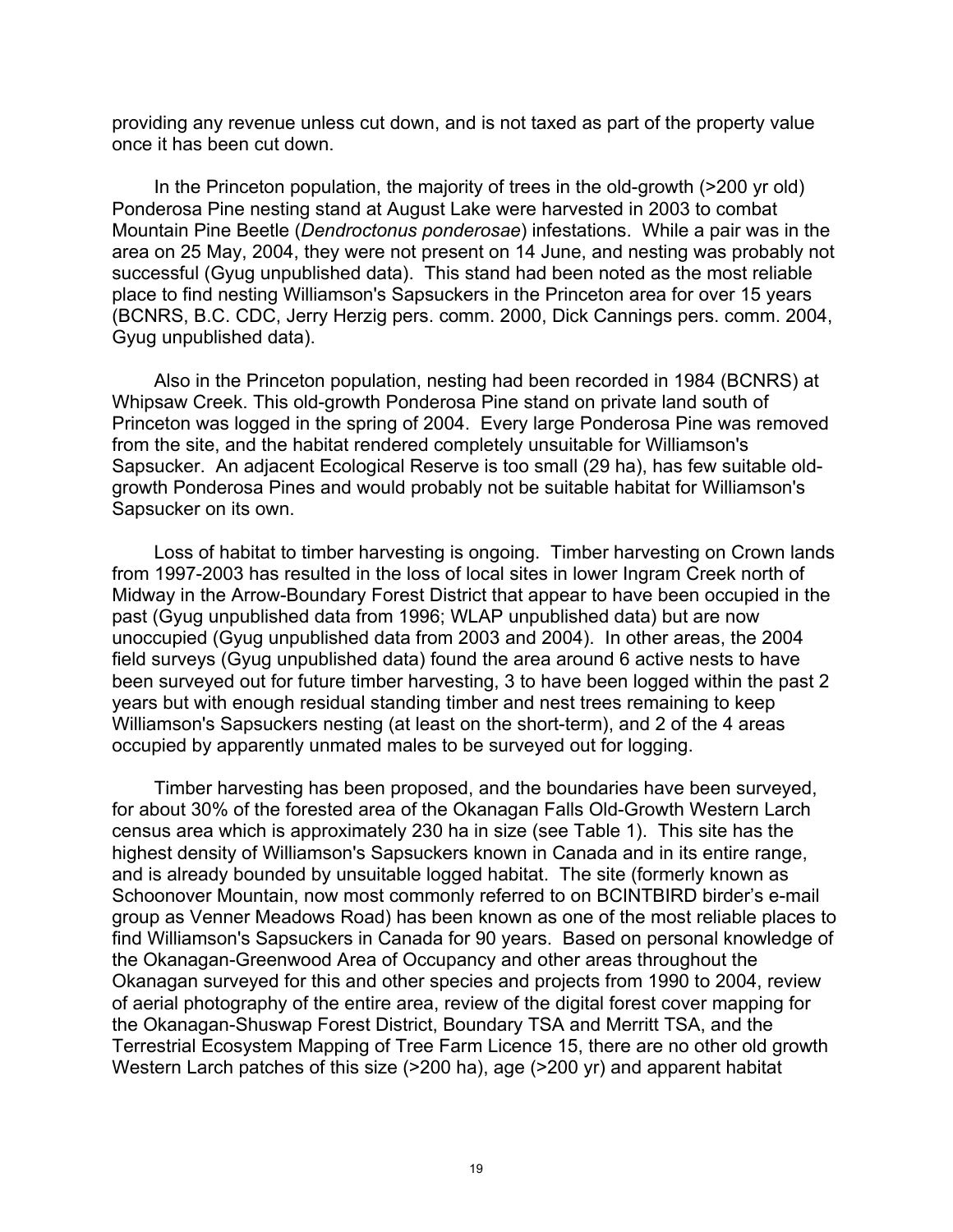providing any revenue unless cut down, and is not taxed as part of the property value once it has been cut down.

In the Princeton population, the majority of trees in the old-growth (>200 yr old) Ponderosa Pine nesting stand at August Lake were harvested in 2003 to combat Mountain Pine Beetle (*Dendroctonus ponderosae*) infestations. While a pair was in the area on 25 May, 2004, they were not present on 14 June, and nesting was probably not successful (Gyug unpublished data). This stand had been noted as the most reliable place to find nesting Williamson's Sapsuckers in the Princeton area for over 15 years (BCNRS, B.C. CDC, Jerry Herzig pers. comm. 2000, Dick Cannings pers. comm. 2004, Gyug unpublished data).

Also in the Princeton population, nesting had been recorded in 1984 (BCNRS) at Whipsaw Creek. This old-growth Ponderosa Pine stand on private land south of Princeton was logged in the spring of 2004. Every large Ponderosa Pine was removed from the site, and the habitat rendered completely unsuitable for Williamson's Sapsucker. An adjacent Ecological Reserve is too small (29 ha), has few suitable old-growth Ponderosa Pines and would probably not be suitable habitat for Williamson's Sapsucker on its own.

Loss of habitat to timber harvesting is ongoing. Timber harvesting on Crown lands from 1997-2003 has resulted in the loss of local sites in lower Ingram Creek north of Midway in the Arrow-Boundary Forest District that appear to have been occupied in the past (Gyug unpublished data from 1996; WLAP unpublished data) but are now unoccupied (Gyug unpublished data from 2003 and 2004). In other areas, the 2004 field surveys (Gyug unpublished data) found the area around 6 active nests to have been surveyed out for future timber harvesting, 3 to have been logged within the past 2 years but with enough residual standing timber and nest trees remaining to keep Williamson's Sapsuckers nesting (at least on the short-term), and 2 of the 4 areas occupied by apparently unmated males to be surveyed out for logging.

Timber harvesting has been proposed, and the boundaries have been surveyed, for about 30% of the forested area of the Okanagan Falls Old-Growth Western Larch census area which is approximately 230 ha in size (see Table 1). This site has the highest density of Williamson's Sapsuckers known in Canada and in its entire range, and is already bounded by unsuitable logged habitat. The site (formerly known as Schoonover Mountain, now most commonly referred to on BCINTBIRD birder's e-mail group as Venner Meadows Road) has been known as one of the most reliable places to find Williamson's Sapsuckers in Canada for 90 years. Based on personal knowledge of the Okanagan-Greenwood Area of Occupancy and other areas throughout the Okanagan surveyed for this and other species and projects from 1990 to 2004, review of aerial photography of the entire area, review of the digital forest cover mapping for the Okanagan-Shuswap Forest District, Boundary TSA and Merritt TSA, and the Terrestrial Ecosystem Mapping of Tree Farm Licence 15, there are no other old growth Western Larch patches of this size (>200 ha), age (>200 yr) and apparent habitat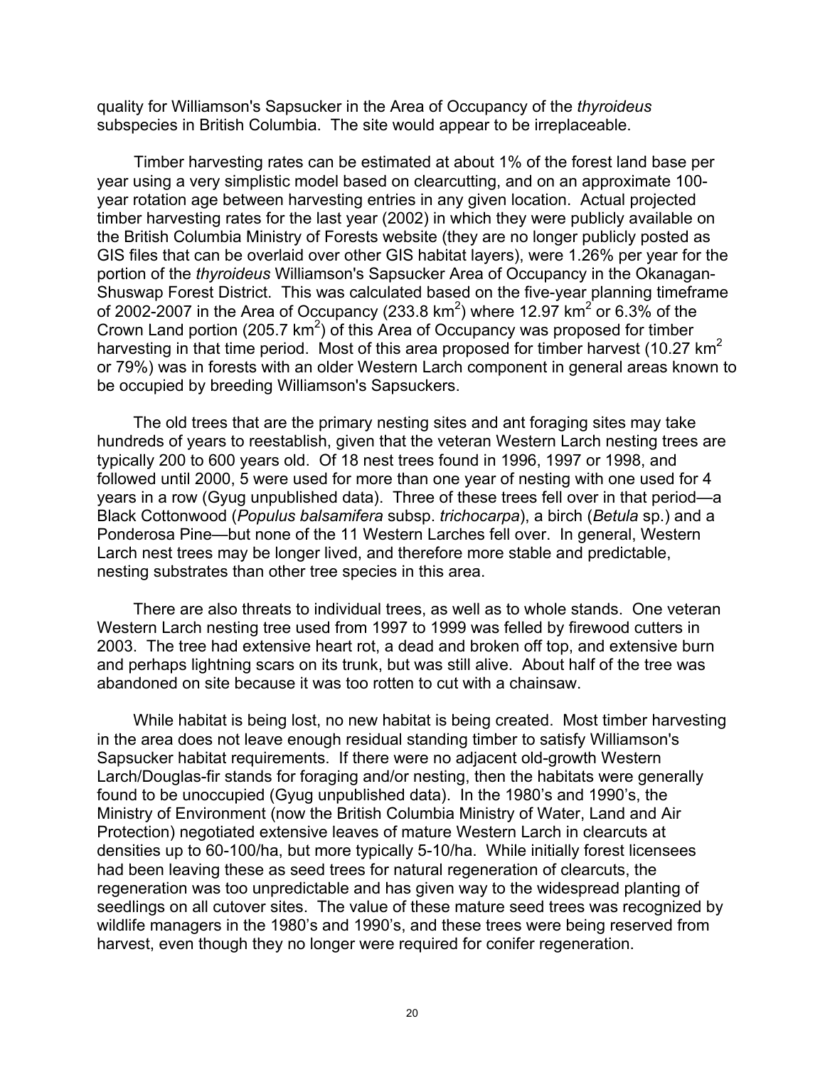quality for Williamson's Sapsucker in the Area of Occupancy of the *thyroideus* subspecies in British Columbia. The site would appear to be irreplaceable.

Timber harvesting rates can be estimated at about 1% of the forest land base per year using a very simplistic model based on clearcutting, and on an approximate 100-year rotation age between harvesting entries in any given location. Actual projected timber harvesting rates for the last year (2002) in which they were publicly available on the British Columbia Ministry of Forests website (they are no longer publicly posted as GIS files that can be overlaid over other GIS habitat layers), were 1.26% per year for the portion of the *thyroideus* Williamson's Sapsucker Area of Occupancy in the Okanagan-Shuswap Forest District. This was calculated based on the five-year planning timeframe of 2002-2007 in the Area of Occupancy (233.8 km$^2$) where 12.97 km$^2$ or 6.3% of the Crown Land portion (205.7 km$^2$) of this Area of Occupancy was proposed for timber harvesting in that time period. Most of this area proposed for timber harvest (10.27 km$^2$ or 79%) was in forests with an older Western Larch component in general areas known to be occupied by breeding Williamson's Sapsuckers.

The old trees that are the primary nesting sites and ant foraging sites may take hundreds of years to reestablish, given that the veteran Western Larch nesting trees are typically 200 to 600 years old. Of 18 nest trees found in 1996, 1997 or 1998, and followed until 2000, 5 were used for more than one year of nesting with one used for 4 years in a row (Gyug unpublished data). Three of these trees fell over in that period—a Black Cottonwood (*Populus balsamifera* subsp. *trichocarpa*), a birch (*Betula* sp.) and a Ponderosa Pine—but none of the 11 Western Larches fell over. In general, Western Larch nest trees may be longer lived, and therefore more stable and predictable, nesting substrates than other tree species in this area.

There are also threats to individual trees, as well as to whole stands. One veteran Western Larch nesting tree used from 1997 to 1999 was felled by firewood cutters in 2003. The tree had extensive heart rot, a dead and broken off top, and extensive burn and perhaps lightning scars on its trunk, but was still alive. About half of the tree was abandoned on site because it was too rotten to cut with a chainsaw.

While habitat is being lost, no new habitat is being created. Most timber harvesting in the area does not leave enough residual standing timber to satisfy Williamson's Sapsucker habitat requirements. If there were no adjacent old-growth Western Larch/Douglas-fir stands for foraging and/or nesting, then the habitats were generally found to be unoccupied (Gyug unpublished data). In the 1980's and 1990's, the Ministry of Environment (now the British Columbia Ministry of Water, Land and Air Protection) negotiated extensive leaves of mature Western Larch in clearcuts at densities up to 60-100/ha, but more typically 5-10/ha. While initially forest licensees had been leaving these as seed trees for natural regeneration of clearcuts, the regeneration was too unpredictable and has given way to the widespread planting of seedlings on all cutover sites. The value of these mature seed trees was recognized by wildlife managers in the 1980's and 1990's, and these trees were being reserved from harvest, even though they no longer were required for conifer regeneration.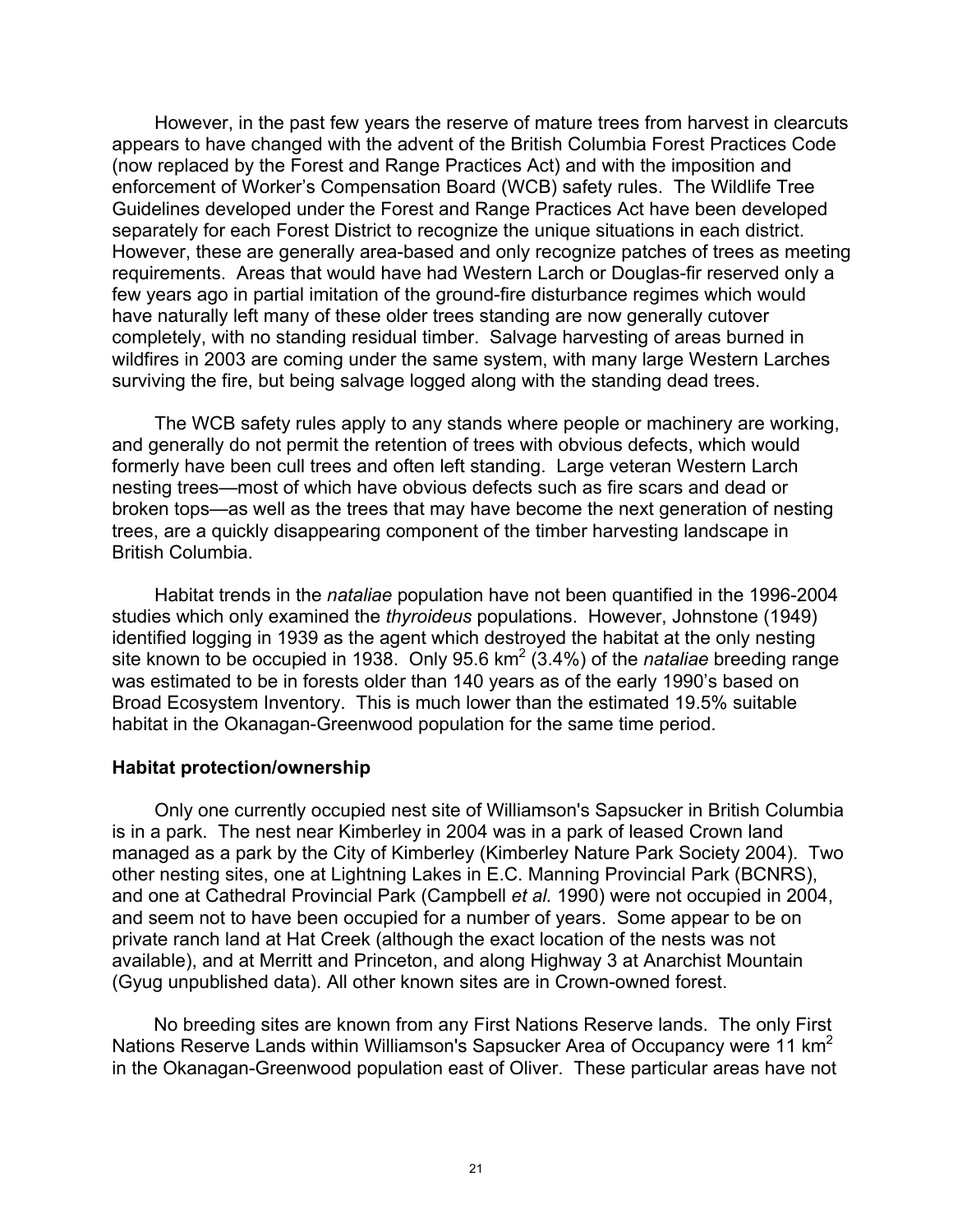However, in the past few years the reserve of mature trees from harvest in clearcuts appears to have changed with the advent of the British Columbia Forest Practices Code (now replaced by the Forest and Range Practices Act) and with the imposition and enforcement of Worker's Compensation Board (WCB) safety rules. The Wildlife Tree Guidelines developed under the Forest and Range Practices Act have been developed separately for each Forest District to recognize the unique situations in each district. However, these are generally area-based and only recognize patches of trees as meeting requirements. Areas that would have had Western Larch or Douglas-fir reserved only a few years ago in partial imitation of the ground-fire disturbance regimes which would have naturally left many of these older trees standing are now generally cutover completely, with no standing residual timber. Salvage harvesting of areas burned in wildfires in 2003 are coming under the same system, with many large Western Larches surviving the fire, but being salvage logged along with the standing dead trees.

The WCB safety rules apply to any stands where people or machinery are working, and generally do not permit the retention of trees with obvious defects, which would formerly have been cull trees and often left standing. Large veteran Western Larch nesting trees—most of which have obvious defects such as fire scars and dead or broken tops—as well as the trees that may have become the next generation of nesting trees, are a quickly disappearing component of the timber harvesting landscape in British Columbia.

Habitat trends in the *nataliae* population have not been quantified in the 1996-2004 studies which only examined the *thyroideus* populations. However, Johnstone (1949) identified logging in 1939 as the agent which destroyed the habitat at the only nesting site known to be occupied in 1938. Only 95.6 km$^2$ (3.4%) of the *nataliae* breeding range was estimated to be in forests older than 140 years as of the early 1990's based on Broad Ecosystem Inventory. This is much lower than the estimated 19.5% suitable habitat in the Okanagan-Greenwood population for the same time period.

**Habitat protection/ownership**

Only one currently occupied nest site of Williamson's Sapsucker in British Columbia is in a park. The nest near Kimberley in 2004 was in a park of leased Crown land managed as a park by the City of Kimberley (Kimberley Nature Park Society 2004). Two other nesting sites, one at Lightning Lakes in E.C. Manning Provincial Park (BCNRS), and one at Cathedral Provincial Park (Campbell *et al.* 1990) were not occupied in 2004, and seem not to have been occupied for a number of years. Some appear to be on private ranch land at Hat Creek (although the exact location of the nests was not available), and at Merritt and Princeton, and along Highway 3 at Anarchist Mountain (Gyug unpublished data). All other known sites are in Crown-owned forest.

No breeding sites are known from any First Nations Reserve lands. The only First Nations Reserve Lands within Williamson's Sapsucker Area of Occupancy were 11 km$^2$ in the Okanagan-Greenwood population east of Oliver. These particular areas have not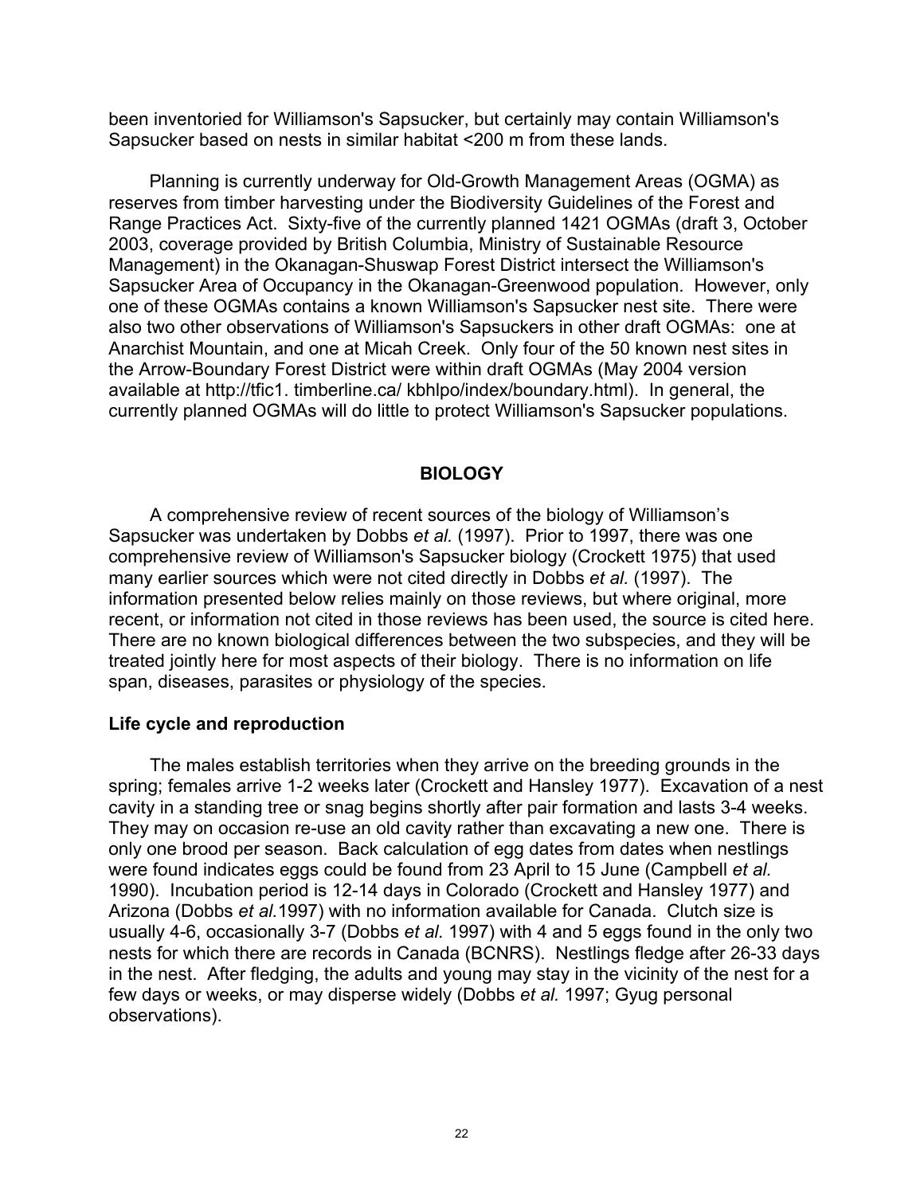been inventoried for Williamson's Sapsucker, but certainly may contain Williamson's Sapsucker based on nests in similar habitat <200 m from these lands.

Planning is currently underway for Old-Growth Management Areas (OGMA) as reserves from timber harvesting under the Biodiversity Guidelines of the Forest and Range Practices Act. Sixty-five of the currently planned 1421 OGMAs (draft 3, October 2003, coverage provided by British Columbia, Ministry of Sustainable Resource Management) in the Okanagan-Shuswap Forest District intersect the Williamson's Sapsucker Area of Occupancy in the Okanagan-Greenwood population. However, only one of these OGMAs contains a known Williamson's Sapsucker nest site. There were also two other observations of Williamson's Sapsuckers in other draft OGMAs: one at Anarchist Mountain, and one at Micah Creek. Only four of the 50 known nest sites in the Arrow-Boundary Forest District were within draft OGMAs (May 2004 version available at http://tfic1. timberline.ca/ kbhlpo/index/boundary.html). In general, the currently planned OGMAs will do little to protect Williamson's Sapsucker populations.

## BIOLOGY

A comprehensive review of recent sources of the biology of Williamson's Sapsucker was undertaken by Dobbs *et al.* (1997). Prior to 1997, there was one comprehensive review of Williamson's Sapsucker biology (Crockett 1975) that used many earlier sources which were not cited directly in Dobbs *et al.* (1997). The information presented below relies mainly on those reviews, but where original, more recent, or information not cited in those reviews has been used, the source is cited here. There are no known biological differences between the two subspecies, and they will be treated jointly here for most aspects of their biology. There is no information on life span, diseases, parasites or physiology of the species.

### Life cycle and reproduction

The males establish territories when they arrive on the breeding grounds in the spring; females arrive 1-2 weeks later (Crockett and Hansley 1977). Excavation of a nest cavity in a standing tree or snag begins shortly after pair formation and lasts 3-4 weeks. They may on occasion re-use an old cavity rather than excavating a new one. There is only one brood per season. Back calculation of egg dates from dates when nestlings were found indicates eggs could be found from 23 April to 15 June (Campbell *et al.* 1990). Incubation period is 12-14 days in Colorado (Crockett and Hansley 1977) and Arizona (Dobbs *et al.*1997) with no information available for Canada. Clutch size is usually 4-6, occasionally 3-7 (Dobbs *et al.* 1997) with 4 and 5 eggs found in the only two nests for which there are records in Canada (BCNRS). Nestlings fledge after 26-33 days in the nest. After fledging, the adults and young may stay in the vicinity of the nest for a few days or weeks, or may disperse widely (Dobbs *et al.* 1997; Gyug personal observations).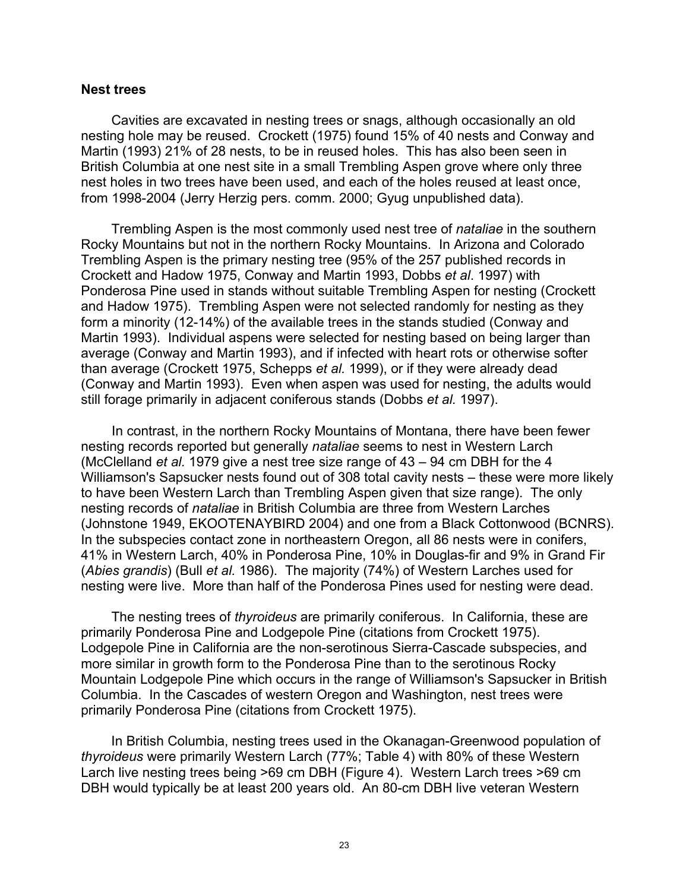**Nest trees**

Cavities are excavated in nesting trees or snags, although occasionally an old nesting hole may be reused. Crockett (1975) found 15% of 40 nests and Conway and Martin (1993) 21% of 28 nests, to be in reused holes. This has also been seen in British Columbia at one nest site in a small Trembling Aspen grove where only three nest holes in two trees have been used, and each of the holes reused at least once, from 1998-2004 (Jerry Herzig pers. comm. 2000; Gyug unpublished data).

Trembling Aspen is the most commonly used nest tree of *nataliae* in the southern Rocky Mountains but not in the northern Rocky Mountains. In Arizona and Colorado Trembling Aspen is the primary nesting tree (95% of the 257 published records in Crockett and Hadow 1975, Conway and Martin 1993, Dobbs *et al*. 1997) with Ponderosa Pine used in stands without suitable Trembling Aspen for nesting (Crockett and Hadow 1975). Trembling Aspen were not selected randomly for nesting as they form a minority (12-14%) of the available trees in the stands studied (Conway and Martin 1993). Individual aspens were selected for nesting based on being larger than average (Conway and Martin 1993), and if infected with heart rots or otherwise softer than average (Crockett 1975, Schepps *et al.* 1999), or if they were already dead (Conway and Martin 1993). Even when aspen was used for nesting, the adults would still forage primarily in adjacent coniferous stands (Dobbs *et al.* 1997).

In contrast, in the northern Rocky Mountains of Montana, there have been fewer nesting records reported but generally *nataliae* seems to nest in Western Larch (McClelland *et al.* 1979 give a nest tree size range of 43 – 94 cm DBH for the 4 Williamson's Sapsucker nests found out of 308 total cavity nests – these were more likely to have been Western Larch than Trembling Aspen given that size range). The only nesting records of *nataliae* in British Columbia are three from Western Larches (Johnstone 1949, EKOOTENAYBIRD 2004) and one from a Black Cottonwood (BCNRS). In the subspecies contact zone in northeastern Oregon, all 86 nests were in conifers, 41% in Western Larch, 40% in Ponderosa Pine, 10% in Douglas-fir and 9% in Grand Fir (*Abies grandis*) (Bull *et al.* 1986). The majority (74%) of Western Larches used for nesting were live. More than half of the Ponderosa Pines used for nesting were dead.

The nesting trees of *thyroideus* are primarily coniferous. In California, these are primarily Ponderosa Pine and Lodgepole Pine (citations from Crockett 1975). Lodgepole Pine in California are the non-serotinous Sierra-Cascade subspecies, and more similar in growth form to the Ponderosa Pine than to the serotinous Rocky Mountain Lodgepole Pine which occurs in the range of Williamson's Sapsucker in British Columbia. In the Cascades of western Oregon and Washington, nest trees were primarily Ponderosa Pine (citations from Crockett 1975).

In British Columbia, nesting trees used in the Okanagan-Greenwood population of *thyroideus* were primarily Western Larch (77%; Table 4) with 80% of these Western Larch live nesting trees being >69 cm DBH (Figure 4). Western Larch trees >69 cm DBH would typically be at least 200 years old. An 80-cm DBH live veteran Western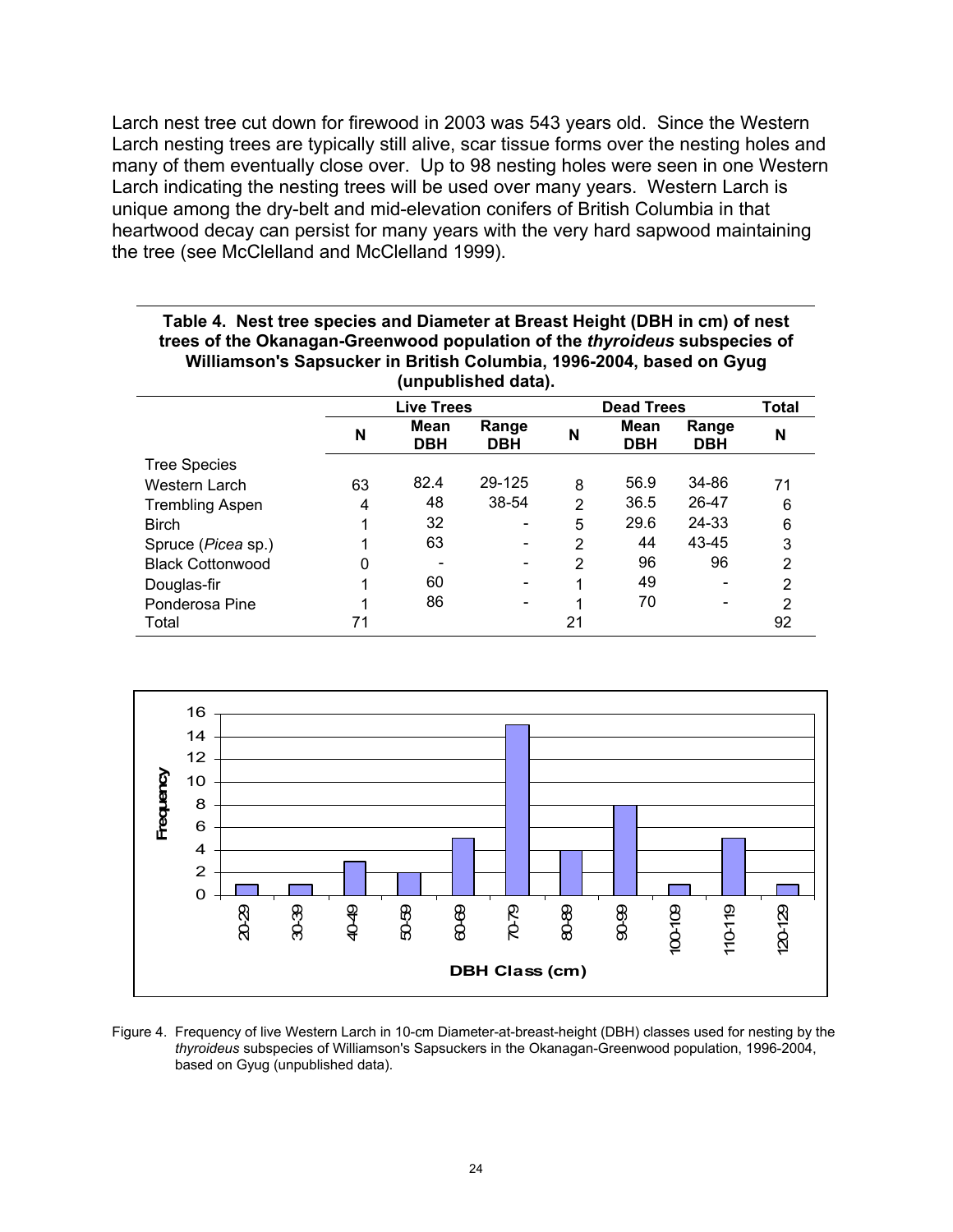Larch nest tree cut down for firewood in 2003 was 543 years old. Since the Western Larch nesting trees are typically still alive, scar tissue forms over the nesting holes and many of them eventually close over. Up to 98 nesting holes were seen in one Western Larch indicating the nesting trees will be used over many years. Western Larch is unique among the dry-belt and mid-elevation conifers of British Columbia in that heartwood decay can persist for many years with the very hard sapwood maintaining the tree (see McClelland and McClelland 1999).

**Table 4. Nest tree species and Diameter at Breast Height (DBH in cm) of nest trees of the Okanagan-Greenwood population of the *thyroideus* subspecies of Williamson's Sapsucker in British Columbia, 1996-2004, based on Gyug (unpublished data).**

| | Live Trees | | | Dead Trees | | | Total |
|---|---|---|---|---|---|---|---|
| | N | Mean DBH | Range DBH | N | Mean DBH | Range DBH | N |
| Tree Species | | | | | | | |
| Western Larch | 63 | 82.4 | 29-125 | 8 | 56.9 | 34-86 | 71 |
| Trembling Aspen | 4 | 48 | 38-54 | 2 | 36.5 | 26-47 | 6 |
| Birch | 1 | 32 | - | 5 | 29.6 | 24-33 | 6 |
| Spruce (*Picea* sp.) | 1 | 63 | - | 2 | 44 | 43-45 | 3 |
| Black Cottonwood | 0 | - | - | 2 | 96 | 96 | 2 |
| Douglas-fir | 1 | 60 | - | 1 | 49 | - | 2 |
| Ponderosa Pine | 1 | 86 | - | 1 | 70 | - | 2 |
| Total | 71 | | | 21 | | | 92 |

| DBH Class (cm) | Frequency |
|---|---|
| 20-29 | 1 |
| 30-39 | 1 |
| 40-49 | 3 |
| 50-59 | 2 |
| 60-69 | 5 |
| 70-79 | 15 |
| 80-89 | 4 |
| 90-99 | 8 |
| 100-109 | 1 |
| 110-119 | 5 |
| 120-129 | 1 |

Figure 4. Frequency of live Western Larch in 10-cm Diameter-at-breast-height (DBH) classes used for nesting by the *thyroideus* subspecies of Williamson's Sapsuckers in the Okanagan-Greenwood population, 1996-2004, based on Gyug (unpublished data).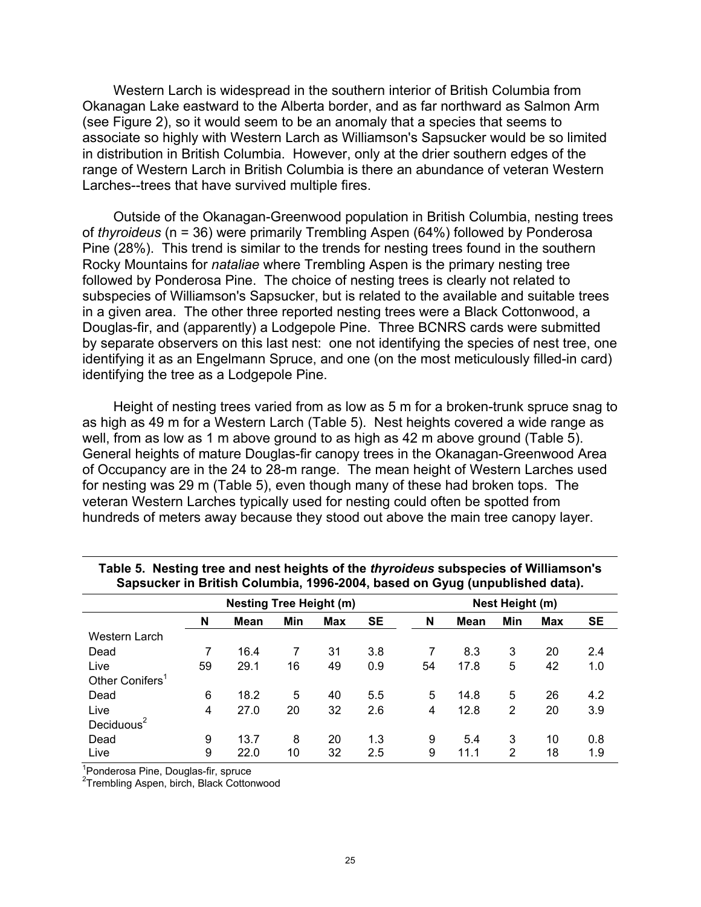Western Larch is widespread in the southern interior of British Columbia from Okanagan Lake eastward to the Alberta border, and as far northward as Salmon Arm (see Figure 2), so it would seem to be an anomaly that a species that seems to associate so highly with Western Larch as Williamson's Sapsucker would be so limited in distribution in British Columbia. However, only at the drier southern edges of the range of Western Larch in British Columbia is there an abundance of veteran Western Larches--trees that have survived multiple fires.

Outside of the Okanagan-Greenwood population in British Columbia, nesting trees of *thyroideus* (n = 36) were primarily Trembling Aspen (64%) followed by Ponderosa Pine (28%). This trend is similar to the trends for nesting trees found in the southern Rocky Mountains for *nataliae* where Trembling Aspen is the primary nesting tree followed by Ponderosa Pine. The choice of nesting trees is clearly not related to subspecies of Williamson's Sapsucker, but is related to the available and suitable trees in a given area. The other three reported nesting trees were a Black Cottonwood, a Douglas-fir, and (apparently) a Lodgepole Pine. Three BCNRS cards were submitted by separate observers on this last nest: one not identifying the species of nest tree, one identifying it as an Engelmann Spruce, and one (on the most meticulously filled-in card) identifying the tree as a Lodgepole Pine.

Height of nesting trees varied from as low as 5 m for a broken-trunk spruce snag to as high as 49 m for a Western Larch (Table 5). Nest heights covered a wide range as well, from as low as 1 m above ground to as high as 42 m above ground (Table 5). General heights of mature Douglas-fir canopy trees in the Okanagan-Greenwood Area of Occupancy are in the 24 to 28-m range. The mean height of Western Larches used for nesting was 29 m (Table 5), even though many of these had broken tops. The veteran Western Larches typically used for nesting could often be spotted from hundreds of meters away because they stood out above the main tree canopy layer.

**Table 5. Nesting tree and nest heights of the *thyroideus* subspecies of Williamson's Sapsucker in British Columbia, 1996-2004, based on Gyug (unpublished data).**

| | Nesting Tree Height (m) | | | | | Nest Height (m) | | | | |
|---|---|---|---|---|---|---|---|---|---|---|
| | N | Mean | Min | Max | SE | N | Mean | Min | Max | SE |
| Western Larch | | | | | | | | | | |
| Dead | 7 | 16.4 | 7 | 31 | 3.8 | 7 | 8.3 | 3 | 20 | 2.4 |
| Live | 59 | 29.1 | 16 | 49 | 0.9 | 54 | 17.8 | 5 | 42 | 1.0 |
| Other Conifers[1] | | | | | | | | | | |
| Dead | 6 | 18.2 | 5 | 40 | 5.5 | 5 | 14.8 | 5 | 26 | 4.2 |
| Live | 4 | 27.0 | 20 | 32 | 2.6 | 4 | 12.8 | 2 | 20 | 3.9 |
| Deciduous[2] | | | | | | | | | | |
| Dead | 9 | 13.7 | 8 | 20 | 1.3 | 9 | 5.4 | 3 | 10 | 0.8 |
| Live | 9 | 22.0 | 10 | 32 | 2.5 | 9 | 11.1 | 2 | 18 | 1.9 |

[1]Ponderosa Pine, Douglas-fir, spruce
[2]Trembling Aspen, birch, Black Cottonwood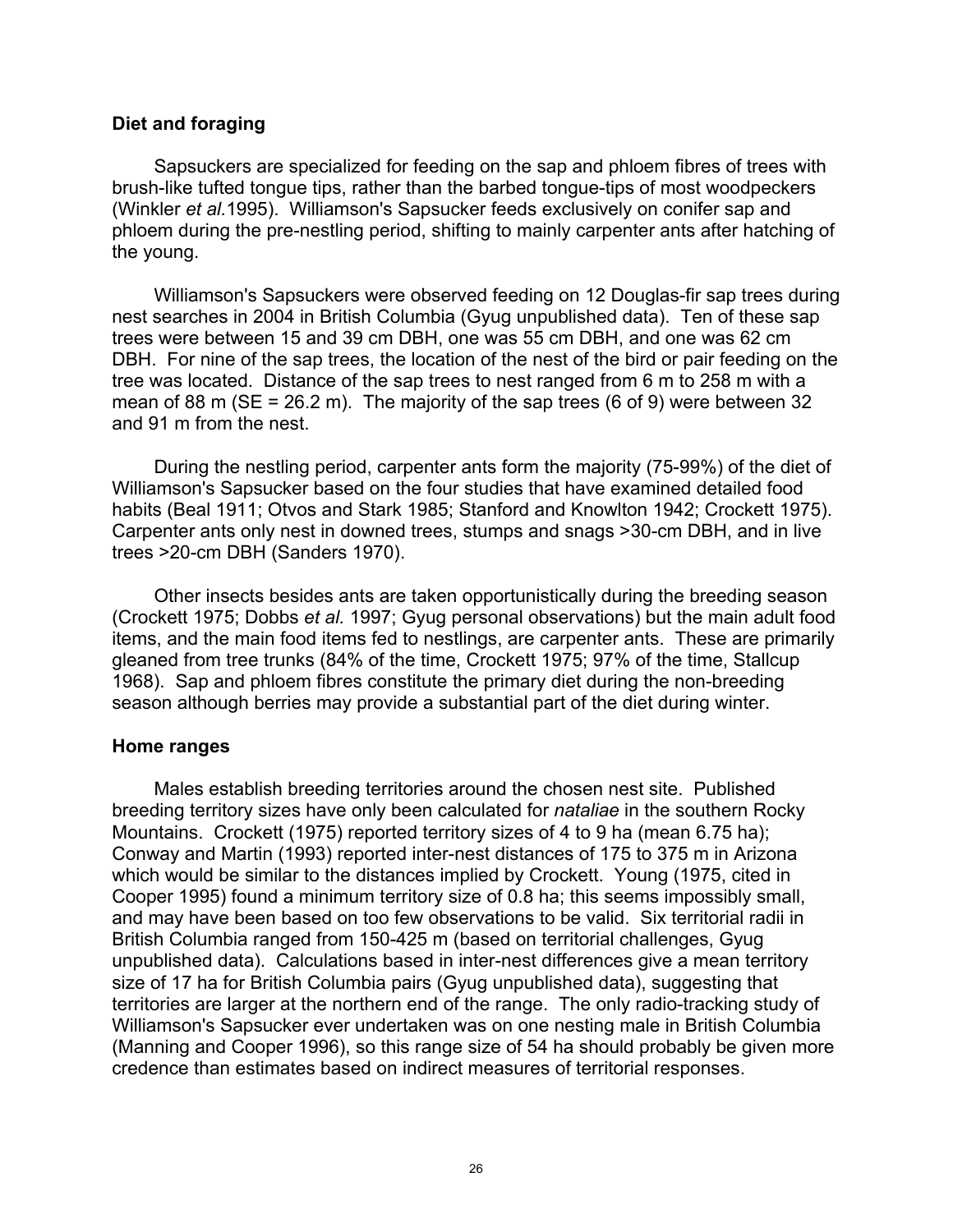## Diet and foraging

Sapsuckers are specialized for feeding on the sap and phloem fibres of trees with brush-like tufted tongue tips, rather than the barbed tongue-tips of most woodpeckers (Winkler *et al.*1995). Williamson's Sapsucker feeds exclusively on conifer sap and phloem during the pre-nestling period, shifting to mainly carpenter ants after hatching of the young.

Williamson's Sapsuckers were observed feeding on 12 Douglas-fir sap trees during nest searches in 2004 in British Columbia (Gyug unpublished data). Ten of these sap trees were between 15 and 39 cm DBH, one was 55 cm DBH, and one was 62 cm DBH. For nine of the sap trees, the location of the nest of the bird or pair feeding on the tree was located. Distance of the sap trees to nest ranged from 6 m to 258 m with a mean of 88 m (SE = 26.2 m). The majority of the sap trees (6 of 9) were between 32 and 91 m from the nest.

During the nestling period, carpenter ants form the majority (75-99%) of the diet of Williamson's Sapsucker based on the four studies that have examined detailed food habits (Beal 1911; Otvos and Stark 1985; Stanford and Knowlton 1942; Crockett 1975). Carpenter ants only nest in downed trees, stumps and snags >30-cm DBH, and in live trees >20-cm DBH (Sanders 1970).

Other insects besides ants are taken opportunistically during the breeding season (Crockett 1975; Dobbs *et al.* 1997; Gyug personal observations) but the main adult food items, and the main food items fed to nestlings, are carpenter ants. These are primarily gleaned from tree trunks (84% of the time, Crockett 1975; 97% of the time, Stallcup 1968). Sap and phloem fibres constitute the primary diet during the non-breeding season although berries may provide a substantial part of the diet during winter.

## Home ranges

Males establish breeding territories around the chosen nest site. Published breeding territory sizes have only been calculated for *nataliae* in the southern Rocky Mountains. Crockett (1975) reported territory sizes of 4 to 9 ha (mean 6.75 ha); Conway and Martin (1993) reported inter-nest distances of 175 to 375 m in Arizona which would be similar to the distances implied by Crockett. Young (1975, cited in Cooper 1995) found a minimum territory size of 0.8 ha; this seems impossibly small, and may have been based on too few observations to be valid. Six territorial radii in British Columbia ranged from 150-425 m (based on territorial challenges, Gyug unpublished data). Calculations based in inter-nest differences give a mean territory size of 17 ha for British Columbia pairs (Gyug unpublished data), suggesting that territories are larger at the northern end of the range. The only radio-tracking study of Williamson's Sapsucker ever undertaken was on one nesting male in British Columbia (Manning and Cooper 1996), so this range size of 54 ha should probably be given more credence than estimates based on indirect measures of territorial responses.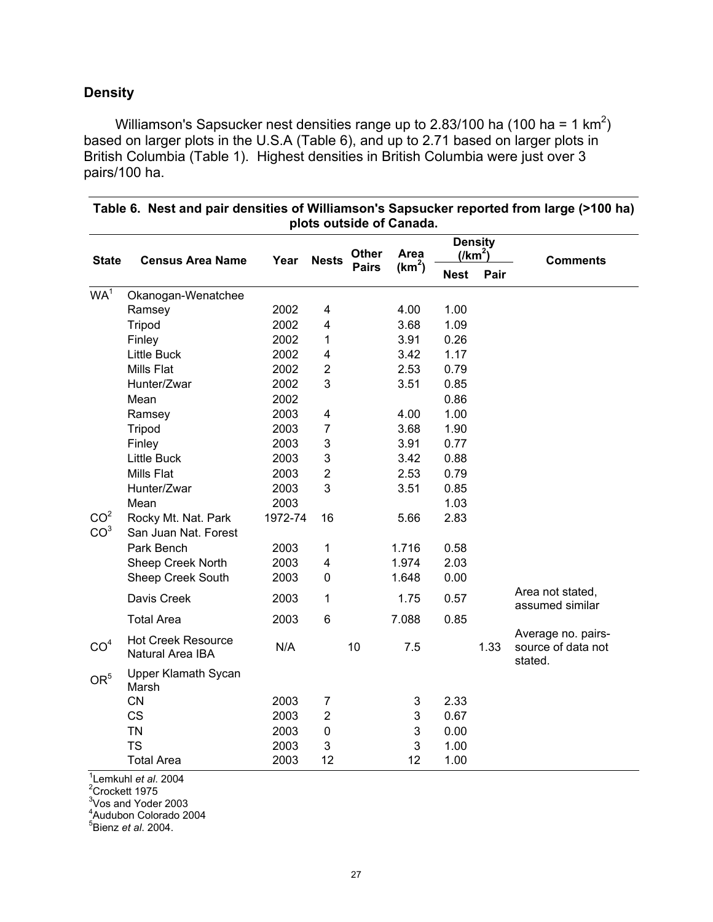## Density

Williamson's Sapsucker nest densities range up to 2.83/100 ha (100 ha = 1 $km^2$) based on larger plots in the U.S.A (Table 6), and up to 2.71 based on larger plots in British Columbia (Table 1). Highest densities in British Columbia were just over 3 pairs/100 ha.

**Table 6. Nest and pair densities of Williamson's Sapsucker reported from large (>100 ha) plots outside of Canada.**

| State | Census Area Name | Year | Nests | Other Pairs | Area ($km^2$) | Density ($/km^2$) | | Comments |
|---|---|---|---|---|---|---|---|---|
| | | | | | | Nest | Pair | |
| WA[1] | Okanogan-Wenatchee | | | | | | | |
| | Ramsey | 2002 | 4 | | 4.00 | 1.00 | | |
| | Tripod | 2002 | 4 | | 3.68 | 1.09 | | |
| | Finley | 2002 | 1 | | 3.91 | 0.26 | | |
| | Little Buck | 2002 | 4 | | 3.42 | 1.17 | | |
| | Mills Flat | 2002 | 2 | | 2.53 | 0.79 | | |
| | Hunter/Zwar | 2002 | 3 | | 3.51 | 0.85 | | |
| | Mean | 2002 | | | | 0.86 | | |
| | Ramsey | 2003 | 4 | | 4.00 | 1.00 | | |
| | Tripod | 2003 | 7 | | 3.68 | 1.90 | | |
| | Finley | 2003 | 3 | | 3.91 | 0.77 | | |
| | Little Buck | 2003 | 3 | | 3.42 | 0.88 | | |
| | Mills Flat | 2003 | 2 | | 2.53 | 0.79 | | |
| | Hunter/Zwar | 2003 | 3 | | 3.51 | 0.85 | | |
| | Mean | 2003 | | | | 1.03 | | |
| CO[2] | Rocky Mt. Nat. Park | 1972-74 | 16 | | 5.66 | 2.83 | | |
| CO[3] | San Juan Nat. Forest | | | | | | | |
| | Park Bench | 2003 | 1 | | 1.716 | 0.58 | | |
| | Sheep Creek North | 2003 | 4 | | 1.974 | 2.03 | | |
| | Sheep Creek South | 2003 | 0 | | 1.648 | 0.00 | | |
| | Davis Creek | 2003 | 1 | | 1.75 | 0.57 | | Area not stated, assumed similar |
| | Total Area | 2003 | 6 | | 7.088 | 0.85 | | |
| CO[4] | Hot Creek Resource Natural Area IBA | N/A | | 10 | 7.5 | | 1.33 | Average no. pairs- source of data not stated. |
| OR[5] | Upper Klamath Sycan Marsh | | | | | | | |
| | CN | 2003 | 7 | | 3 | 2.33 | | |
| | CS | 2003 | 2 | | 3 | 0.67 | | |
| | TN | 2003 | 0 | | 3 | 0.00 | | |
| | TS | 2003 | 3 | | 3 | 1.00 | | |
| | Total Area | 2003 | 12 | | 12 | 1.00 | | |

[1]Lemkuhl *et al*. 2004
[2]Crockett 1975
[3]Vos and Yoder 2003
[4]Audubon Colorado 2004
[5]Bienz *et al*. 2004.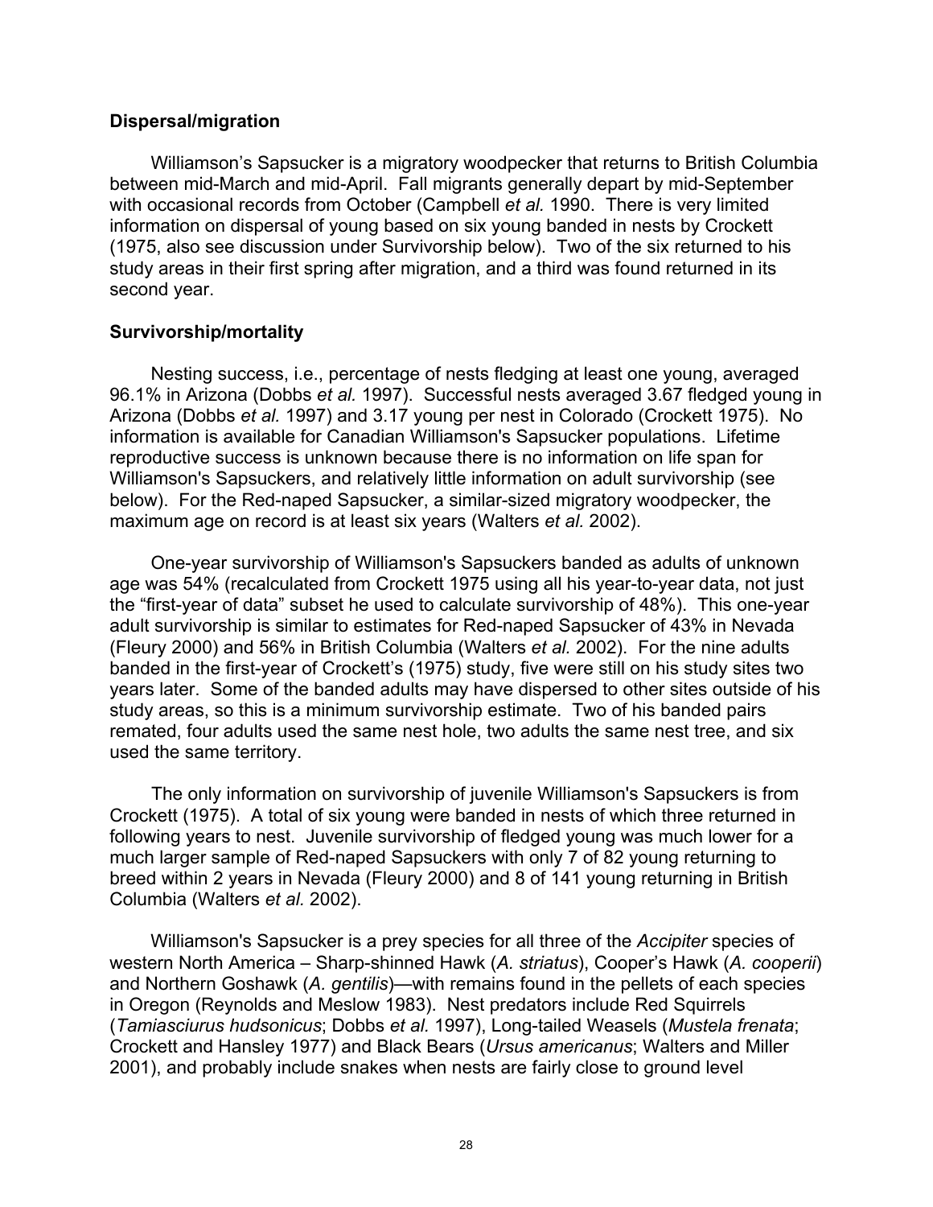### Dispersal/migration

Williamson's Sapsucker is a migratory woodpecker that returns to British Columbia between mid-March and mid-April. Fall migrants generally depart by mid-September with occasional records from October (Campbell *et al.* 1990. There is very limited information on dispersal of young based on six young banded in nests by Crockett (1975, also see discussion under Survivorship below). Two of the six returned to his study areas in their first spring after migration, and a third was found returned in its second year.

### Survivorship/mortality

Nesting success, i.e., percentage of nests fledging at least one young, averaged 96.1% in Arizona (Dobbs *et al.* 1997). Successful nests averaged 3.67 fledged young in Arizona (Dobbs *et al.* 1997) and 3.17 young per nest in Colorado (Crockett 1975). No information is available for Canadian Williamson's Sapsucker populations. Lifetime reproductive success is unknown because there is no information on life span for Williamson's Sapsuckers, and relatively little information on adult survivorship (see below). For the Red-naped Sapsucker, a similar-sized migratory woodpecker, the maximum age on record is at least six years (Walters *et al.* 2002).

One-year survivorship of Williamson's Sapsuckers banded as adults of unknown age was 54% (recalculated from Crockett 1975 using all his year-to-year data, not just the "first-year of data" subset he used to calculate survivorship of 48%). This one-year adult survivorship is similar to estimates for Red-naped Sapsucker of 43% in Nevada (Fleury 2000) and 56% in British Columbia (Walters *et al.* 2002). For the nine adults banded in the first-year of Crockett's (1975) study, five were still on his study sites two years later. Some of the banded adults may have dispersed to other sites outside of his study areas, so this is a minimum survivorship estimate. Two of his banded pairs remated, four adults used the same nest hole, two adults the same nest tree, and six used the same territory.

The only information on survivorship of juvenile Williamson's Sapsuckers is from Crockett (1975). A total of six young were banded in nests of which three returned in following years to nest. Juvenile survivorship of fledged young was much lower for a much larger sample of Red-naped Sapsuckers with only 7 of 82 young returning to breed within 2 years in Nevada (Fleury 2000) and 8 of 141 young returning in British Columbia (Walters *et al.* 2002).

Williamson's Sapsucker is a prey species for all three of the *Accipiter* species of western North America – Sharp-shinned Hawk (*A. striatus*), Cooper's Hawk (*A. cooperii*) and Northern Goshawk (*A. gentilis*)—with remains found in the pellets of each species in Oregon (Reynolds and Meslow 1983). Nest predators include Red Squirrels (*Tamiasciurus hudsonicus*; Dobbs *et al.* 1997), Long-tailed Weasels (*Mustela frenata*; Crockett and Hansley 1977) and Black Bears (*Ursus americanus*; Walters and Miller 2001), and probably include snakes when nests are fairly close to ground level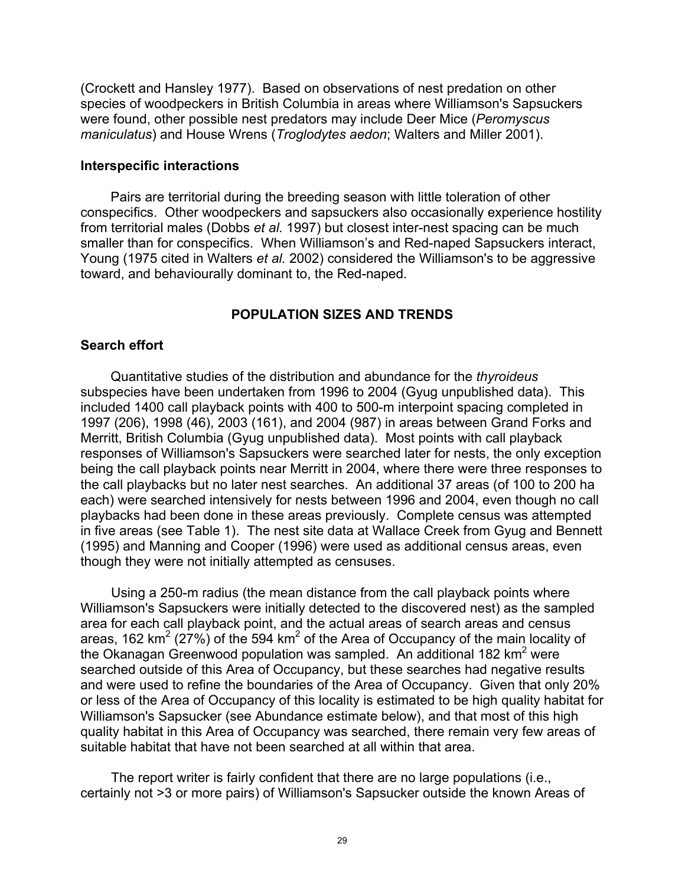(Crockett and Hansley 1977). Based on observations of nest predation on other species of woodpeckers in British Columbia in areas where Williamson's Sapsuckers were found, other possible nest predators may include Deer Mice (*Peromyscus maniculatus*) and House Wrens (*Troglodytes aedon*; Walters and Miller 2001).

### Interspecific interactions

Pairs are territorial during the breeding season with little toleration of other conspecifics. Other woodpeckers and sapsuckers also occasionally experience hostility from territorial males (Dobbs *et al.* 1997) but closest inter-nest spacing can be much smaller than for conspecifics. When Williamson's and Red-naped Sapsuckers interact, Young (1975 cited in Walters *et al.* 2002) considered the Williamson's to be aggressive toward, and behaviourally dominant to, the Red-naped.

## POPULATION SIZES AND TRENDS

### Search effort

Quantitative studies of the distribution and abundance for the *thyroideus* subspecies have been undertaken from 1996 to 2004 (Gyug unpublished data). This included 1400 call playback points with 400 to 500-m interpoint spacing completed in 1997 (206), 1998 (46), 2003 (161), and 2004 (987) in areas between Grand Forks and Merritt, British Columbia (Gyug unpublished data). Most points with call playback responses of Williamson's Sapsuckers were searched later for nests, the only exception being the call playback points near Merritt in 2004, where there were three responses to the call playbacks but no later nest searches. An additional 37 areas (of 100 to 200 ha each) were searched intensively for nests between 1996 and 2004, even though no call playbacks had been done in these areas previously. Complete census was attempted in five areas (see Table 1). The nest site data at Wallace Creek from Gyug and Bennett (1995) and Manning and Cooper (1996) were used as additional census areas, even though they were not initially attempted as censuses.

Using a 250-m radius (the mean distance from the call playback points where Williamson's Sapsuckers were initially detected to the discovered nest) as the sampled area for each call playback point, and the actual areas of search areas and census areas, 162 $km^2$ (27%) of the 594 $km^2$ of the Area of Occupancy of the main locality of the Okanagan Greenwood population was sampled. An additional 182 $km^2$ were searched outside of this Area of Occupancy, but these searches had negative results and were used to refine the boundaries of the Area of Occupancy. Given that only 20% or less of the Area of Occupancy of this locality is estimated to be high quality habitat for Williamson's Sapsucker (see Abundance estimate below), and that most of this high quality habitat in this Area of Occupancy was searched, there remain very few areas of suitable habitat that have not been searched at all within that area.

The report writer is fairly confident that there are no large populations (i.e., certainly not >3 or more pairs) of Williamson's Sapsucker outside the known Areas of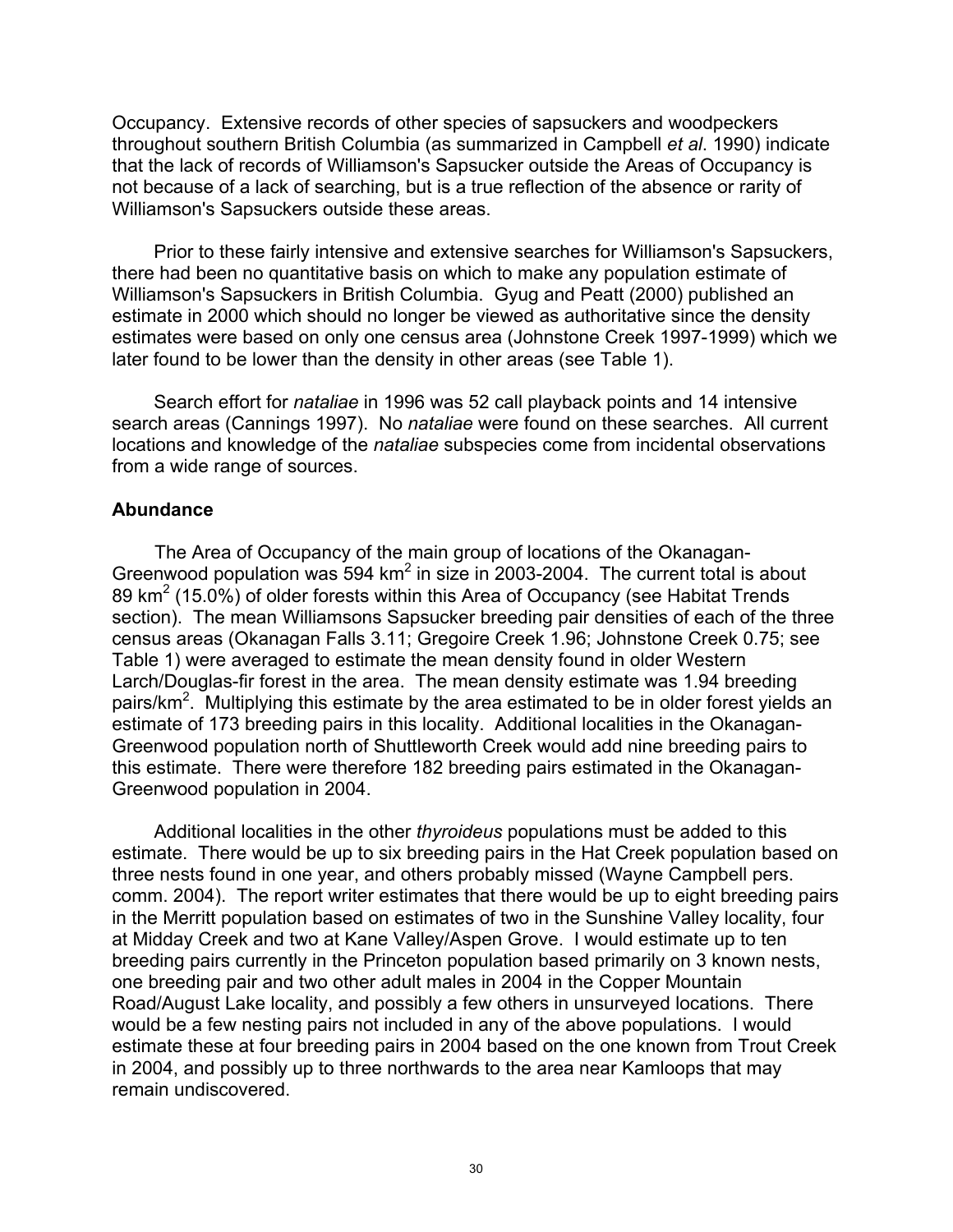Occupancy. Extensive records of other species of sapsuckers and woodpeckers throughout southern British Columbia (as summarized in Campbell *et al*. 1990) indicate that the lack of records of Williamson's Sapsucker outside the Areas of Occupancy is not because of a lack of searching, but is a true reflection of the absence or rarity of Williamson's Sapsuckers outside these areas.

Prior to these fairly intensive and extensive searches for Williamson's Sapsuckers, there had been no quantitative basis on which to make any population estimate of Williamson's Sapsuckers in British Columbia. Gyug and Peatt (2000) published an estimate in 2000 which should no longer be viewed as authoritative since the density estimates were based on only one census area (Johnstone Creek 1997-1999) which we later found to be lower than the density in other areas (see Table 1).

Search effort for *nataliae* in 1996 was 52 call playback points and 14 intensive search areas (Cannings 1997). No *nataliae* were found on these searches. All current locations and knowledge of the *nataliae* subspecies come from incidental observations from a wide range of sources.

### Abundance

The Area of Occupancy of the main group of locations of the Okanagan-Greenwood population was 594 km$^2$ in size in 2003-2004. The current total is about 89 km$^2$ (15.0%) of older forests within this Area of Occupancy (see Habitat Trends section). The mean Williamsons Sapsucker breeding pair densities of each of the three census areas (Okanagan Falls 3.11; Gregoire Creek 1.96; Johnstone Creek 0.75; see Table 1) were averaged to estimate the mean density found in older Western Larch/Douglas-fir forest in the area. The mean density estimate was 1.94 breeding pairs/km$^2$. Multiplying this estimate by the area estimated to be in older forest yields an estimate of 173 breeding pairs in this locality. Additional localities in the Okanagan-Greenwood population north of Shuttleworth Creek would add nine breeding pairs to this estimate. There were therefore 182 breeding pairs estimated in the Okanagan-Greenwood population in 2004.

Additional localities in the other *thyroideus* populations must be added to this estimate. There would be up to six breeding pairs in the Hat Creek population based on three nests found in one year, and others probably missed (Wayne Campbell pers. comm. 2004). The report writer estimates that there would be up to eight breeding pairs in the Merritt population based on estimates of two in the Sunshine Valley locality, four at Midday Creek and two at Kane Valley/Aspen Grove. I would estimate up to ten breeding pairs currently in the Princeton population based primarily on 3 known nests, one breeding pair and two other adult males in 2004 in the Copper Mountain Road/August Lake locality, and possibly a few others in unsurveyed locations. There would be a few nesting pairs not included in any of the above populations. I would estimate these at four breeding pairs in 2004 based on the one known from Trout Creek in 2004, and possibly up to three northwards to the area near Kamloops that may remain undiscovered.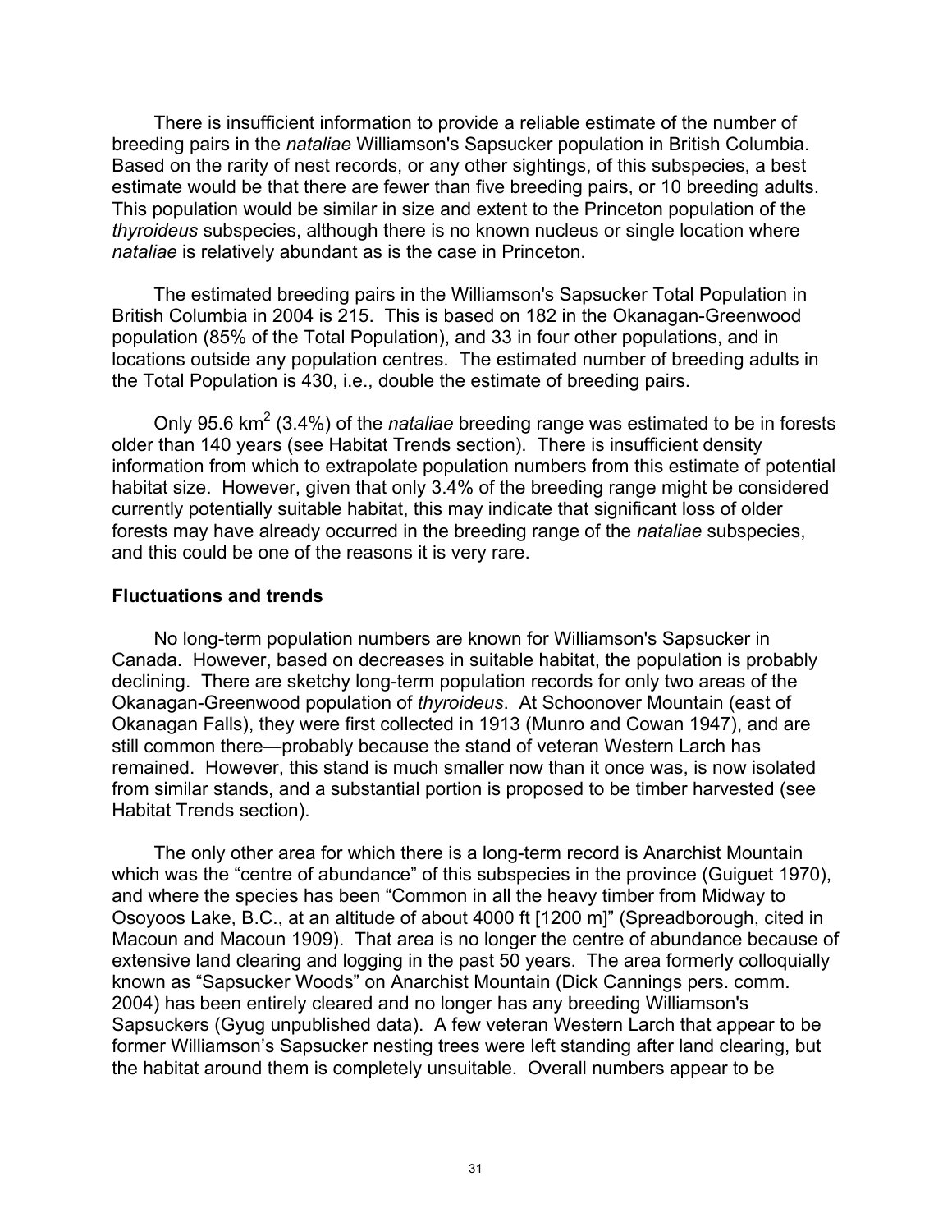There is insufficient information to provide a reliable estimate of the number of breeding pairs in the *nataliae* Williamson's Sapsucker population in British Columbia. Based on the rarity of nest records, or any other sightings, of this subspecies, a best estimate would be that there are fewer than five breeding pairs, or 10 breeding adults. This population would be similar in size and extent to the Princeton population of the *thyroideus* subspecies, although there is no known nucleus or single location where *nataliae* is relatively abundant as is the case in Princeton.

The estimated breeding pairs in the Williamson's Sapsucker Total Population in British Columbia in 2004 is 215. This is based on 182 in the Okanagan-Greenwood population (85% of the Total Population), and 33 in four other populations, and in locations outside any population centres. The estimated number of breeding adults in the Total Population is 430, i.e., double the estimate of breeding pairs.

Only 95.6 km$^2$ (3.4%) of the *nataliae* breeding range was estimated to be in forests older than 140 years (see Habitat Trends section). There is insufficient density information from which to extrapolate population numbers from this estimate of potential habitat size. However, given that only 3.4% of the breeding range might be considered currently potentially suitable habitat, this may indicate that significant loss of older forests may have already occurred in the breeding range of the *nataliae* subspecies, and this could be one of the reasons it is very rare.

### Fluctuations and trends

No long-term population numbers are known for Williamson's Sapsucker in Canada. However, based on decreases in suitable habitat, the population is probably declining. There are sketchy long-term population records for only two areas of the Okanagan-Greenwood population of *thyroideus*. At Schoonover Mountain (east of Okanagan Falls), they were first collected in 1913 (Munro and Cowan 1947), and are still common there—probably because the stand of veteran Western Larch has remained. However, this stand is much smaller now than it once was, is now isolated from similar stands, and a substantial portion is proposed to be timber harvested (see Habitat Trends section).

The only other area for which there is a long-term record is Anarchist Mountain which was the "centre of abundance" of this subspecies in the province (Guiguet 1970), and where the species has been "Common in all the heavy timber from Midway to Osoyoos Lake, B.C., at an altitude of about 4000 ft [1200 m]" (Spreadborough, cited in Macoun and Macoun 1909). That area is no longer the centre of abundance because of extensive land clearing and logging in the past 50 years. The area formerly colloquially known as "Sapsucker Woods" on Anarchist Mountain (Dick Cannings pers. comm. 2004) has been entirely cleared and no longer has any breeding Williamson's Sapsuckers (Gyug unpublished data). A few veteran Western Larch that appear to be former Williamson's Sapsucker nesting trees were left standing after land clearing, but the habitat around them is completely unsuitable. Overall numbers appear to be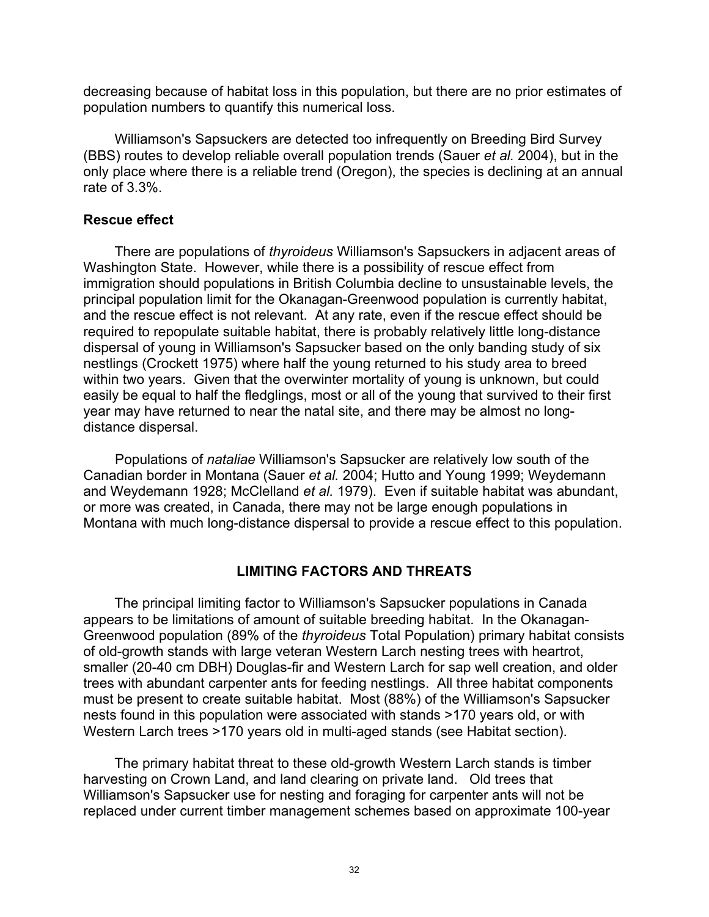decreasing because of habitat loss in this population, but there are no prior estimates of population numbers to quantify this numerical loss.

Williamson's Sapsuckers are detected too infrequently on Breeding Bird Survey (BBS) routes to develop reliable overall population trends (Sauer *et al.* 2004), but in the only place where there is a reliable trend (Oregon), the species is declining at an annual rate of 3.3%.

### Rescue effect

There are populations of *thyroideus* Williamson's Sapsuckers in adjacent areas of Washington State. However, while there is a possibility of rescue effect from immigration should populations in British Columbia decline to unsustainable levels, the principal population limit for the Okanagan-Greenwood population is currently habitat, and the rescue effect is not relevant. At any rate, even if the rescue effect should be required to repopulate suitable habitat, there is probably relatively little long-distance dispersal of young in Williamson's Sapsucker based on the only banding study of six nestlings (Crockett 1975) where half the young returned to his study area to breed within two years. Given that the overwinter mortality of young is unknown, but could easily be equal to half the fledglings, most or all of the young that survived to their first year may have returned to near the natal site, and there may be almost no long-distance dispersal.

Populations of *nataliae* Williamson's Sapsucker are relatively low south of the Canadian border in Montana (Sauer *et al.* 2004; Hutto and Young 1999; Weydemann and Weydemann 1928; McClelland *et al.* 1979). Even if suitable habitat was abundant, or more was created, in Canada, there may not be large enough populations in Montana with much long-distance dispersal to provide a rescue effect to this population.

## LIMITING FACTORS AND THREATS

The principal limiting factor to Williamson's Sapsucker populations in Canada appears to be limitations of amount of suitable breeding habitat. In the Okanagan-Greenwood population (89% of the *thyroideus* Total Population) primary habitat consists of old-growth stands with large veteran Western Larch nesting trees with heartrot, smaller (20-40 cm DBH) Douglas-fir and Western Larch for sap well creation, and older trees with abundant carpenter ants for feeding nestlings. All three habitat components must be present to create suitable habitat. Most (88%) of the Williamson's Sapsucker nests found in this population were associated with stands >170 years old, or with Western Larch trees >170 years old in multi-aged stands (see Habitat section).

The primary habitat threat to these old-growth Western Larch stands is timber harvesting on Crown Land, and land clearing on private land. Old trees that Williamson's Sapsucker use for nesting and foraging for carpenter ants will not be replaced under current timber management schemes based on approximate 100-year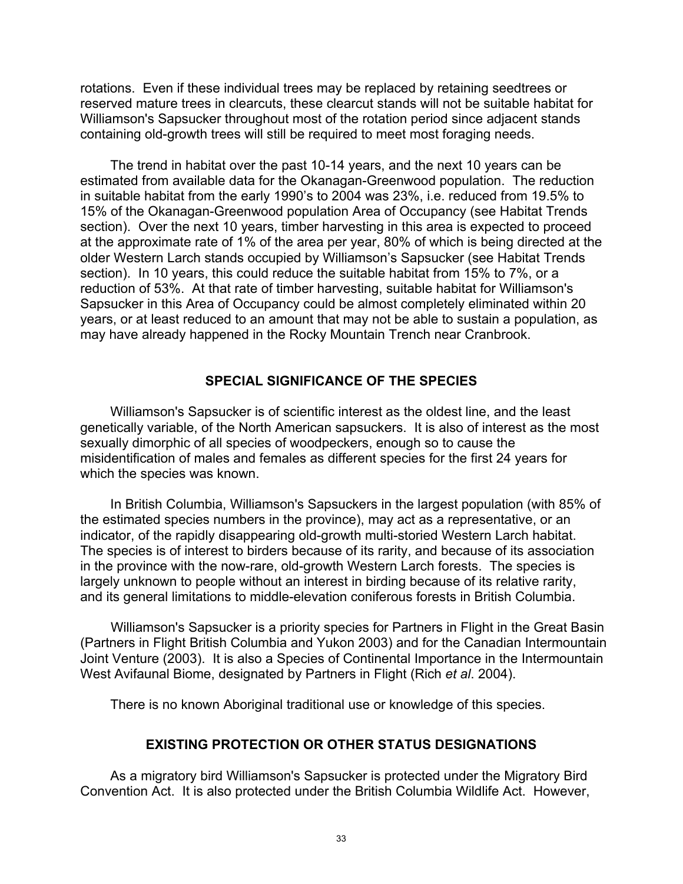rotations. Even if these individual trees may be replaced by retaining seedtrees or reserved mature trees in clearcuts, these clearcut stands will not be suitable habitat for Williamson's Sapsucker throughout most of the rotation period since adjacent stands containing old-growth trees will still be required to meet most foraging needs.

The trend in habitat over the past 10-14 years, and the next 10 years can be estimated from available data for the Okanagan-Greenwood population. The reduction in suitable habitat from the early 1990's to 2004 was 23%, i.e. reduced from 19.5% to 15% of the Okanagan-Greenwood population Area of Occupancy (see Habitat Trends section). Over the next 10 years, timber harvesting in this area is expected to proceed at the approximate rate of 1% of the area per year, 80% of which is being directed at the older Western Larch stands occupied by Williamson's Sapsucker (see Habitat Trends section). In 10 years, this could reduce the suitable habitat from 15% to 7%, or a reduction of 53%. At that rate of timber harvesting, suitable habitat for Williamson's Sapsucker in this Area of Occupancy could be almost completely eliminated within 20 years, or at least reduced to an amount that may not be able to sustain a population, as may have already happened in the Rocky Mountain Trench near Cranbrook.

## SPECIAL SIGNIFICANCE OF THE SPECIES

Williamson's Sapsucker is of scientific interest as the oldest line, and the least genetically variable, of the North American sapsuckers. It is also of interest as the most sexually dimorphic of all species of woodpeckers, enough so to cause the misidentification of males and females as different species for the first 24 years for which the species was known.

In British Columbia, Williamson's Sapsuckers in the largest population (with 85% of the estimated species numbers in the province), may act as a representative, or an indicator, of the rapidly disappearing old-growth multi-storied Western Larch habitat. The species is of interest to birders because of its rarity, and because of its association in the province with the now-rare, old-growth Western Larch forests. The species is largely unknown to people without an interest in birding because of its relative rarity, and its general limitations to middle-elevation coniferous forests in British Columbia.

Williamson's Sapsucker is a priority species for Partners in Flight in the Great Basin (Partners in Flight British Columbia and Yukon 2003) and for the Canadian Intermountain Joint Venture (2003). It is also a Species of Continental Importance in the Intermountain West Avifaunal Biome, designated by Partners in Flight (Rich *et al*. 2004).

There is no known Aboriginal traditional use or knowledge of this species.

## EXISTING PROTECTION OR OTHER STATUS DESIGNATIONS

As a migratory bird Williamson's Sapsucker is protected under the Migratory Bird Convention Act. It is also protected under the British Columbia Wildlife Act. However,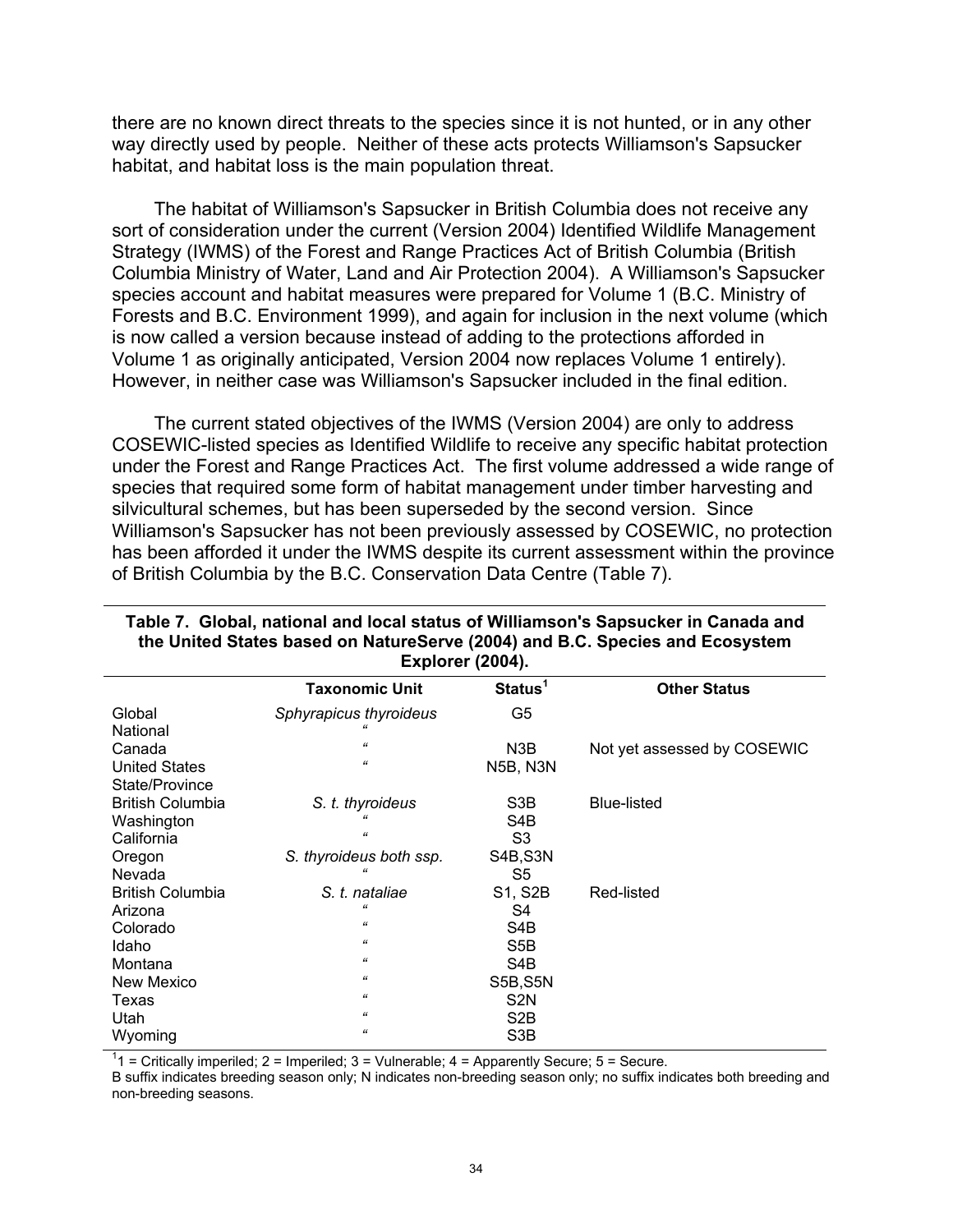there are no known direct threats to the species since it is not hunted, or in any other way directly used by people. Neither of these acts protects Williamson's Sapsucker habitat, and habitat loss is the main population threat.

The habitat of Williamson's Sapsucker in British Columbia does not receive any sort of consideration under the current (Version 2004) Identified Wildlife Management Strategy (IWMS) of the Forest and Range Practices Act of British Columbia (British Columbia Ministry of Water, Land and Air Protection 2004). A Williamson's Sapsucker species account and habitat measures were prepared for Volume 1 (B.C. Ministry of Forests and B.C. Environment 1999), and again for inclusion in the next volume (which is now called a version because instead of adding to the protections afforded in Volume 1 as originally anticipated, Version 2004 now replaces Volume 1 entirely). However, in neither case was Williamson's Sapsucker included in the final edition.

The current stated objectives of the IWMS (Version 2004) are only to address COSEWIC-listed species as Identified Wildlife to receive any specific habitat protection under the Forest and Range Practices Act. The first volume addressed a wide range of species that required some form of habitat management under timber harvesting and silvicultural schemes, but has been superseded by the second version. Since Williamson's Sapsucker has not been previously assessed by COSEWIC, no protection has been afforded it under the IWMS despite its current assessment within the province of British Columbia by the B.C. Conservation Data Centre (Table 7).

**Table 7. Global, national and local status of Williamson's Sapsucker in Canada and the United States based on NatureServe (2004) and B.C. Species and Ecosystem Explorer (2004).**

| | Taxonomic Unit | Status[1] | Other Status |
|---|---|---|---|
| Global | *Sphyrapicus thyroideus* | G5 | |
| National | " | | |
| Canada | " | N3B | Not yet assessed by COSEWIC |
| United States | " | N5B, N3N | |
| State/Province | | | |
| British Columbia | *S. t. thyroideus* | S3B | Blue-listed |
| Washington | " | S4B | |
| California | " | S3 | |
| Oregon | *S. thyroideus* both ssp. | S4B,S3N | |
| Nevada | " | S5 | |
| British Columbia | *S. t. nataliae* | S1, S2B | Red-listed |
| Arizona | " | S4 | |
| Colorado | " | S4B | |
| Idaho | " | S5B | |
| Montana | " | S4B | |
| New Mexico | " | S5B,S5N | |
| Texas | " | S2N | |
| Utah | " | S2B | |
| Wyoming | " | S3B | |

[1]1 = Critically imperiled; 2 = Imperiled; 3 = Vulnerable; 4 = Apparently Secure; 5 = Secure.
B suffix indicates breeding season only; N indicates non-breeding season only; no suffix indicates both breeding and non-breeding seasons.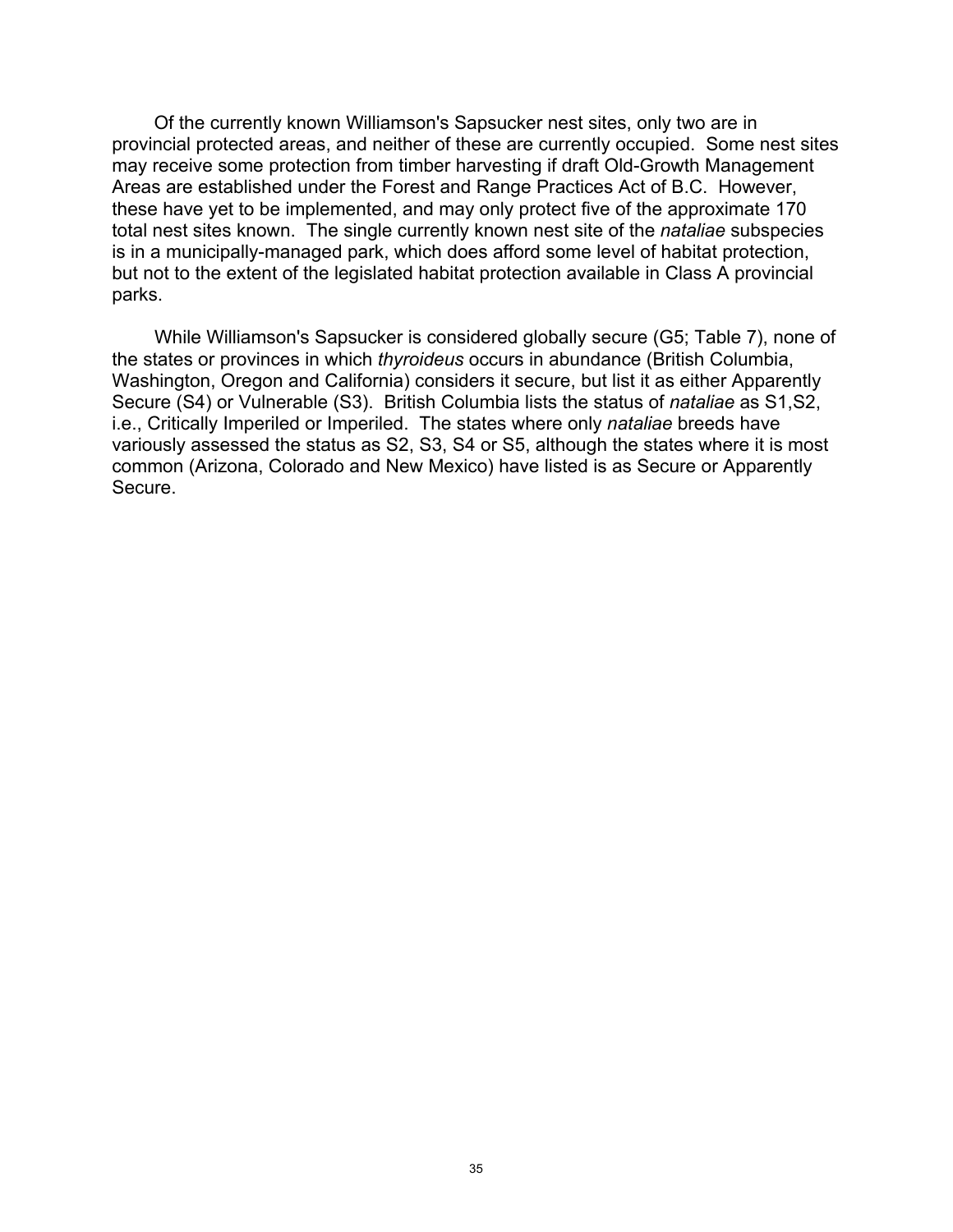Of the currently known Williamson's Sapsucker nest sites, only two are in provincial protected areas, and neither of these are currently occupied. Some nest sites may receive some protection from timber harvesting if draft Old-Growth Management Areas are established under the Forest and Range Practices Act of B.C. However, these have yet to be implemented, and may only protect five of the approximate 170 total nest sites known. The single currently known nest site of the *nataliae* subspecies is in a municipally-managed park, which does afford some level of habitat protection, but not to the extent of the legislated habitat protection available in Class A provincial parks.

While Williamson's Sapsucker is considered globally secure (G5; Table 7), none of the states or provinces in which *thyroideus* occurs in abundance (British Columbia, Washington, Oregon and California) considers it secure, but list it as either Apparently Secure (S4) or Vulnerable (S3). British Columbia lists the status of *nataliae* as S1,S2, i.e., Critically Imperiled or Imperiled. The states where only *nataliae* breeds have variously assessed the status as S2, S3, S4 or S5, although the states where it is most common (Arizona, Colorado and New Mexico) have listed is as Secure or Apparently Secure.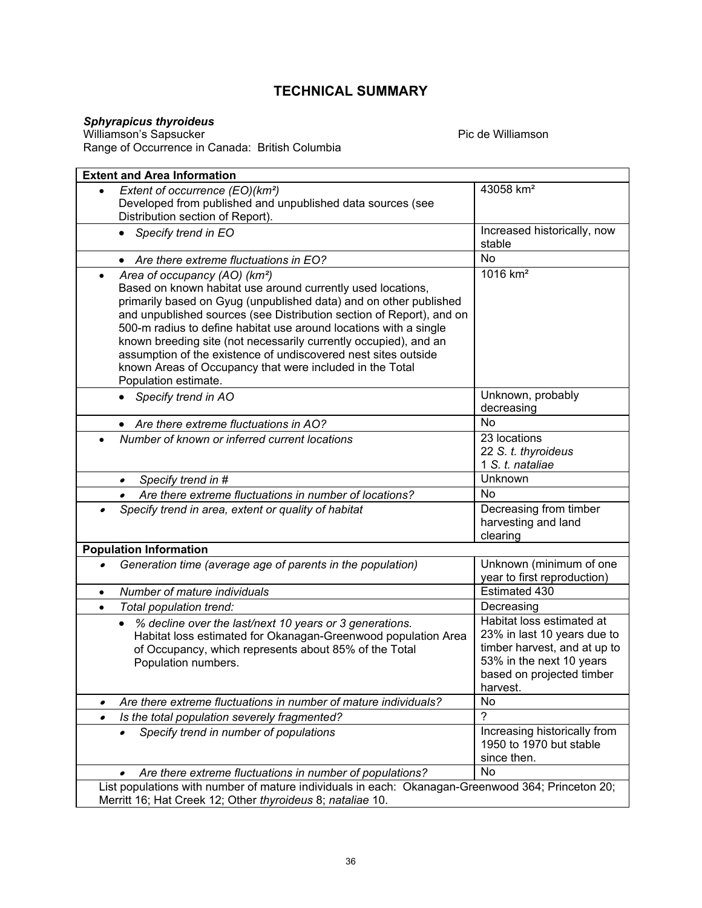# TECHNICAL SUMMARY

***Sphyrapicus thyroideus***
Williamson's Sapsucker — Pic de Williamson
Range of Occurrence in Canada: British Columbia

| **Extent and Area Information** | |
|---|---|
| • *Extent of occurrence (EO)(km²)* Developed from published and unpublished data sources (see Distribution section of Report). | 43058 km² |
| • *Specify trend in EO* | Increased historically, now stable |
| • *Are there extreme fluctuations in EO?* | No |
| • *Area of occupancy (AO) (km²)* Based on known habitat use around currently used locations, primarily based on Gyug (unpublished data) and on other published and unpublished sources (see Distribution section of Report), and on 500-m radius to define habitat use around locations with a single known breeding site (not necessarily currently occupied), and an assumption of the existence of undiscovered nest sites outside known Areas of Occupancy that were included in the Total Population estimate. | 1016 km² |
| • *Specify trend in AO* | Unknown, probably decreasing |
| • *Are there extreme fluctuations in AO?* | No |
| • *Number of known or inferred current locations* | 23 locations<br>22 *S. t. thyroideus*<br>1 *S. t. nataliae* |
| • *Specify trend in #* | Unknown |
| • *Are there extreme fluctuations in number of locations?* | No |
| • *Specify trend in area, extent or quality of habitat* | Decreasing from timber harvesting and land clearing |
| **Population Information** | |
| • *Generation time (average age of parents in the population)* | Unknown (minimum of one year to first reproduction) |
| • *Number of mature individuals* | Estimated 430 |
| • *Total population trend:* | Decreasing |
| • *% decline over the last/next 10 years or 3 generations.* Habitat loss estimated for Okanagan-Greenwood population Area of Occupancy, which represents about 85% of the Total Population numbers. | Habitat loss estimated at 23% in last 10 years due to timber harvest, and at up to 53% in the next 10 years based on projected timber harvest. |
| • *Are there extreme fluctuations in number of mature individuals?* | No |
| • *Is the total population severely fragmented?* | ? |
| • *Specify trend in number of populations* | Increasing historically from 1950 to 1970 but stable since then. |
| • *Are there extreme fluctuations in number of populations?* | No |
| List populations with number of mature individuals in each: Okanagan-Greenwood 364; Princeton 20; Merritt 16; Hat Creek 12; Other *thyroideus* 8; *nataliae* 10. | |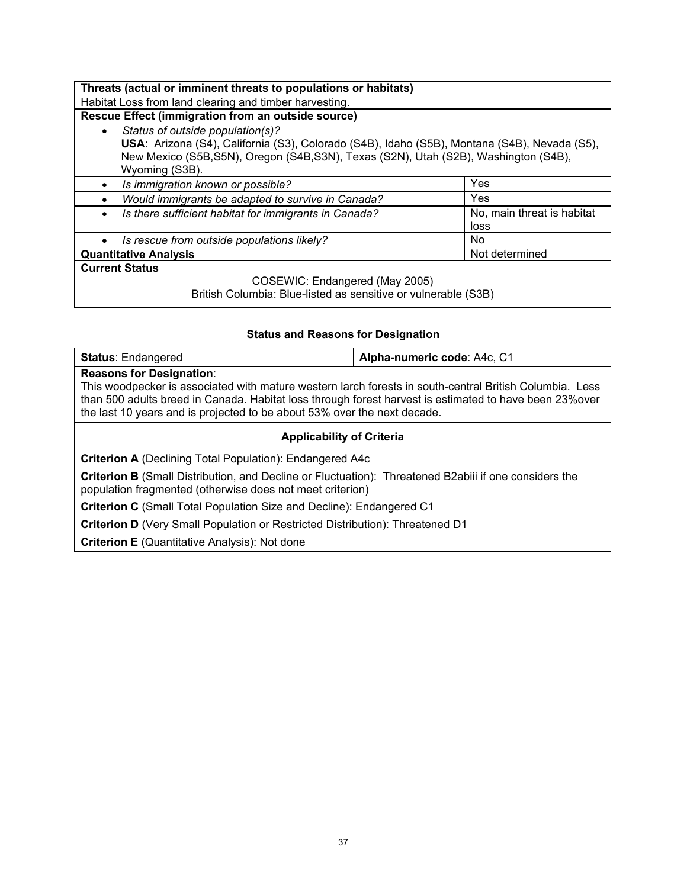| **Threats (actual or imminent threats to populations or habitats)** | |
|---|---|
| Habitat Loss from land clearing and timber harvesting. | |
| **Rescue Effect (immigration from an outside source)** | |
| • *Status of outside population(s)?* **USA**: Arizona (S4), California (S3), Colorado (S4B), Idaho (S5B), Montana (S4B), Nevada (S5), New Mexico (S5B,S5N), Oregon (S4B,S3N), Texas (S2N), Utah (S2B), Washington (S4B), Wyoming (S3B). | |
| • *Is immigration known or possible?* | Yes |
| • *Would immigrants be adapted to survive in Canada?* | Yes |
| • *Is there sufficient habitat for immigrants in Canada?* | No, main threat is habitat loss |
| • *Is rescue from outside populations likely?* | No |
| **Quantitative Analysis** | Not determined |
| **Current Status** COSEWIC: Endangered (May 2005) British Columbia: Blue-listed as sensitive or vulnerable (S3B) | |

### Status and Reasons for Designation

| **Status**: Endangered | **Alpha-numeric code**: A4c, C1 |
|---|---|
| **Reasons for Designation**: This woodpecker is associated with mature western larch forests in south-central British Columbia. Less than 500 adults breed in Canada. Habitat loss through forest harvest is estimated to have been 23%over the last 10 years and is projected to be about 53% over the next decade. | |

**Applicability of Criteria**

**Criterion A** (Declining Total Population): Endangered A4c

**Criterion B** (Small Distribution, and Decline or Fluctuation): Threatened B2abiii if one considers the population fragmented (otherwise does not meet criterion)

**Criterion C** (Small Total Population Size and Decline): Endangered C1

**Criterion D** (Very Small Population or Restricted Distribution): Threatened D1

**Criterion E** (Quantitative Analysis): Not done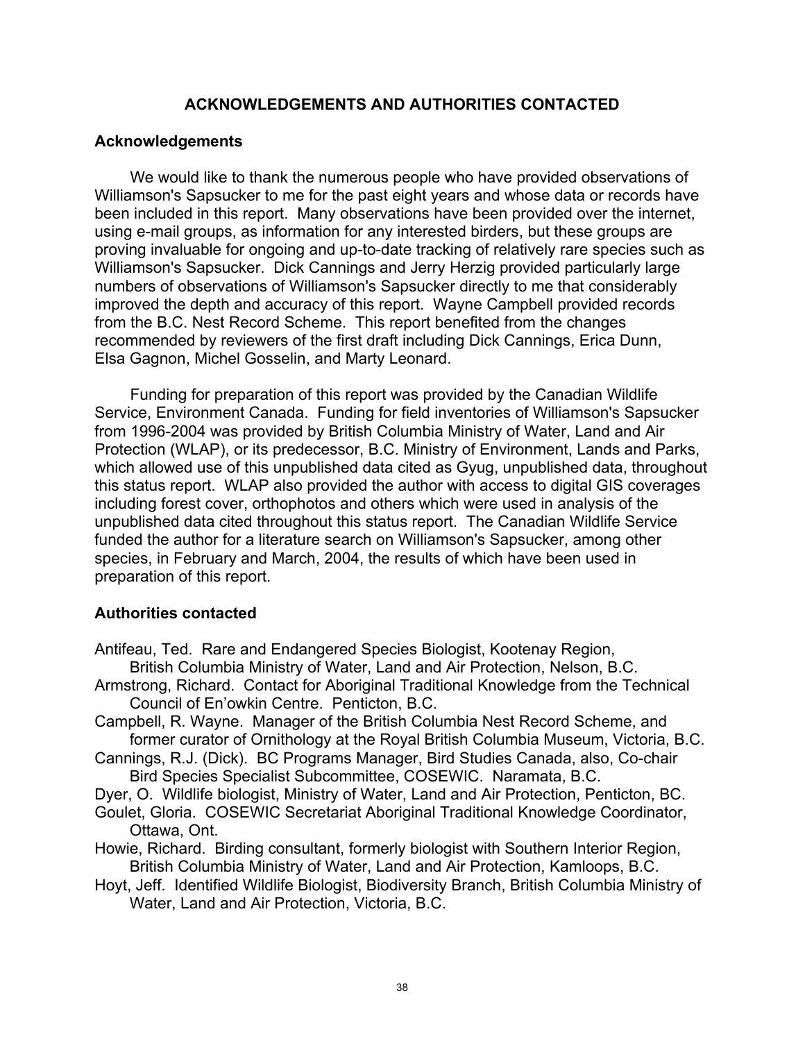## ACKNOWLEDGEMENTS AND AUTHORITIES CONTACTED

### Acknowledgements

We would like to thank the numerous people who have provided observations of Williamson's Sapsucker to me for the past eight years and whose data or records have been included in this report. Many observations have been provided over the internet, using e-mail groups, as information for any interested birders, but these groups are proving invaluable for ongoing and up-to-date tracking of relatively rare species such as Williamson's Sapsucker. Dick Cannings and Jerry Herzig provided particularly large numbers of observations of Williamson's Sapsucker directly to me that considerably improved the depth and accuracy of this report. Wayne Campbell provided records from the B.C. Nest Record Scheme. This report benefited from the changes recommended by reviewers of the first draft including Dick Cannings, Erica Dunn, Elsa Gagnon, Michel Gosselin, and Marty Leonard.

Funding for preparation of this report was provided by the Canadian Wildlife Service, Environment Canada. Funding for field inventories of Williamson's Sapsucker from 1996-2004 was provided by British Columbia Ministry of Water, Land and Air Protection (WLAP), or its predecessor, B.C. Ministry of Environment, Lands and Parks, which allowed use of this unpublished data cited as Gyug, unpublished data, throughout this status report. WLAP also provided the author with access to digital GIS coverages including forest cover, orthophotos and others which were used in analysis of the unpublished data cited throughout this status report. The Canadian Wildlife Service funded the author for a literature search on Williamson's Sapsucker, among other species, in February and March, 2004, the results of which have been used in preparation of this report.

### Authorities contacted

Antifeau, Ted. Rare and Endangered Species Biologist, Kootenay Region, British Columbia Ministry of Water, Land and Air Protection, Nelson, B.C.

Armstrong, Richard. Contact for Aboriginal Traditional Knowledge from the Technical Council of En'owkin Centre. Penticton, B.C.

Campbell, R. Wayne. Manager of the British Columbia Nest Record Scheme, and former curator of Ornithology at the Royal British Columbia Museum, Victoria, B.C.

Cannings, R.J. (Dick). BC Programs Manager, Bird Studies Canada, also, Co-chair Bird Species Specialist Subcommittee, COSEWIC. Naramata, B.C.

Dyer, O. Wildlife biologist, Ministry of Water, Land and Air Protection, Penticton, BC.

Goulet, Gloria. COSEWIC Secretariat Aboriginal Traditional Knowledge Coordinator, Ottawa, Ont.

Howie, Richard. Birding consultant, formerly biologist with Southern Interior Region, British Columbia Ministry of Water, Land and Air Protection, Kamloops, B.C.

Hoyt, Jeff. Identified Wildlife Biologist, Biodiversity Branch, British Columbia Ministry of Water, Land and Air Protection, Victoria, B.C.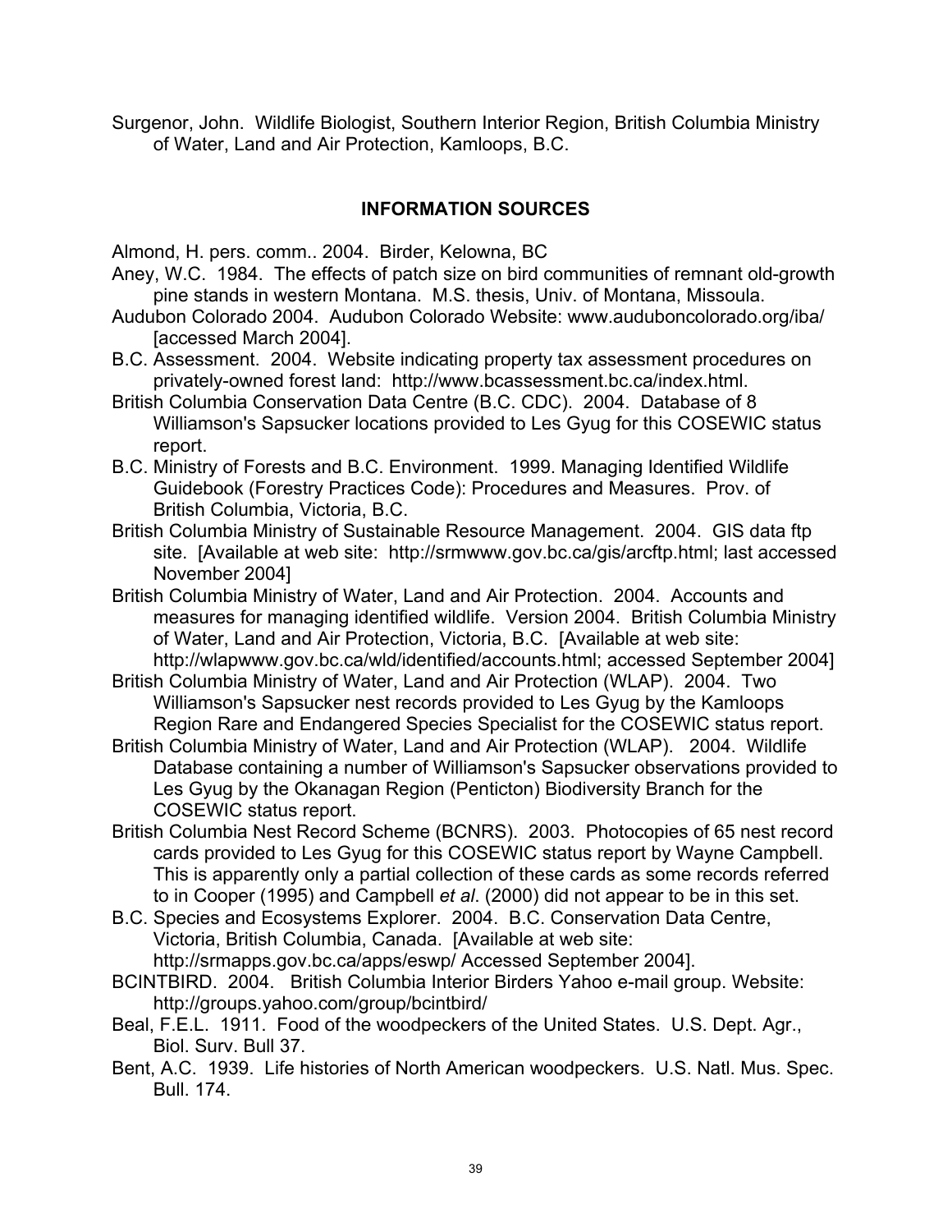Surgenor, John. Wildlife Biologist, Southern Interior Region, British Columbia Ministry of Water, Land and Air Protection, Kamloops, B.C.

## INFORMATION SOURCES

Almond, H. pers. comm.. 2004. Birder, Kelowna, BC

Aney, W.C. 1984. The effects of patch size on bird communities of remnant old-growth pine stands in western Montana. M.S. thesis, Univ. of Montana, Missoula.

Audubon Colorado 2004. Audubon Colorado Website: www.auduboncolorado.org/iba/ [accessed March 2004].

B.C. Assessment. 2004. Website indicating property tax assessment procedures on privately-owned forest land: http://www.bcassessment.bc.ca/index.html.

British Columbia Conservation Data Centre (B.C. CDC). 2004. Database of 8 Williamson's Sapsucker locations provided to Les Gyug for this COSEWIC status report.

B.C. Ministry of Forests and B.C. Environment. 1999. Managing Identified Wildlife Guidebook (Forestry Practices Code): Procedures and Measures. Prov. of British Columbia, Victoria, B.C.

British Columbia Ministry of Sustainable Resource Management. 2004. GIS data ftp site. [Available at web site: http://srmwww.gov.bc.ca/gis/arcftp.html; last accessed November 2004]

British Columbia Ministry of Water, Land and Air Protection. 2004. Accounts and measures for managing identified wildlife. Version 2004. British Columbia Ministry of Water, Land and Air Protection, Victoria, B.C. [Available at web site: http://wlapwww.gov.bc.ca/wld/identified/accounts.html; accessed September 2004]

British Columbia Ministry of Water, Land and Air Protection (WLAP). 2004. Two Williamson's Sapsucker nest records provided to Les Gyug by the Kamloops Region Rare and Endangered Species Specialist for the COSEWIC status report.

British Columbia Ministry of Water, Land and Air Protection (WLAP). 2004. Wildlife Database containing a number of Williamson's Sapsucker observations provided to Les Gyug by the Okanagan Region (Penticton) Biodiversity Branch for the COSEWIC status report.

British Columbia Nest Record Scheme (BCNRS). 2003. Photocopies of 65 nest record cards provided to Les Gyug for this COSEWIC status report by Wayne Campbell. This is apparently only a partial collection of these cards as some records referred to in Cooper (1995) and Campbell *et al*. (2000) did not appear to be in this set.

B.C. Species and Ecosystems Explorer. 2004. B.C. Conservation Data Centre, Victoria, British Columbia, Canada. [Available at web site: http://srmapps.gov.bc.ca/apps/eswp/ Accessed September 2004].

BCINTBIRD. 2004. British Columbia Interior Birders Yahoo e-mail group. Website: http://groups.yahoo.com/group/bcintbird/

Beal, F.E.L. 1911. Food of the woodpeckers of the United States. U.S. Dept. Agr., Biol. Surv. Bull 37.

Bent, A.C. 1939. Life histories of North American woodpeckers. U.S. Natl. Mus. Spec. Bull. 174.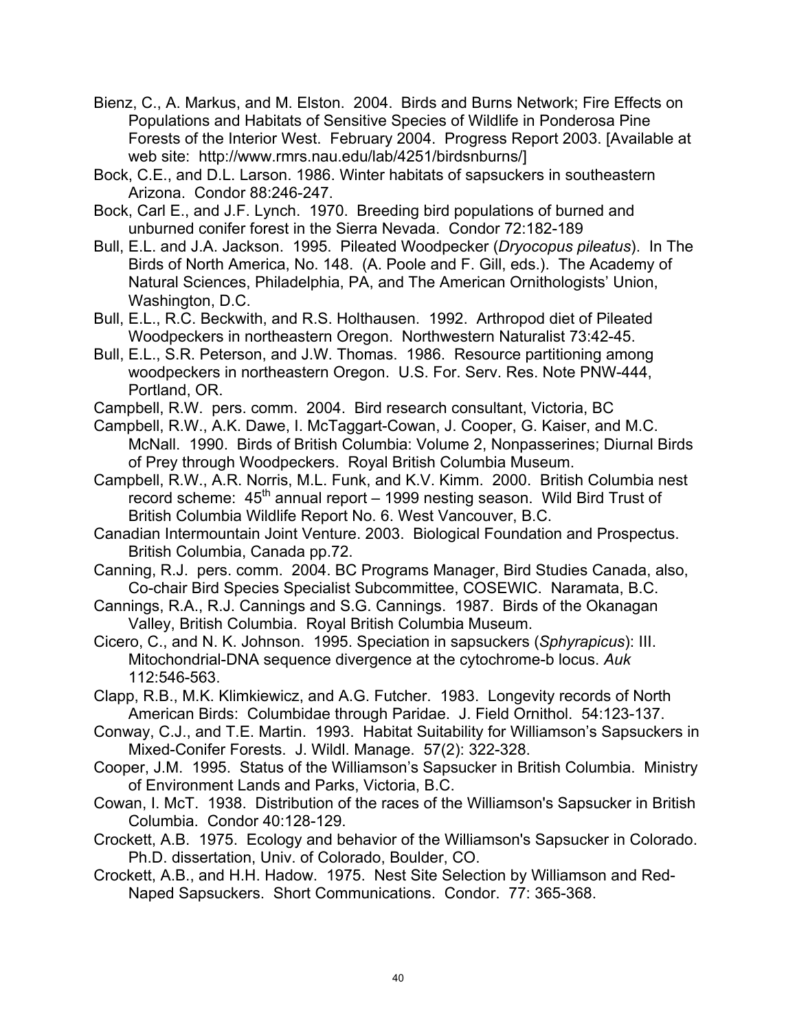Bienz, C., A. Markus, and M. Elston. 2004. Birds and Burns Network; Fire Effects on Populations and Habitats of Sensitive Species of Wildlife in Ponderosa Pine Forests of the Interior West. February 2004. Progress Report 2003. [Available at web site: http://www.rmrs.nau.edu/lab/4251/birdsnburns/]

Bock, C.E., and D.L. Larson. 1986. Winter habitats of sapsuckers in southeastern Arizona. Condor 88:246-247.

Bock, Carl E., and J.F. Lynch. 1970. Breeding bird populations of burned and unburned conifer forest in the Sierra Nevada. Condor 72:182-189

Bull, E.L. and J.A. Jackson. 1995. Pileated Woodpecker (*Dryocopus pileatus*). In The Birds of North America, No. 148. (A. Poole and F. Gill, eds.). The Academy of Natural Sciences, Philadelphia, PA, and The American Ornithologists' Union, Washington, D.C.

Bull, E.L., R.C. Beckwith, and R.S. Holthausen. 1992. Arthropod diet of Pileated Woodpeckers in northeastern Oregon. Northwestern Naturalist 73:42-45.

Bull, E.L., S.R. Peterson, and J.W. Thomas. 1986. Resource partitioning among woodpeckers in northeastern Oregon. U.S. For. Serv. Res. Note PNW-444, Portland, OR.

Campbell, R.W. pers. comm. 2004. Bird research consultant, Victoria, BC

Campbell, R.W., A.K. Dawe, I. McTaggart-Cowan, J. Cooper, G. Kaiser, and M.C. McNall. 1990. Birds of British Columbia: Volume 2, Nonpasserines; Diurnal Birds of Prey through Woodpeckers. Royal British Columbia Museum.

Campbell, R.W., A.R. Norris, M.L. Funk, and K.V. Kimm. 2000. British Columbia nest record scheme: 45th annual report – 1999 nesting season. Wild Bird Trust of British Columbia Wildlife Report No. 6. West Vancouver, B.C.

Canadian Intermountain Joint Venture. 2003. Biological Foundation and Prospectus. British Columbia, Canada pp.72.

Canning, R.J. pers. comm. 2004. BC Programs Manager, Bird Studies Canada, also, Co-chair Bird Species Specialist Subcommittee, COSEWIC. Naramata, B.C.

Cannings, R.A., R.J. Cannings and S.G. Cannings. 1987. Birds of the Okanagan Valley, British Columbia. Royal British Columbia Museum.

Cicero, C., and N. K. Johnson. 1995. Speciation in sapsuckers (*Sphyrapicus*): III. Mitochondrial-DNA sequence divergence at the cytochrome-b locus. *Auk* 112:546-563.

Clapp, R.B., M.K. Klimkiewicz, and A.G. Futcher. 1983. Longevity records of North American Birds: Columbidae through Paridae. J. Field Ornithol. 54:123-137.

Conway, C.J., and T.E. Martin. 1993. Habitat Suitability for Williamson's Sapsuckers in Mixed-Conifer Forests. J. Wildl. Manage. 57(2): 322-328.

Cooper, J.M. 1995. Status of the Williamson's Sapsucker in British Columbia. Ministry of Environment Lands and Parks, Victoria, B.C.

Cowan, I. McT. 1938. Distribution of the races of the Williamson's Sapsucker in British Columbia. Condor 40:128-129.

Crockett, A.B. 1975. Ecology and behavior of the Williamson's Sapsucker in Colorado. Ph.D. dissertation, Univ. of Colorado, Boulder, CO.

Crockett, A.B., and H.H. Hadow. 1975. Nest Site Selection by Williamson and Red-Naped Sapsuckers. Short Communications. Condor. 77: 365-368.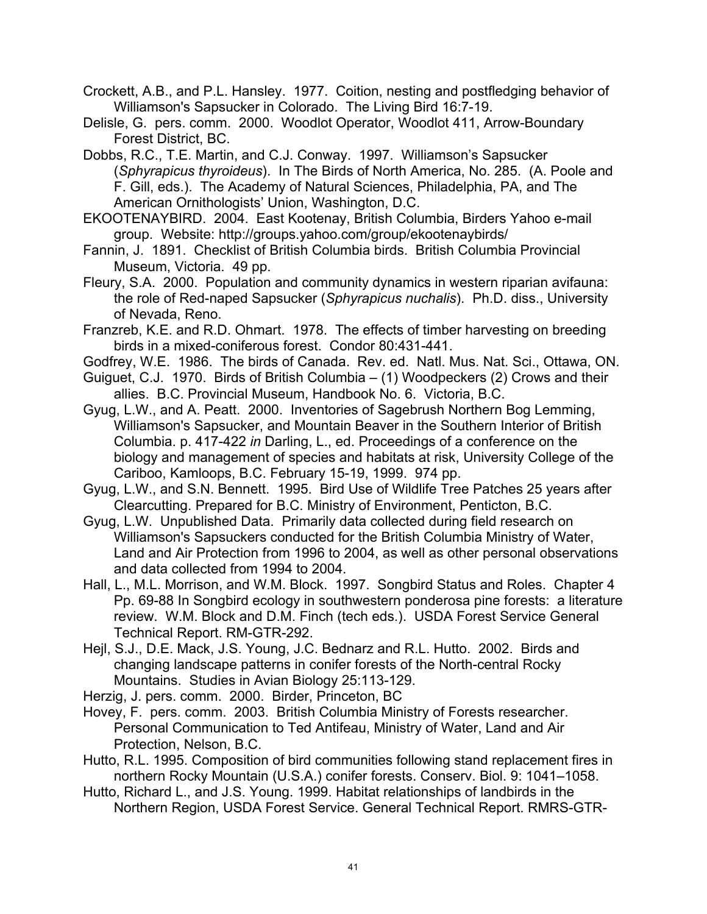Crockett, A.B., and P.L. Hansley. 1977. Coition, nesting and postfledging behavior of Williamson's Sapsucker in Colorado. The Living Bird 16:7-19.

Delisle, G. pers. comm. 2000. Woodlot Operator, Woodlot 411, Arrow-Boundary Forest District, BC.

Dobbs, R.C., T.E. Martin, and C.J. Conway. 1997. Williamson's Sapsucker (*Sphyrapicus thyroideus*). In The Birds of North America, No. 285. (A. Poole and F. Gill, eds.). The Academy of Natural Sciences, Philadelphia, PA, and The American Ornithologists' Union, Washington, D.C.

EKOOTENAYBIRD. 2004. East Kootenay, British Columbia, Birders Yahoo e-mail group. Website: http://groups.yahoo.com/group/ekootenaybirds/

Fannin, J. 1891. Checklist of British Columbia birds. British Columbia Provincial Museum, Victoria. 49 pp.

Fleury, S.A. 2000. Population and community dynamics in western riparian avifauna: the role of Red-naped Sapsucker (*Sphyrapicus nuchalis*). Ph.D. diss., University of Nevada, Reno.

Franzreb, K.E. and R.D. Ohmart. 1978. The effects of timber harvesting on breeding birds in a mixed-coniferous forest. Condor 80:431-441.

Godfrey, W.E. 1986. The birds of Canada. Rev. ed. Natl. Mus. Nat. Sci., Ottawa, ON.

Guiguet, C.J. 1970. Birds of British Columbia – (1) Woodpeckers (2) Crows and their allies. B.C. Provincial Museum, Handbook No. 6. Victoria, B.C.

Gyug, L.W., and A. Peatt. 2000. Inventories of Sagebrush Northern Bog Lemming, Williamson's Sapsucker, and Mountain Beaver in the Southern Interior of British Columbia. p. 417-422 *in* Darling, L., ed. Proceedings of a conference on the biology and management of species and habitats at risk, University College of the Cariboo, Kamloops, B.C. February 15-19, 1999. 974 pp.

Gyug, L.W., and S.N. Bennett. 1995. Bird Use of Wildlife Tree Patches 25 years after Clearcutting. Prepared for B.C. Ministry of Environment, Penticton, B.C.

Gyug, L.W. Unpublished Data. Primarily data collected during field research on Williamson's Sapsuckers conducted for the British Columbia Ministry of Water, Land and Air Protection from 1996 to 2004, as well as other personal observations and data collected from 1994 to 2004.

Hall, L., M.L. Morrison, and W.M. Block. 1997. Songbird Status and Roles. Chapter 4 Pp. 69-88 In Songbird ecology in southwestern ponderosa pine forests: a literature review. W.M. Block and D.M. Finch (tech eds.). USDA Forest Service General Technical Report. RM-GTR-292.

Hejl, S.J., D.E. Mack, J.S. Young, J.C. Bednarz and R.L. Hutto. 2002. Birds and changing landscape patterns in conifer forests of the North-central Rocky Mountains. Studies in Avian Biology 25:113-129.

Herzig, J. pers. comm. 2000. Birder, Princeton, BC

Hovey, F. pers. comm. 2003. British Columbia Ministry of Forests researcher. Personal Communication to Ted Antifeau, Ministry of Water, Land and Air Protection, Nelson, B.C.

Hutto, R.L. 1995. Composition of bird communities following stand replacement fires in northern Rocky Mountain (U.S.A.) conifer forests. Conserv. Biol. 9: 1041–1058.

Hutto, Richard L., and J.S. Young. 1999. Habitat relationships of landbirds in the Northern Region, USDA Forest Service. General Technical Report. RMRS-GTR-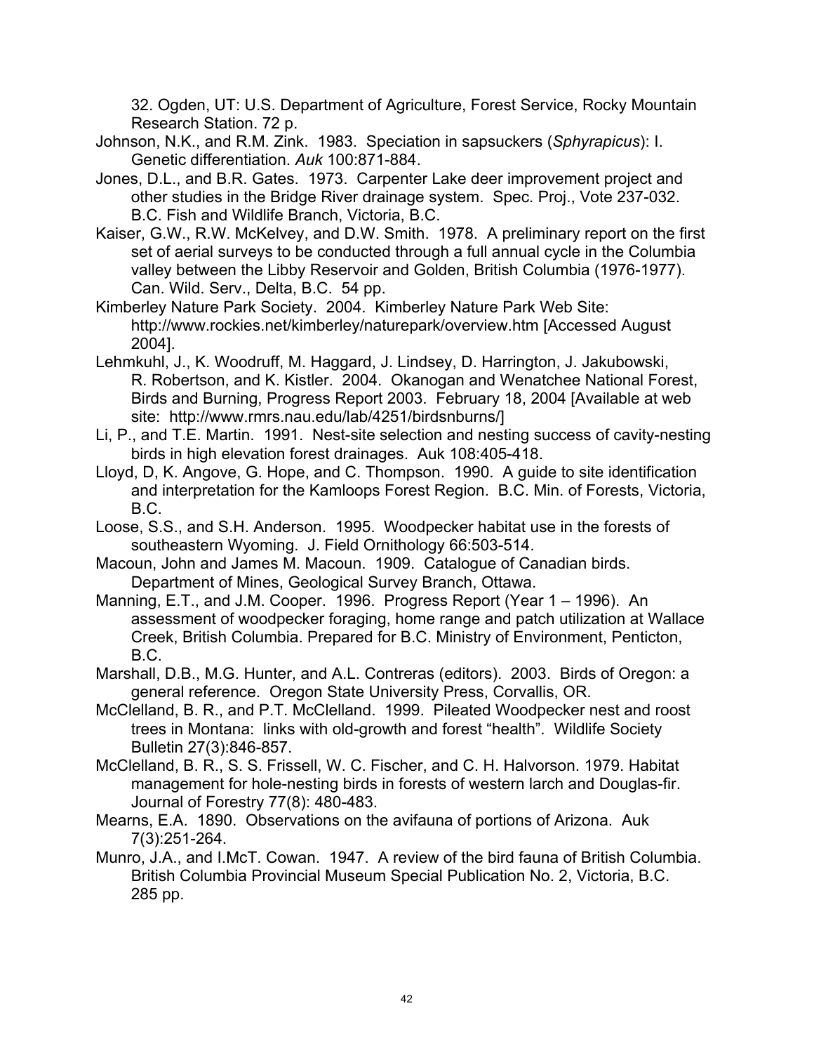32. Ogden, UT: U.S. Department of Agriculture, Forest Service, Rocky Mountain Research Station. 72 p.

Johnson, N.K., and R.M. Zink. 1983. Speciation in sapsuckers (*Sphyrapicus*): I. Genetic differentiation. *Auk* 100:871-884.

Jones, D.L., and B.R. Gates. 1973. Carpenter Lake deer improvement project and other studies in the Bridge River drainage system. Spec. Proj., Vote 237-032. B.C. Fish and Wildlife Branch, Victoria, B.C.

Kaiser, G.W., R.W. McKelvey, and D.W. Smith. 1978. A preliminary report on the first set of aerial surveys to be conducted through a full annual cycle in the Columbia valley between the Libby Reservoir and Golden, British Columbia (1976-1977). Can. Wild. Serv., Delta, B.C. 54 pp.

Kimberley Nature Park Society. 2004. Kimberley Nature Park Web Site: http://www.rockies.net/kimberley/naturepark/overview.htm [Accessed August 2004].

Lehmkuhl, J., K. Woodruff, M. Haggard, J. Lindsey, D. Harrington, J. Jakubowski, R. Robertson, and K. Kistler. 2004. Okanogan and Wenatchee National Forest, Birds and Burning, Progress Report 2003. February 18, 2004 [Available at web site: http://www.rmrs.nau.edu/lab/4251/birdsnburns/]

Li, P., and T.E. Martin. 1991. Nest-site selection and nesting success of cavity-nesting birds in high elevation forest drainages. Auk 108:405-418.

Lloyd, D, K. Angove, G. Hope, and C. Thompson. 1990. A guide to site identification and interpretation for the Kamloops Forest Region. B.C. Min. of Forests, Victoria, B.C.

Loose, S.S., and S.H. Anderson. 1995. Woodpecker habitat use in the forests of southeastern Wyoming. J. Field Ornithology 66:503-514.

Macoun, John and James M. Macoun. 1909. Catalogue of Canadian birds. Department of Mines, Geological Survey Branch, Ottawa.

Manning, E.T., and J.M. Cooper. 1996. Progress Report (Year 1 – 1996). An assessment of woodpecker foraging, home range and patch utilization at Wallace Creek, British Columbia. Prepared for B.C. Ministry of Environment, Penticton, B.C.

Marshall, D.B., M.G. Hunter, and A.L. Contreras (editors). 2003. Birds of Oregon: a general reference. Oregon State University Press, Corvallis, OR.

McClelland, B. R., and P.T. McClelland. 1999. Pileated Woodpecker nest and roost trees in Montana: links with old-growth and forest "health". Wildlife Society Bulletin 27(3):846-857.

McClelland, B. R., S. S. Frissell, W. C. Fischer, and C. H. Halvorson. 1979. Habitat management for hole-nesting birds in forests of western larch and Douglas-fir. Journal of Forestry 77(8): 480-483.

Mearns, E.A. 1890. Observations on the avifauna of portions of Arizona. Auk 7(3):251-264.

Munro, J.A., and I.McT. Cowan. 1947. A review of the bird fauna of British Columbia. British Columbia Provincial Museum Special Publication No. 2, Victoria, B.C. 285 pp.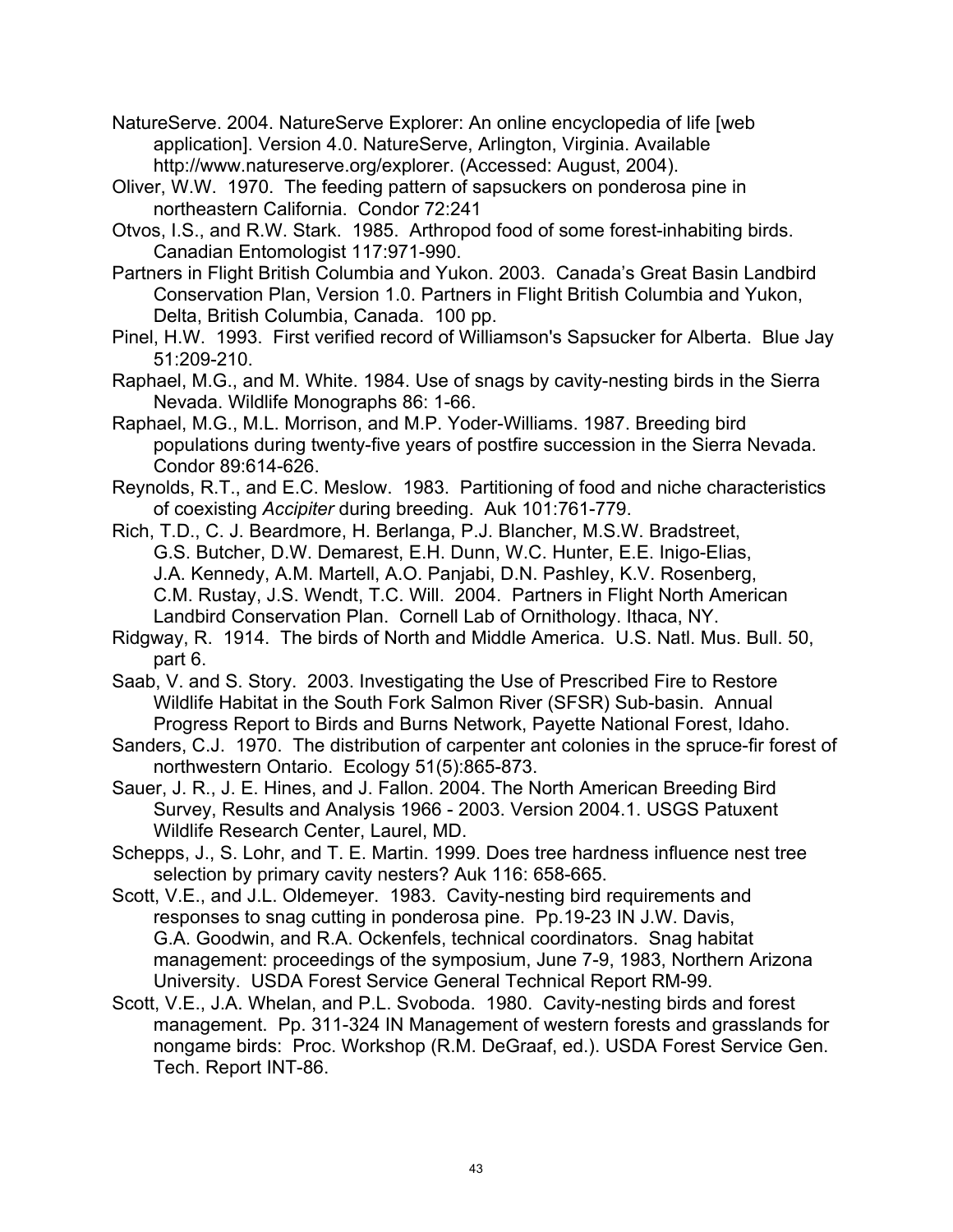NatureServe. 2004. NatureServe Explorer: An online encyclopedia of life [web application]. Version 4.0. NatureServe, Arlington, Virginia. Available http://www.natureserve.org/explorer. (Accessed: August, 2004).

Oliver, W.W. 1970. The feeding pattern of sapsuckers on ponderosa pine in northeastern California. Condor 72:241

Otvos, I.S., and R.W. Stark. 1985. Arthropod food of some forest-inhabiting birds. Canadian Entomologist 117:971-990.

Partners in Flight British Columbia and Yukon. 2003. Canada's Great Basin Landbird Conservation Plan, Version 1.0. Partners in Flight British Columbia and Yukon, Delta, British Columbia, Canada. 100 pp.

Pinel, H.W. 1993. First verified record of Williamson's Sapsucker for Alberta. Blue Jay 51:209-210.

Raphael, M.G., and M. White. 1984. Use of snags by cavity-nesting birds in the Sierra Nevada. Wildlife Monographs 86: 1-66.

Raphael, M.G., M.L. Morrison, and M.P. Yoder-Williams. 1987. Breeding bird populations during twenty-five years of postfire succession in the Sierra Nevada. Condor 89:614-626.

Reynolds, R.T., and E.C. Meslow. 1983. Partitioning of food and niche characteristics of coexisting *Accipiter* during breeding. Auk 101:761-779.

Rich, T.D., C. J. Beardmore, H. Berlanga, P.J. Blancher, M.S.W. Bradstreet, G.S. Butcher, D.W. Demarest, E.H. Dunn, W.C. Hunter, E.E. Inigo-Elias, J.A. Kennedy, A.M. Martell, A.O. Panjabi, D.N. Pashley, K.V. Rosenberg, C.M. Rustay, J.S. Wendt, T.C. Will. 2004. Partners in Flight North American Landbird Conservation Plan. Cornell Lab of Ornithology. Ithaca, NY.

Ridgway, R. 1914. The birds of North and Middle America. U.S. Natl. Mus. Bull. 50, part 6.

Saab, V. and S. Story. 2003. Investigating the Use of Prescribed Fire to Restore Wildlife Habitat in the South Fork Salmon River (SFSR) Sub-basin. Annual Progress Report to Birds and Burns Network, Payette National Forest, Idaho.

Sanders, C.J. 1970. The distribution of carpenter ant colonies in the spruce-fir forest of northwestern Ontario. Ecology 51(5):865-873.

Sauer, J. R., J. E. Hines, and J. Fallon. 2004. The North American Breeding Bird Survey, Results and Analysis 1966 - 2003. Version 2004.1. USGS Patuxent Wildlife Research Center, Laurel, MD.

Schepps, J., S. Lohr, and T. E. Martin. 1999. Does tree hardness influence nest tree selection by primary cavity nesters? Auk 116: 658-665.

Scott, V.E., and J.L. Oldemeyer. 1983. Cavity-nesting bird requirements and responses to snag cutting in ponderosa pine. Pp.19-23 IN J.W. Davis, G.A. Goodwin, and R.A. Ockenfels, technical coordinators. Snag habitat management: proceedings of the symposium, June 7-9, 1983, Northern Arizona University. USDA Forest Service General Technical Report RM-99.

Scott, V.E., J.A. Whelan, and P.L. Svoboda. 1980. Cavity-nesting birds and forest management. Pp. 311-324 IN Management of western forests and grasslands for nongame birds: Proc. Workshop (R.M. DeGraaf, ed.). USDA Forest Service Gen. Tech. Report INT-86.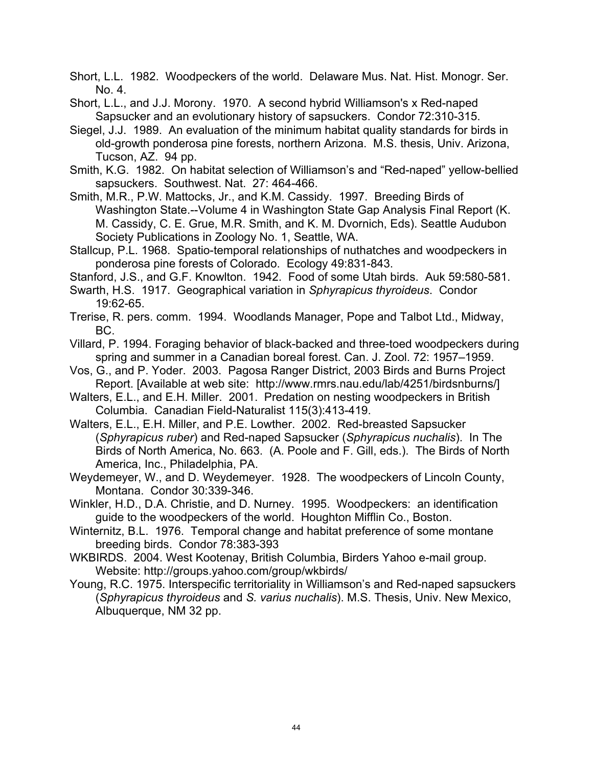Short, L.L. 1982. Woodpeckers of the world. Delaware Mus. Nat. Hist. Monogr. Ser. No. 4.

Short, L.L., and J.J. Morony. 1970. A second hybrid Williamson's x Red-naped Sapsucker and an evolutionary history of sapsuckers. Condor 72:310-315.

Siegel, J.J. 1989. An evaluation of the minimum habitat quality standards for birds in old-growth ponderosa pine forests, northern Arizona. M.S. thesis, Univ. Arizona, Tucson, AZ. 94 pp.

Smith, K.G. 1982. On habitat selection of Williamson's and "Red-naped" yellow-bellied sapsuckers. Southwest. Nat. 27: 464-466.

Smith, M.R., P.W. Mattocks, Jr., and K.M. Cassidy. 1997. Breeding Birds of Washington State.--Volume 4 in Washington State Gap Analysis Final Report (K. M. Cassidy, C. E. Grue, M.R. Smith, and K. M. Dvornich, Eds). Seattle Audubon Society Publications in Zoology No. 1, Seattle, WA.

Stallcup, P.L. 1968. Spatio-temporal relationships of nuthatches and woodpeckers in ponderosa pine forests of Colorado. Ecology 49:831-843.

Stanford, J.S., and G.F. Knowlton. 1942. Food of some Utah birds. Auk 59:580-581.

Swarth, H.S. 1917. Geographical variation in *Sphyrapicus thyroideus*. Condor 19:62-65.

Trerise, R. pers. comm. 1994. Woodlands Manager, Pope and Talbot Ltd., Midway, BC.

Villard, P. 1994. Foraging behavior of black-backed and three-toed woodpeckers during spring and summer in a Canadian boreal forest. Can. J. Zool. 72: 1957–1959.

Vos, G., and P. Yoder. 2003. Pagosa Ranger District, 2003 Birds and Burns Project Report. [Available at web site: http://www.rmrs.nau.edu/lab/4251/birdsnburns/]

Walters, E.L., and E.H. Miller. 2001. Predation on nesting woodpeckers in British Columbia. Canadian Field-Naturalist 115(3):413-419.

Walters, E.L., E.H. Miller, and P.E. Lowther. 2002. Red-breasted Sapsucker (*Sphyrapicus ruber*) and Red-naped Sapsucker (*Sphyrapicus nuchalis*). In The Birds of North America, No. 663. (A. Poole and F. Gill, eds.). The Birds of North America, Inc., Philadelphia, PA.

Weydemeyer, W., and D. Weydemeyer. 1928. The woodpeckers of Lincoln County, Montana. Condor 30:339-346.

Winkler, H.D., D.A. Christie, and D. Nurney. 1995. Woodpeckers: an identification guide to the woodpeckers of the world. Houghton Mifflin Co., Boston.

Winternitz, B.L. 1976. Temporal change and habitat preference of some montane breeding birds. Condor 78:383-393

WKBIRDS. 2004. West Kootenay, British Columbia, Birders Yahoo e-mail group. Website: http://groups.yahoo.com/group/wkbirds/

Young, R.C. 1975. Interspecific territoriality in Williamson's and Red-naped sapsuckers (*Sphyrapicus thyroideus* and *S. varius nuchalis*). M.S. Thesis, Univ. New Mexico, Albuquerque, NM 32 pp.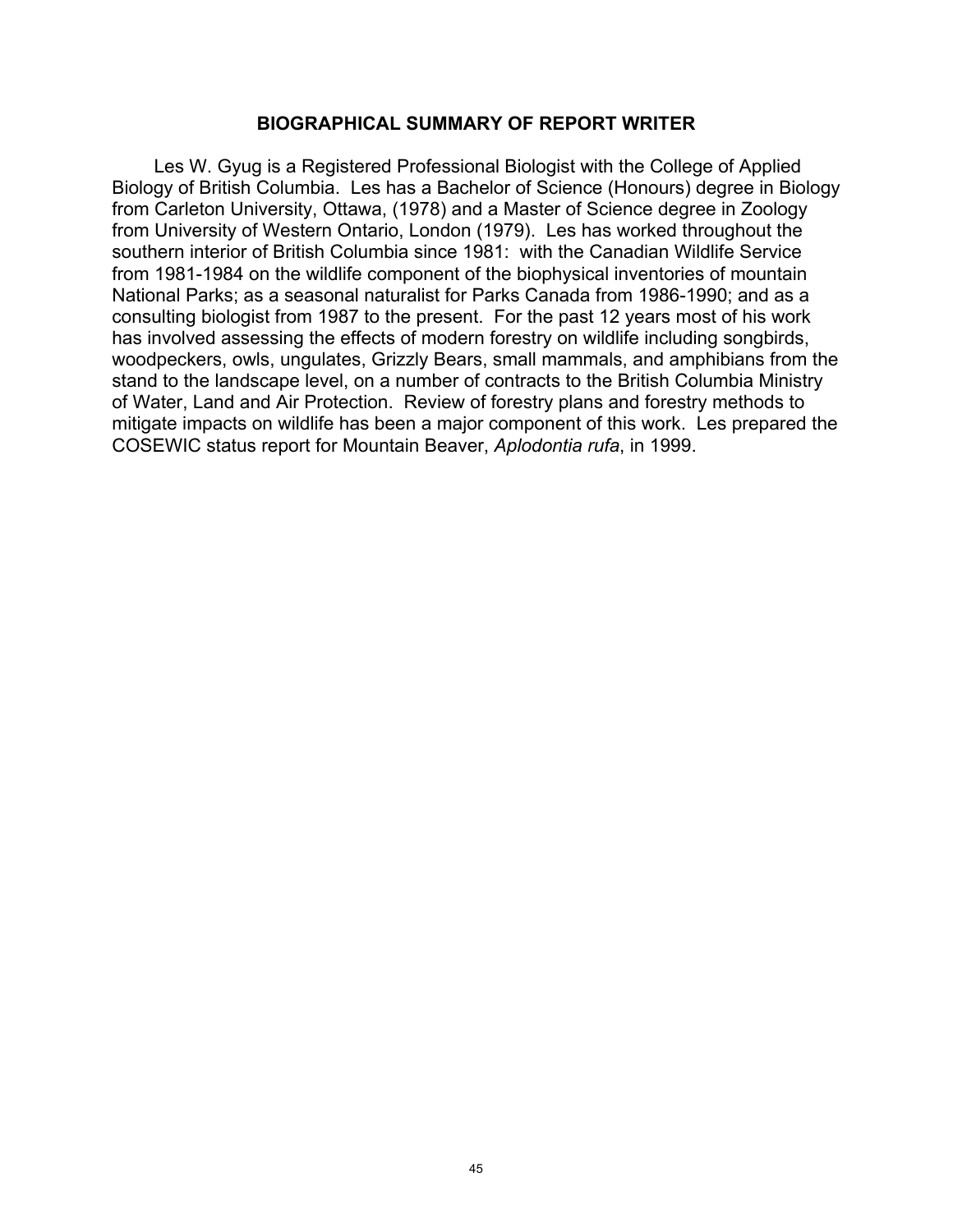## BIOGRAPHICAL SUMMARY OF REPORT WRITER

Les W. Gyug is a Registered Professional Biologist with the College of Applied Biology of British Columbia. Les has a Bachelor of Science (Honours) degree in Biology from Carleton University, Ottawa, (1978) and a Master of Science degree in Zoology from University of Western Ontario, London (1979). Les has worked throughout the southern interior of British Columbia since 1981: with the Canadian Wildlife Service from 1981-1984 on the wildlife component of the biophysical inventories of mountain National Parks; as a seasonal naturalist for Parks Canada from 1986-1990; and as a consulting biologist from 1987 to the present. For the past 12 years most of his work has involved assessing the effects of modern forestry on wildlife including songbirds, woodpeckers, owls, ungulates, Grizzly Bears, small mammals, and amphibians from the stand to the landscape level, on a number of contracts to the British Columbia Ministry of Water, Land and Air Protection. Review of forestry plans and forestry methods to mitigate impacts on wildlife has been a major component of this work. Les prepared the COSEWIC status report for Mountain Beaver, *Aplodontia rufa*, in 1999.